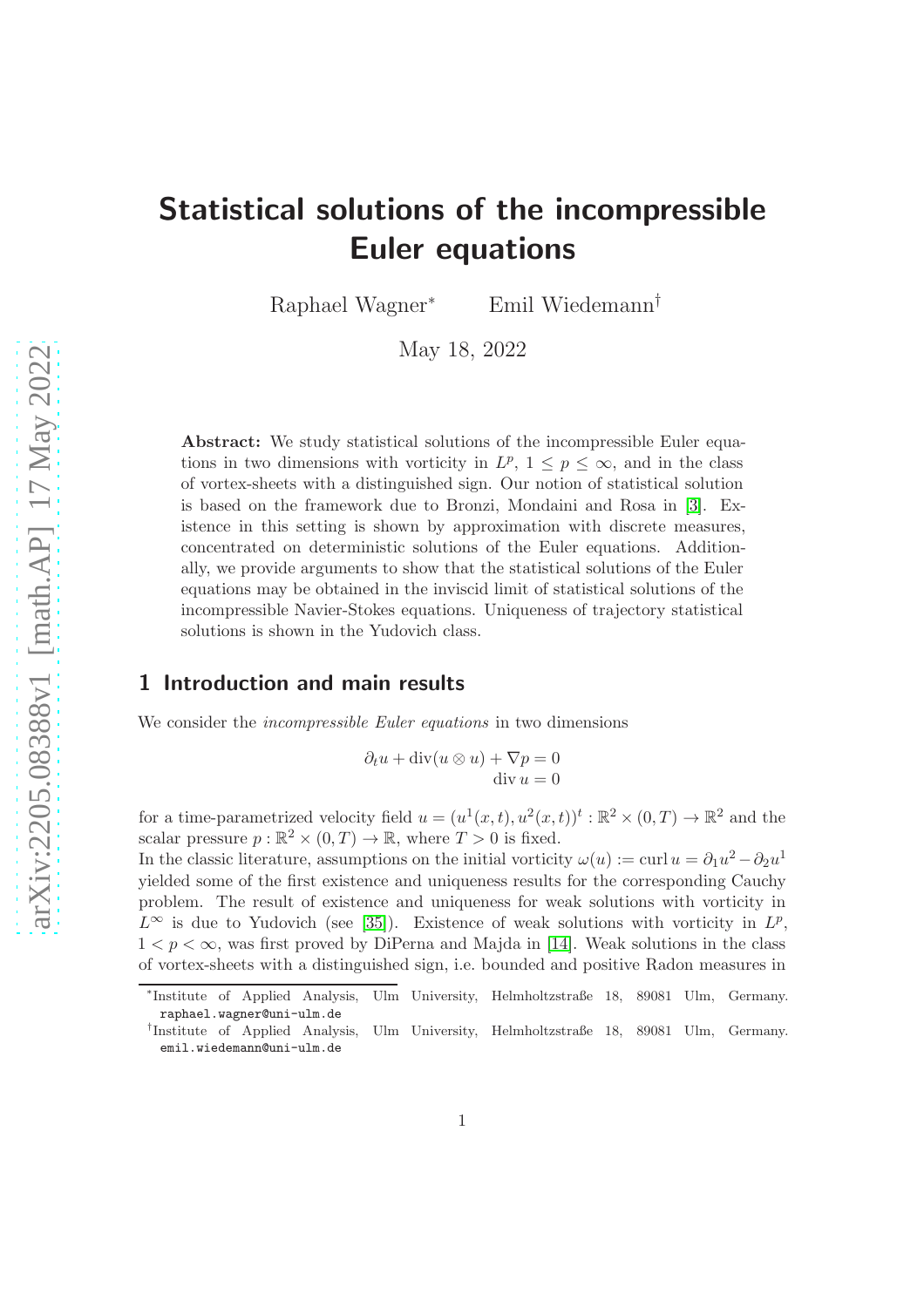# Statistical solutions of the incompressible Euler equations

Raphael Wagner[*] Emil Wiedemann[†]

May 18, 2022

**Abstract:** We study statistical solutions of the incompressible Euler equations in two dimensions with vorticity in $L^p$, $1 \leq p \leq \infty$, and in the class of vortex-sheets with a distinguished sign. Our notion of statistical solution is based on the framework due to Bronzi, Mondaini and Rosa in [3]. Existence in this setting is shown by approximation with discrete measures, concentrated on deterministic solutions of the Euler equations. Additionally, we provide arguments to show that the statistical solutions of the Euler equations may be obtained in the inviscid limit of statistical solutions of the incompressible Navier-Stokes equations. Uniqueness of trajectory statistical solutions is shown in the Yudovich class.

## 1 Introduction and main results

We consider the *incompressible Euler equations* in two dimensions

$$
\begin{aligned}
\partial_t u + \operatorname{div}(u \otimes u) + \nabla p &= 0 \\
\operatorname{div} u &= 0
\end{aligned}
$$

for a time-parametrized velocity field $u = (u^1(x,t), u^2(x,t))^t : \mathbb{R}^2 \times (0,T) \to \mathbb{R}^2$ and the scalar pressure $p : \mathbb{R}^2 \times (0,T) \to \mathbb{R}$, where $T > 0$ is fixed.

In the classic literature, assumptions on the initial vorticity $\omega(u) := \operatorname{curl} u = \partial_1 u^2 - \partial_2 u^1$ yielded some of the first existence and uniqueness results for the corresponding Cauchy problem. The result of existence and uniqueness for weak solutions with vorticity in $L^\infty$ is due to Yudovich (see [35]). Existence of weak solutions with vorticity in $L^p$, $1 < p < \infty$, was first proved by DiPerna and Majda in [14]. Weak solutions in the class of vortex-sheets with a distinguished sign, i.e. bounded and positive Radon measures in

[*] Institute of Applied Analysis, Ulm University, Helmholtzstraße 18, 89081 Ulm, Germany. raphael.wagner@uni-ulm.de

[†] Institute of Applied Analysis, Ulm University, Helmholtzstraße 18, 89081 Ulm, Germany. emil.wiedemann@uni-ulm.de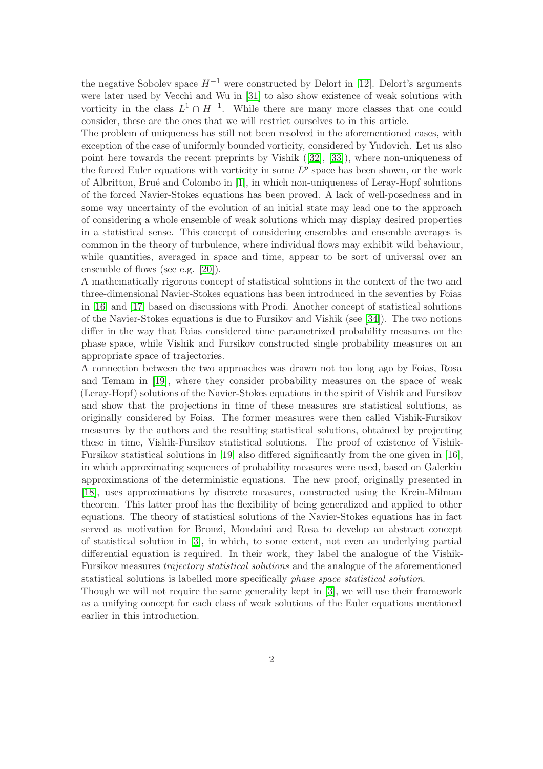the negative Sobolev space $H^{-1}$ were constructed by Delort in [12]. Delort's arguments were later used by Vecchi and Wu in [31] to also show existence of weak solutions with vorticity in the class $L^1 \cap H^{-1}$. While there are many more classes that one could consider, these are the ones that we will restrict ourselves to in this article.

The problem of uniqueness has still not been resolved in the aforementioned cases, with exception of the case of uniformly bounded vorticity, considered by Yudovich. Let us also point here towards the recent preprints by Vishik ([32], [33]), where non-uniqueness of the forced Euler equations with vorticity in some $L^p$ space has been shown, or the work of Albritton, Brué and Colombo in [1], in which non-uniqueness of Leray-Hopf solutions of the forced Navier-Stokes equations has been proved. A lack of well-posedness and in some way uncertainty of the evolution of an initial state may lead one to the approach of considering a whole ensemble of weak solutions which may display desired properties in a statistical sense. This concept of considering ensembles and ensemble averages is common in the theory of turbulence, where individual flows may exhibit wild behaviour, while quantities, averaged in space and time, appear to be sort of universal over an ensemble of flows (see e.g. [20]).

A mathematically rigorous concept of statistical solutions in the context of the two and three-dimensional Navier-Stokes equations has been introduced in the seventies by Foias in [16] and [17] based on discussions with Prodi. Another concept of statistical solutions of the Navier-Stokes equations is due to Fursikov and Vishik (see [34]). The two notions differ in the way that Foias considered time parametrized probability measures on the phase space, while Vishik and Fursikov constructed single probability measures on an appropriate space of trajectories.

A connection between the two approaches was drawn not too long ago by Foias, Rosa and Temam in [19], where they consider probability measures on the space of weak (Leray-Hopf) solutions of the Navier-Stokes equations in the spirit of Vishik and Fursikov and show that the projections in time of these measures are statistical solutions, as originally considered by Foias. The former measures were then called Vishik-Fursikov measures by the authors and the resulting statistical solutions, obtained by projecting these in time, Vishik-Fursikov statistical solutions. The proof of existence of Vishik-Fursikov statistical solutions in [19] also differed significantly from the one given in [16], in which approximating sequences of probability measures were used, based on Galerkin approximations of the deterministic equations. The new proof, originally presented in [18], uses approximations by discrete measures, constructed using the Krein-Milman theorem. This latter proof has the flexibility of being generalized and applied to other equations. The theory of statistical solutions of the Navier-Stokes equations has in fact served as motivation for Bronzi, Mondaini and Rosa to develop an abstract concept of statistical solution in [3], in which, to some extent, not even an underlying partial differential equation is required. In their work, they label the analogue of the Vishik-Fursikov measures *trajectory statistical solutions* and the analogue of the aforementioned statistical solutions is labelled more specifically *phase space statistical solution*.

Though we will not require the same generality kept in [3], we will use their framework as a unifying concept for each class of weak solutions of the Euler equations mentioned earlier in this introduction.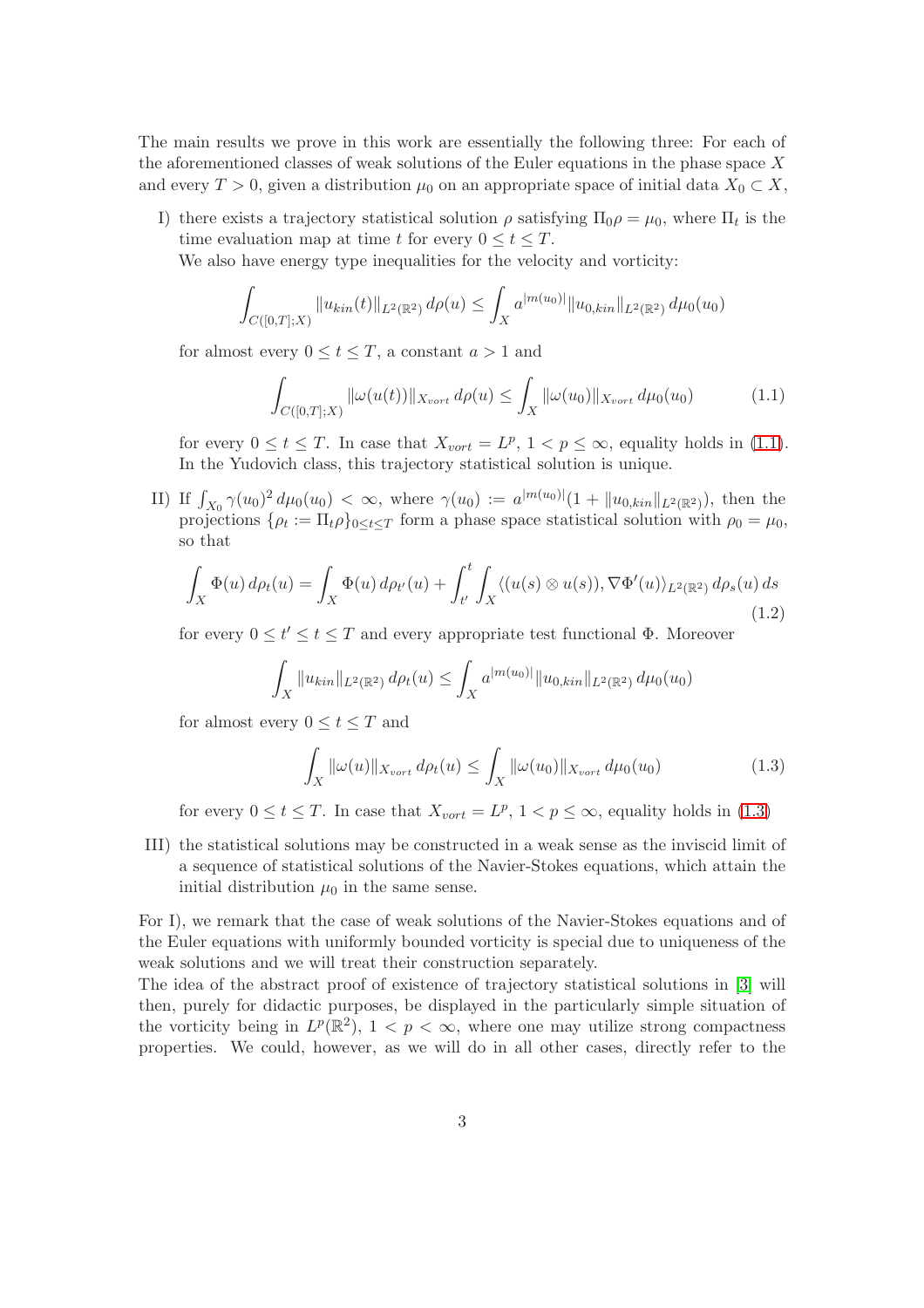The main results we prove in this work are essentially the following three: For each of the aforementioned classes of weak solutions of the Euler equations in the phase space $X$ and every $T > 0$, given a distribution $\mu_0$ on an appropriate space of initial data $X_0 \subset X$,

I) there exists a trajectory statistical solution $\rho$ satisfying $\Pi_0 \rho = \mu_0$, where $\Pi_t$ is the time evaluation map at time $t$ for every $0 \leq t \leq T$.
   We also have energy type inequalities for the velocity and vorticity:

$$\int_{C([0,T];X)} \|u_{kin}(t)\|_{L^2(\mathbb{R}^2)} \, d\rho(u) \leq \int_X a^{|m(u_0)|} \|u_{0,kin}\|_{L^2(\mathbb{R}^2)} \, d\mu_0(u_0)$$

   for almost every $0 \leq t \leq T$, a constant $a > 1$ and

$$\int_{C([0,T];X)} \|\omega(u(t))\|_{X_{vort}} \, d\rho(u) \leq \int_X \|\omega(u_0)\|_{X_{vort}} \, d\mu_0(u_0) \tag{1.1}$$

   for every $0 \leq t \leq T$. In case that $X_{vort} = L^p$, $1 < p \leq \infty$, equality holds in (1.1). In the Yudovich class, this trajectory statistical solution is unique.

II) If $\int_{X_0} \gamma(u_0)^2 \, d\mu_0(u_0) < \infty$, where $\gamma(u_0) := a^{|m(u_0)|}(1 + \|u_{0,kin}\|_{L^2(\mathbb{R}^2)})$, then the projections $\{\rho_t := \Pi_t \rho\}_{0 \leq t \leq T}$ form a phase space statistical solution with $\rho_0 = \mu_0$, so that

$$\int_X \Phi(u) \, d\rho_t(u) = \int_X \Phi(u) \, d\rho_{t'}(u) + \int_{t'}^{t} \int_X \langle (u(s) \otimes u(s)), \nabla \Phi'(u) \rangle_{L^2(\mathbb{R}^2)} \, d\rho_s(u) \, ds \tag{1.2}$$

   for every $0 \leq t' \leq t \leq T$ and every appropriate test functional $\Phi$. Moreover

$$\int_X \|u_{kin}\|_{L^2(\mathbb{R}^2)} \, d\rho_t(u) \leq \int_X a^{|m(u_0)|} \|u_{0,kin}\|_{L^2(\mathbb{R}^2)} \, d\mu_0(u_0)$$

   for almost every $0 \leq t \leq T$ and

$$\int_X \|\omega(u)\|_{X_{vort}} \, d\rho_t(u) \leq \int_X \|\omega(u_0)\|_{X_{vort}} \, d\mu_0(u_0) \tag{1.3}$$

   for every $0 \leq t \leq T$. In case that $X_{vort} = L^p$, $1 < p \leq \infty$, equality holds in (1.3)

III) the statistical solutions may be constructed in a weak sense as the inviscid limit of a sequence of statistical solutions of the Navier-Stokes equations, which attain the initial distribution $\mu_0$ in the same sense.

For I), we remark that the case of weak solutions of the Navier-Stokes equations and of the Euler equations with uniformly bounded vorticity is special due to uniqueness of the weak solutions and we will treat their construction separately.
The idea of the abstract proof of existence of trajectory statistical solutions in [3] will then, purely for didactic purposes, be displayed in the particularly simple situation of the vorticity being in $L^p(\mathbb{R}^2)$, $1 < p < \infty$, where one may utilize strong compactness properties. We could, however, as we will do in all other cases, directly refer to the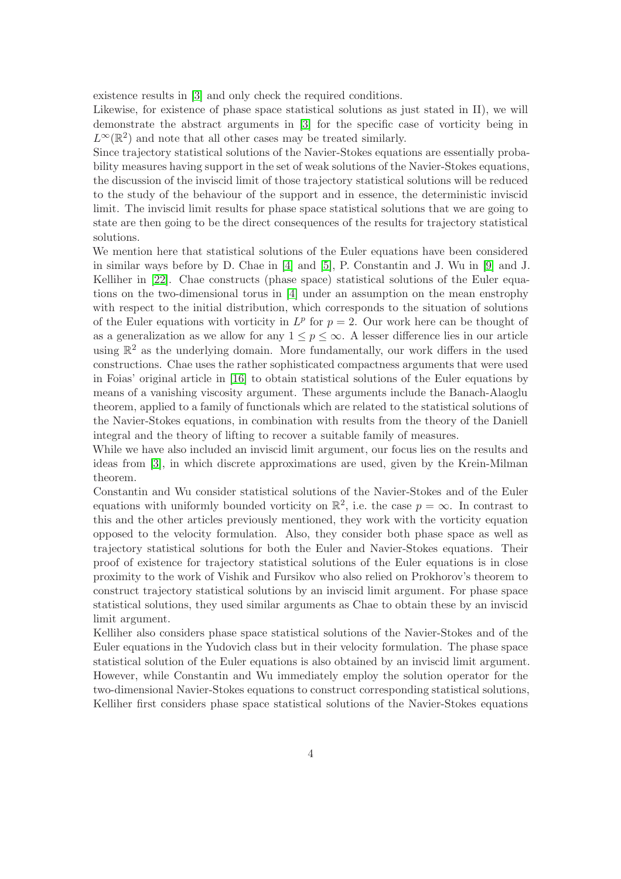existence results in [3] and only check the required conditions.
Likewise, for existence of phase space statistical solutions as just stated in II), we will demonstrate the abstract arguments in [3] for the specific case of vorticity being in $L^\infty(\mathbb{R}^2)$ and note that all other cases may be treated similarly.
Since trajectory statistical solutions of the Navier-Stokes equations are essentially probability measures having support in the set of weak solutions of the Navier-Stokes equations, the discussion of the inviscid limit of those trajectory statistical solutions will be reduced to the study of the behaviour of the support and in essence, the deterministic inviscid limit. The inviscid limit results for phase space statistical solutions that we are going to state are then going to be the direct consequences of the results for trajectory statistical solutions.
We mention here that statistical solutions of the Euler equations have been considered in similar ways before by D. Chae in [4] and [5], P. Constantin and J. Wu in [9] and J. Kelliher in [22]. Chae constructs (phase space) statistical solutions of the Euler equations on the two-dimensional torus in [4] under an assumption on the mean enstrophy with respect to the initial distribution, which corresponds to the situation of solutions of the Euler equations with vorticity in $L^p$ for $p = 2$. Our work here can be thought of as a generalization as we allow for any $1 \leq p \leq \infty$. A lesser difference lies in our article using $\mathbb{R}^2$ as the underlying domain. More fundamentally, our work differs in the used constructions. Chae uses the rather sophisticated compactness arguments that were used in Foias' original article in [16] to obtain statistical solutions of the Euler equations by means of a vanishing viscosity argument. These arguments include the Banach-Alaoglu theorem, applied to a family of functionals which are related to the statistical solutions of the Navier-Stokes equations, in combination with results from the theory of the Daniell integral and the theory of lifting to recover a suitable family of measures.
While we have also included an inviscid limit argument, our focus lies on the results and ideas from [3], in which discrete approximations are used, given by the Krein-Milman theorem.
Constantin and Wu consider statistical solutions of the Navier-Stokes and of the Euler equations with uniformly bounded vorticity on $\mathbb{R}^2$, i.e. the case $p = \infty$. In contrast to this and the other articles previously mentioned, they work with the vorticity equation opposed to the velocity formulation. Also, they consider both phase space as well as trajectory statistical solutions for both the Euler and Navier-Stokes equations. Their proof of existence for trajectory statistical solutions of the Euler equations is in close proximity to the work of Vishik and Fursikov who also relied on Prokhorov's theorem to construct trajectory statistical solutions by an inviscid limit argument. For phase space statistical solutions, they used similar arguments as Chae to obtain these by an inviscid limit argument.
Kelliher also considers phase space statistical solutions of the Navier-Stokes and of the Euler equations in the Yudovich class but in their velocity formulation. The phase space statistical solution of the Euler equations is also obtained by an inviscid limit argument. However, while Constantin and Wu immediately employ the solution operator for the two-dimensional Navier-Stokes equations to construct corresponding statistical solutions, Kelliher first considers phase space statistical solutions of the Navier-Stokes equations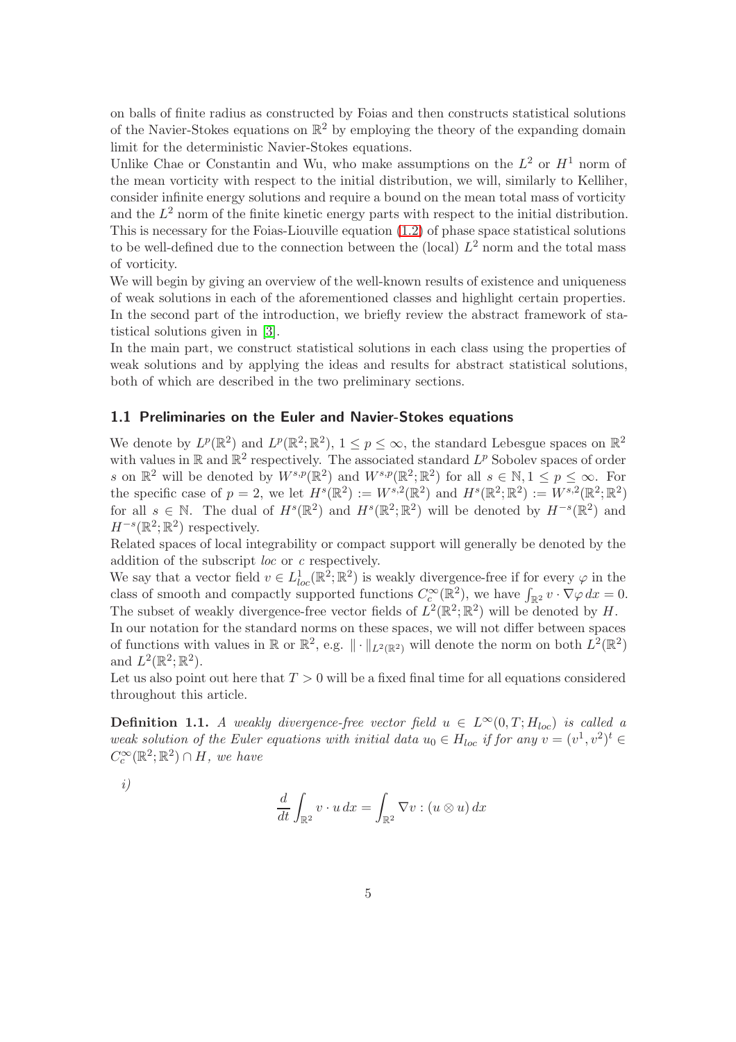on balls of finite radius as constructed by Foias and then constructs statistical solutions of the Navier-Stokes equations on $\mathbb{R}^2$ by employing the theory of the expanding domain limit for the deterministic Navier-Stokes equations.

Unlike Chae or Constantin and Wu, who make assumptions on the $L^2$ or $H^1$ norm of the mean vorticity with respect to the initial distribution, we will, similarly to Kelliher, consider infinite energy solutions and require a bound on the mean total mass of vorticity and the $L^2$ norm of the finite kinetic energy parts with respect to the initial distribution. This is necessary for the Foias-Liouville equation (1.2) of phase space statistical solutions to be well-defined due to the connection between the (local) $L^2$ norm and the total mass of vorticity.

We will begin by giving an overview of the well-known results of existence and uniqueness of weak solutions in each of the aforementioned classes and highlight certain properties. In the second part of the introduction, we briefly review the abstract framework of statistical solutions given in [3].

In the main part, we construct statistical solutions in each class using the properties of weak solutions and by applying the ideas and results for abstract statistical solutions, both of which are described in the two preliminary sections.

### 1.1 Preliminaries on the Euler and Navier-Stokes equations

We denote by $L^p(\mathbb{R}^2)$ and $L^p(\mathbb{R}^2;\mathbb{R}^2)$, $1 \le p \le \infty$, the standard Lebesgue spaces on $\mathbb{R}^2$ with values in $\mathbb{R}$ and $\mathbb{R}^2$ respectively. The associated standard $L^p$ Sobolev spaces of order $s$ on $\mathbb{R}^2$ will be denoted by $W^{s,p}(\mathbb{R}^2)$ and $W^{s,p}(\mathbb{R}^2;\mathbb{R}^2)$ for all $s \in \mathbb{N}, 1 \le p \le \infty$. For the specific case of $p = 2$, we let $H^s(\mathbb{R}^2) := W^{s,2}(\mathbb{R}^2)$ and $H^s(\mathbb{R}^2;\mathbb{R}^2) := W^{s,2}(\mathbb{R}^2;\mathbb{R}^2)$ for all $s \in \mathbb{N}$. The dual of $H^s(\mathbb{R}^2)$ and $H^s(\mathbb{R}^2;\mathbb{R}^2)$ will be denoted by $H^{-s}(\mathbb{R}^2)$ and $H^{-s}(\mathbb{R}^2;\mathbb{R}^2)$ respectively.

Related spaces of local integrability or compact support will generally be denoted by the addition of the subscript *loc* or *c* respectively.

We say that a vector field $v \in L^1_{loc}(\mathbb{R}^2;\mathbb{R}^2)$ is weakly divergence-free if for every $\varphi$ in the class of smooth and compactly supported functions $C_c^\infty(\mathbb{R}^2)$, we have $\int_{\mathbb{R}^2} v \cdot \nabla\varphi \, dx = 0$. The subset of weakly divergence-free vector fields of $L^2(\mathbb{R}^2;\mathbb{R}^2)$ will be denoted by $H$.

In our notation for the standard norms on these spaces, we will not differ between spaces of functions with values in $\mathbb{R}$ or $\mathbb{R}^2$, e.g. $\|\cdot\|_{L^2(\mathbb{R}^2)}$ will denote the norm on both $L^2(\mathbb{R}^2)$ and $L^2(\mathbb{R}^2;\mathbb{R}^2)$.

Let us also point out here that $T > 0$ will be a fixed final time for all equations considered throughout this article.

**Definition 1.1.** *A weakly divergence-free vector field $u \in L^\infty(0,T;H_{loc})$ is called a weak solution of the Euler equations with initial data $u_0 \in H_{loc}$ if for any $v = (v^1, v^2)^t \in C_c^\infty(\mathbb{R}^2;\mathbb{R}^2) \cap H$, we have*

*i)*

$$\frac{d}{dt}\int_{\mathbb{R}^2} v \cdot u \, dx = \int_{\mathbb{R}^2} \nabla v : (u \otimes u) \, dx$$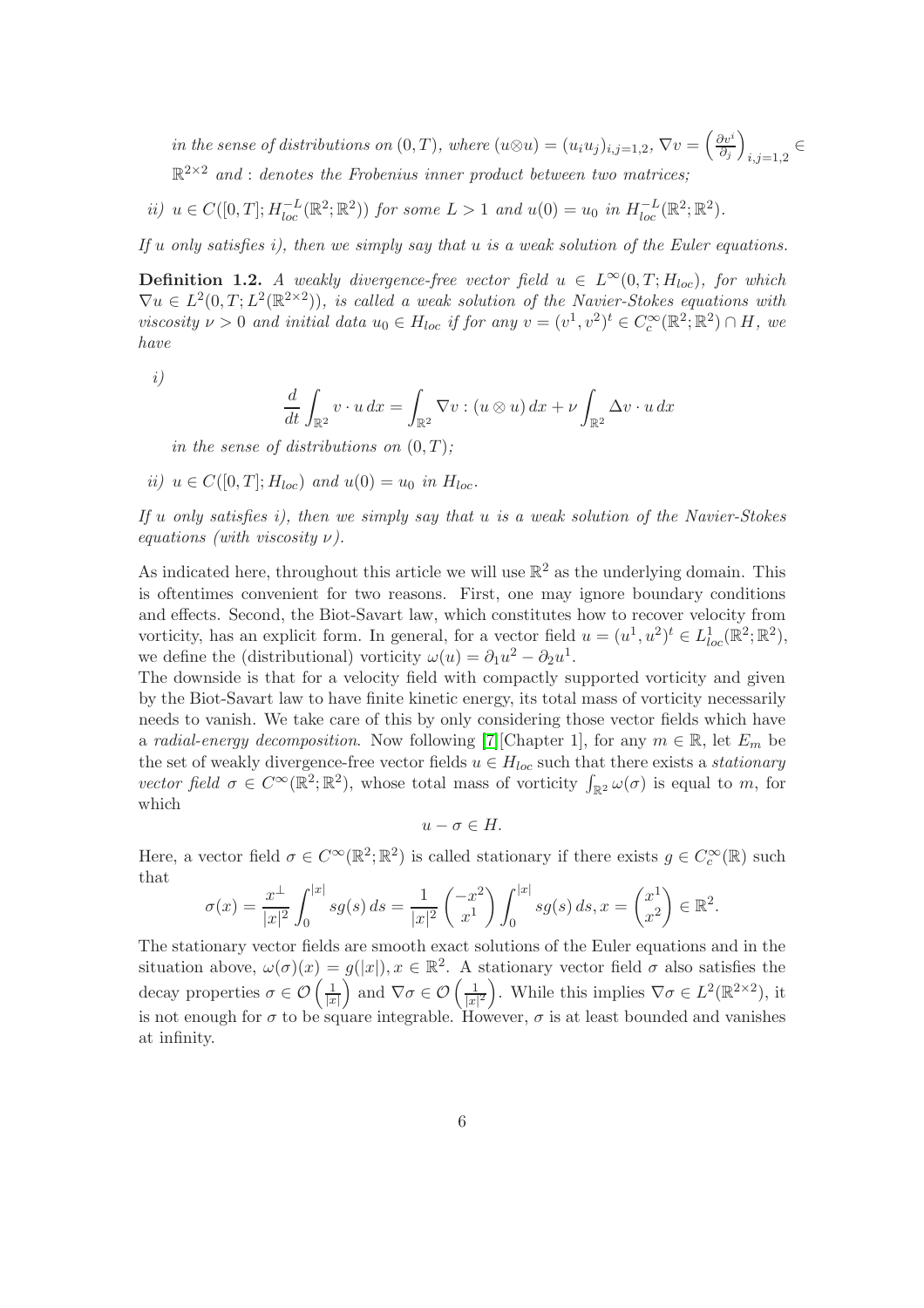*in the sense of distributions on $(0,T)$, where $(u\otimes u) = (u_i u_j)_{i,j=1,2}$, $\nabla v = \left(\frac{\partial v^i}{\partial_j}\right)_{i,j=1,2} \in \mathbb{R}^{2\times 2}$ and $:$ denotes the Frobenius inner product between two matrices;*

*ii)* $u \in C([0,T]; H^{-L}_{loc}(\mathbb{R}^2;\mathbb{R}^2))$ *for some* $L > 1$ *and* $u(0) = u_0$ *in* $H^{-L}_{loc}(\mathbb{R}^2;\mathbb{R}^2)$.

*If $u$ only satisfies i), then we simply say that $u$ is a weak solution of the Euler equations.*

**Definition 1.2.** *A weakly divergence-free vector field $u \in L^\infty(0,T;H_{loc})$, for which $\nabla u \in L^2(0,T;L^2(\mathbb{R}^{2\times 2}))$, is called a weak solution of the Navier-Stokes equations with viscosity $\nu > 0$ and initial data $u_0 \in H_{loc}$ if for any $v = (v^1,v^2)^t \in C^\infty_c(\mathbb{R}^2;\mathbb{R}^2) \cap H$, we have*

*i)*

$$\frac{d}{dt}\int_{\mathbb{R}^2} v\cdot u\,dx = \int_{\mathbb{R}^2} \nabla v : (u\otimes u)\,dx + \nu\int_{\mathbb{R}^2} \Delta v\cdot u\,dx$$

*in the sense of distributions on $(0,T)$;*

*ii)* $u \in C([0,T]; H_{loc})$ *and* $u(0) = u_0$ *in* $H_{loc}$.

*If $u$ only satisfies i), then we simply say that $u$ is a weak solution of the Navier-Stokes equations (with viscosity $\nu$).*

As indicated here, throughout this article we will use $\mathbb{R}^2$ as the underlying domain. This is oftentimes convenient for two reasons. First, one may ignore boundary conditions and effects. Second, the Biot-Savart law, which constitutes how to recover velocity from vorticity, has an explicit form. In general, for a vector field $u = (u^1,u^2)^t \in L^1_{loc}(\mathbb{R}^2;\mathbb{R}^2)$, we define the (distributional) vorticity $\omega(u) = \partial_1 u^2 - \partial_2 u^1$.

The downside is that for a velocity field with compactly supported vorticity and given by the Biot-Savart law to have finite kinetic energy, its total mass of vorticity necessarily needs to vanish. We take care of this by only considering those vector fields which have a *radial-energy decomposition*. Now following [7][Chapter 1], for any $m \in \mathbb{R}$, let $E_m$ be the set of weakly divergence-free vector fields $u \in H_{loc}$ such that there exists a *stationary vector field* $\sigma \in C^\infty(\mathbb{R}^2;\mathbb{R}^2)$, whose total mass of vorticity $\int_{\mathbb{R}^2}\omega(\sigma)$ is equal to $m$, for which

$$u - \sigma \in H.$$

Here, a vector field $\sigma \in C^\infty(\mathbb{R}^2;\mathbb{R}^2)$ is called stationary if there exists $g \in C^\infty_c(\mathbb{R})$ such that

$$\sigma(x) = \frac{x^\perp}{|x|^2}\int_0^{|x|} sg(s)\,ds = \frac{1}{|x|^2}\begin{pmatrix}-x^2\\ x^1\end{pmatrix}\int_0^{|x|} sg(s)\,ds, x = \begin{pmatrix}x^1\\ x^2\end{pmatrix} \in \mathbb{R}^2.$$

The stationary vector fields are smooth exact solutions of the Euler equations and in the situation above, $\omega(\sigma)(x) = g(|x|), x \in \mathbb{R}^2$. A stationary vector field $\sigma$ also satisfies the decay properties $\sigma \in \mathcal{O}\left(\frac{1}{|x|}\right)$ and $\nabla\sigma \in \mathcal{O}\left(\frac{1}{|x|^2}\right)$. While this implies $\nabla\sigma \in L^2(\mathbb{R}^{2\times 2})$, it is not enough for $\sigma$ to be square integrable. However, $\sigma$ is at least bounded and vanishes at infinity.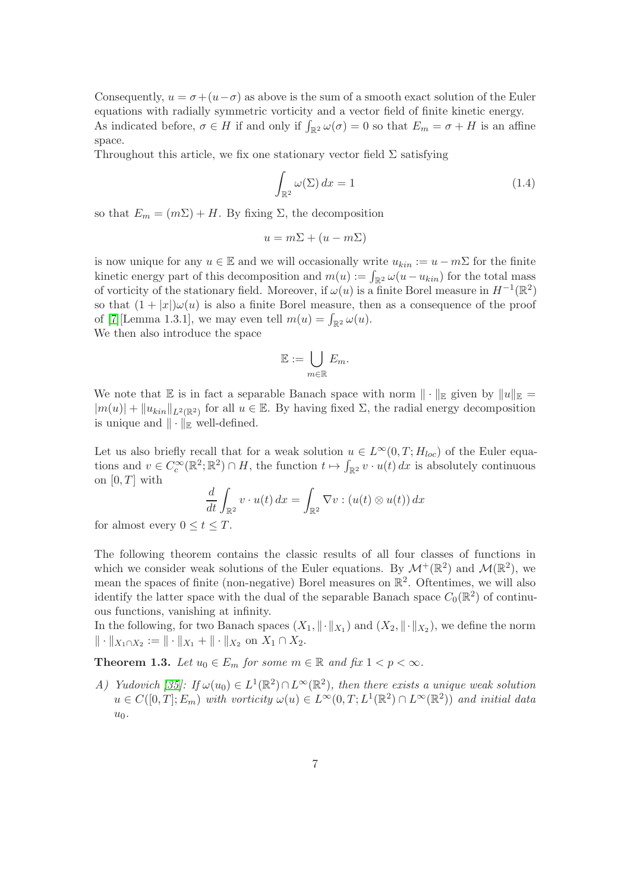Consequently, $u = \sigma + (u - \sigma)$ as above is the sum of a smooth exact solution of the Euler equations with radially symmetric vorticity and a vector field of finite kinetic energy. As indicated before, $\sigma \in H$ if and only if $\int_{\mathbb{R}^2} \omega(\sigma) = 0$ so that $E_m = \sigma + H$ is an affine space.

Throughout this article, we fix one stationary vector field $\Sigma$ satisfying

$$\int_{\mathbb{R}^2} \omega(\Sigma)\, dx = 1 \tag{1.4}$$

so that $E_m = (m\Sigma) + H$. By fixing $\Sigma$, the decomposition

$$u = m\Sigma + (u - m\Sigma)$$

is now unique for any $u \in \mathbb{E}$ and we will occasionally write $u_{kin} := u - m\Sigma$ for the finite kinetic energy part of this decomposition and $m(u) := \int_{\mathbb{R}^2} \omega(u - u_{kin})$ for the total mass of vorticity of the stationary field. Moreover, if $\omega(u)$ is a finite Borel measure in $H^{-1}(\mathbb{R}^2)$ so that $(1 + |x|)\omega(u)$ is also a finite Borel measure, then as a consequence of the proof of [7][Lemma 1.3.1], we may even tell $m(u) = \int_{\mathbb{R}^2} \omega(u)$.

We then also introduce the space

$$\mathbb{E} := \bigcup_{m \in \mathbb{R}} E_m.$$

We note that $\mathbb{E}$ is in fact a separable Banach space with norm $\|\cdot\|_{\mathbb{E}}$ given by $\|u\|_{\mathbb{E}} = |m(u)| + \|u_{kin}\|_{L^2(\mathbb{R}^2)}$ for all $u \in \mathbb{E}$. By having fixed $\Sigma$, the radial energy decomposition is unique and $\|\cdot\|_{\mathbb{E}}$ well-defined.

Let us also briefly recall that for a weak solution $u \in L^\infty(0, T; H_{loc})$ of the Euler equations and $v \in C_c^\infty(\mathbb{R}^2; \mathbb{R}^2) \cap H$, the function $t \mapsto \int_{\mathbb{R}^2} v \cdot u(t)\, dx$ is absolutely continuous on $[0, T]$ with

$$\frac{d}{dt} \int_{\mathbb{R}^2} v \cdot u(t)\, dx = \int_{\mathbb{R}^2} \nabla v : (u(t) \otimes u(t))\, dx$$

for almost every $0 \leq t \leq T$.

The following theorem contains the classic results of all four classes of functions in which we consider weak solutions of the Euler equations. By $\mathcal{M}^+(\mathbb{R}^2)$ and $\mathcal{M}(\mathbb{R}^2)$, we mean the spaces of finite (non-negative) Borel measures on $\mathbb{R}^2$. Oftentimes, we will also identify the latter space with the dual of the separable Banach space $C_0(\mathbb{R}^2)$ of continuous functions, vanishing at infinity.

In the following, for two Banach spaces $(X_1, \|\cdot\|_{X_1})$ and $(X_2, \|\cdot\|_{X_2})$, we define the norm $\|\cdot\|_{X_1 \cap X_2} := \|\cdot\|_{X_1} + \|\cdot\|_{X_2}$ on $X_1 \cap X_2$.

**Theorem 1.3.** *Let $u_0 \in E_m$ for some $m \in \mathbb{R}$ and fix $1 < p < \infty$.*

*A) Yudovich [35]: If $\omega(u_0) \in L^1(\mathbb{R}^2) \cap L^\infty(\mathbb{R}^2)$, then there exists a unique weak solution $u \in C([0, T]; E_m)$ with vorticity $\omega(u) \in L^\infty(0, T; L^1(\mathbb{R}^2) \cap L^\infty(\mathbb{R}^2))$ and initial data $u_0$.*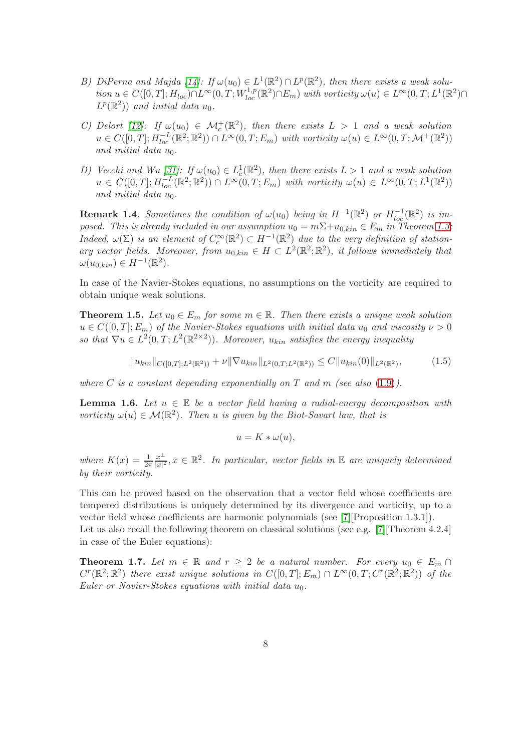B) *DiPerna and Majda [14]: If $\omega(u_0) \in L^1(\mathbb{R}^2) \cap L^p(\mathbb{R}^2)$, then there exists a weak solution $u \in C([0,T]; H_{loc}) \cap L^\infty(0,T; W^{1,p}_{loc}(\mathbb{R}^2) \cap E_m)$ with vorticity $\omega(u) \in L^\infty(0,T; L^1(\mathbb{R}^2) \cap L^p(\mathbb{R}^2))$ and initial data $u_0$.*

C) *Delort [12]: If $\omega(u_0) \in \mathcal{M}^+_c(\mathbb{R}^2)$, then there exists $L > 1$ and a weak solution $u \in C([0,T]; H^{-L}_{loc}(\mathbb{R}^2;\mathbb{R}^2)) \cap L^\infty(0,T; E_m)$ with vorticity $\omega(u) \in L^\infty(0,T; \mathcal{M}^+(\mathbb{R}^2))$ and initial data $u_0$.*

D) *Vecchi and Wu [31]: If $\omega(u_0) \in L^1_c(\mathbb{R}^2)$, then there exists $L > 1$ and a weak solution $u \in C([0,T]; H^{-L}_{loc}(\mathbb{R}^2;\mathbb{R}^2)) \cap L^\infty(0,T; E_m)$ with vorticity $\omega(u) \in L^\infty(0,T; L^1(\mathbb{R}^2))$ and initial data $u_0$.*

**Remark 1.4.** *Sometimes the condition of $\omega(u_0)$ being in $H^{-1}(\mathbb{R}^2)$ or $H^{-1}_{loc}(\mathbb{R}^2)$ is imposed. This is already included in our assumption $u_0 = m\Sigma + u_{0,kin} \in E_m$ in Theorem 1.3: Indeed, $\omega(\Sigma)$ is an element of $C^\infty_c(\mathbb{R}^2) \subset H^{-1}(\mathbb{R}^2)$ due to the very definition of stationary vector fields. Moreover, from $u_{0,kin} \in H \subset L^2(\mathbb{R}^2;\mathbb{R}^2)$, it follows immediately that $\omega(u_{0,kin}) \in H^{-1}(\mathbb{R}^2)$.*

In case of the Navier-Stokes equations, no assumptions on the vorticity are required to obtain unique weak solutions.

**Theorem 1.5.** *Let $u_0 \in E_m$ for some $m \in \mathbb{R}$. Then there exists a unique weak solution $u \in C([0,T]; E_m)$ of the Navier-Stokes equations with initial data $u_0$ and viscosity $\nu > 0$ so that $\nabla u \in L^2(0,T; L^2(\mathbb{R}^{2\times 2}))$. Moreover, $u_{kin}$ satisfies the energy inequality*

$$\|u_{kin}\|_{C([0,T];L^2(\mathbb{R}^2))} + \nu \|\nabla u_{kin}\|_{L^2(0,T;L^2(\mathbb{R}^2))} \leq C \|u_{kin}(0)\|_{L^2(\mathbb{R}^2)}, \tag{1.5}$$

*where $C$ is a constant depending exponentially on $T$ and $m$ (see also (1.9)).*

**Lemma 1.6.** *Let $u \in \mathbb{E}$ be a vector field having a radial-energy decomposition with vorticity $\omega(u) \in \mathcal{M}(\mathbb{R}^2)$. Then $u$ is given by the Biot-Savart law, that is*

$$u = K * \omega(u),$$

*where $K(x) = \frac{1}{2\pi}\frac{x^\perp}{|x|^2}, x \in \mathbb{R}^2$. In particular, vector fields in $\mathbb{E}$ are uniquely determined by their vorticity.*

This can be proved based on the observation that a vector field whose coefficients are tempered distributions is uniquely determined by its divergence and vorticity, up to a vector field whose coefficients are harmonic polynomials (see [7][Proposition 1.3.1]).
Let us also recall the following theorem on classical solutions (see e.g. [7][Theorem 4.2.4] in case of the Euler equations):

**Theorem 1.7.** *Let $m \in \mathbb{R}$ and $r \geq 2$ be a natural number. For every $u_0 \in E_m \cap C^r(\mathbb{R}^2;\mathbb{R}^2)$ there exist unique solutions in $C([0,T]; E_m) \cap L^\infty(0,T; C^r(\mathbb{R}^2;\mathbb{R}^2))$ of the Euler or Navier-Stokes equations with initial data $u_0$.*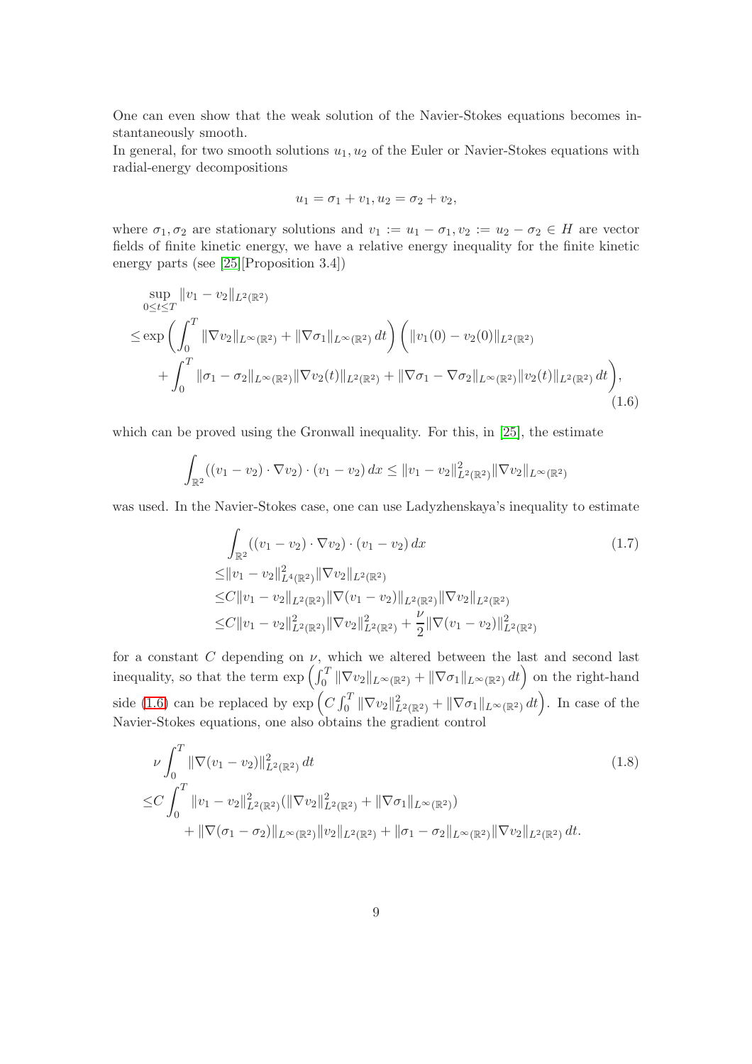One can even show that the weak solution of the Navier-Stokes equations becomes instantaneously smooth.

In general, for two smooth solutions $u_1, u_2$ of the Euler or Navier-Stokes equations with radial-energy decompositions

$$u_1 = \sigma_1 + v_1, u_2 = \sigma_2 + v_2,$$

where $\sigma_1, \sigma_2$ are stationary solutions and $v_1 := u_1 - \sigma_1, v_2 := u_2 - \sigma_2 \in H$ are vector fields of finite kinetic energy, we have a relative energy inequality for the finite kinetic energy parts (see [25][Proposition 3.4])

$$\begin{aligned}
&\sup_{0\leq t\leq T} \|v_1 - v_2\|_{L^2(\mathbb{R}^2)} \\
\leq &\exp\left(\int_0^T \|\nabla v_2\|_{L^\infty(\mathbb{R}^2)} + \|\nabla \sigma_1\|_{L^\infty(\mathbb{R}^2)}\, dt\right)\bigg(\|v_1(0) - v_2(0)\|_{L^2(\mathbb{R}^2)} \\
&+ \int_0^T \|\sigma_1 - \sigma_2\|_{L^\infty(\mathbb{R}^2)} \|\nabla v_2(t)\|_{L^2(\mathbb{R}^2)} + \|\nabla\sigma_1 - \nabla\sigma_2\|_{L^\infty(\mathbb{R}^2)} \|v_2(t)\|_{L^2(\mathbb{R}^2)}\, dt\bigg),
\end{aligned} \tag{1.6}$$

which can be proved using the Gronwall inequality. For this, in [25], the estimate

$$\int_{\mathbb{R}^2} ((v_1 - v_2)\cdot\nabla v_2)\cdot(v_1 - v_2)\, dx \leq \|v_1 - v_2\|^2_{L^2(\mathbb{R}^2)} \|\nabla v_2\|_{L^\infty(\mathbb{R}^2)}$$

was used. In the Navier-Stokes case, one can use Ladyzhenskaya's inequality to estimate

$$\begin{aligned}
&\int_{\mathbb{R}^2} ((v_1 - v_2)\cdot\nabla v_2)\cdot(v_1 - v_2)\, dx \\
\leq &\|v_1 - v_2\|^2_{L^4(\mathbb{R}^2)} \|\nabla v_2\|_{L^2(\mathbb{R}^2)} \\
\leq &C\|v_1 - v_2\|_{L^2(\mathbb{R}^2)} \|\nabla(v_1 - v_2)\|_{L^2(\mathbb{R}^2)} \|\nabla v_2\|_{L^2(\mathbb{R}^2)} \\
\leq &C\|v_1 - v_2\|^2_{L^2(\mathbb{R}^2)} \|\nabla v_2\|^2_{L^2(\mathbb{R}^2)} + \frac{\nu}{2}\|\nabla(v_1 - v_2)\|^2_{L^2(\mathbb{R}^2)}
\end{aligned} \tag{1.7}$$

for a constant $C$ depending on $\nu$, which we altered between the last and second last inequality, so that the term $\exp\left(\int_0^T \|\nabla v_2\|_{L^\infty(\mathbb{R}^2)} + \|\nabla\sigma_1\|_{L^\infty(\mathbb{R}^2)}\, dt\right)$ on the right-hand side (1.6) can be replaced by $\exp\left(C\int_0^T \|\nabla v_2\|^2_{L^2(\mathbb{R}^2)} + \|\nabla\sigma_1\|_{L^\infty(\mathbb{R}^2)}\, dt\right)$. In case of the Navier-Stokes equations, one also obtains the gradient control

$$\begin{aligned}
&\nu\int_0^T \|\nabla(v_1 - v_2)\|^2_{L^2(\mathbb{R}^2)}\, dt \\
\leq &C\int_0^T \|v_1 - v_2\|^2_{L^2(\mathbb{R}^2)} (\|\nabla v_2\|^2_{L^2(\mathbb{R}^2)} + \|\nabla\sigma_1\|_{L^\infty(\mathbb{R}^2)}) \\
&+ \|\nabla(\sigma_1 - \sigma_2)\|_{L^\infty(\mathbb{R}^2)} \|v_2\|_{L^2(\mathbb{R}^2)} + \|\sigma_1 - \sigma_2\|_{L^\infty(\mathbb{R}^2)} \|\nabla v_2\|_{L^2(\mathbb{R}^2)}\, dt.
\end{aligned} \tag{1.8}$$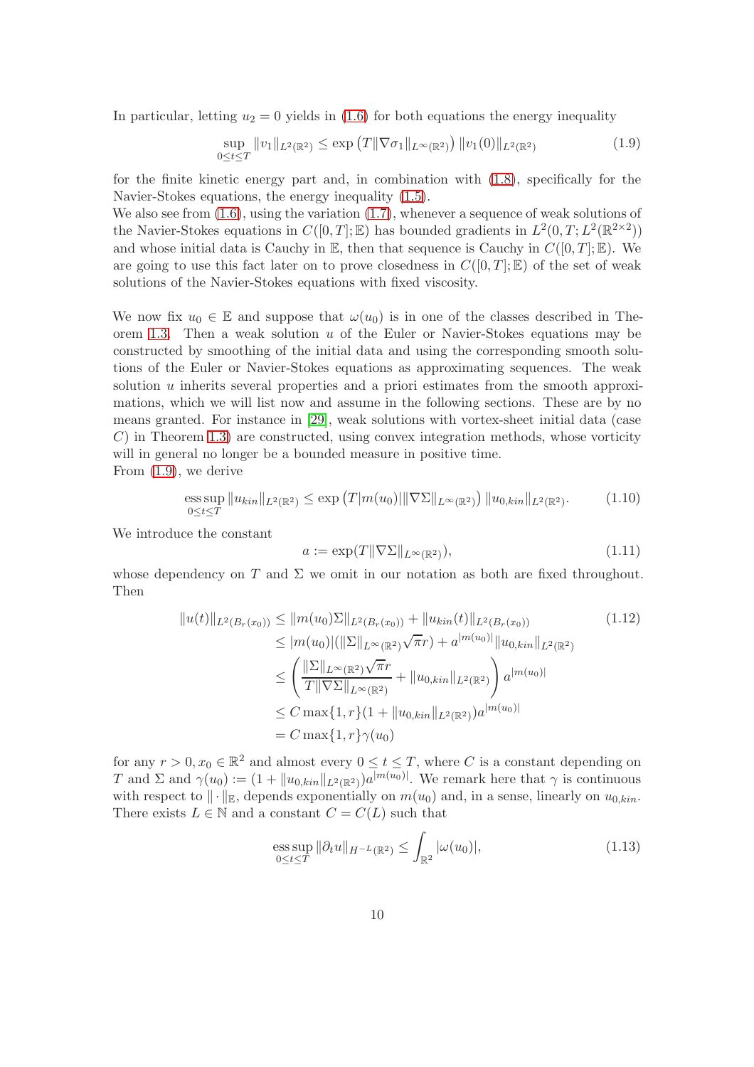In particular, letting $u_2 = 0$ yields in (1.6) for both equations the energy inequality

$$\sup_{0\leq t\leq T} \|v_1\|_{L^2(\mathbb{R}^2)} \leq \exp\left(T\|\nabla\sigma_1\|_{L^\infty(\mathbb{R}^2)}\right)\|v_1(0)\|_{L^2(\mathbb{R}^2)} \tag{1.9}$$

for the finite kinetic energy part and, in combination with (1.8), specifically for the Navier-Stokes equations, the energy inequality (1.5).

We also see from (1.6), using the variation (1.7), whenever a sequence of weak solutions of the Navier-Stokes equations in $C([0,T];\mathbb{E})$ has bounded gradients in $L^2(0,T;L^2(\mathbb{R}^{2\times 2}))$ and whose initial data is Cauchy in $\mathbb{E}$, then that sequence is Cauchy in $C([0,T];\mathbb{E})$. We are going to use this fact later on to prove closedness in $C([0,T];\mathbb{E})$ of the set of weak solutions of the Navier-Stokes equations with fixed viscosity.

We now fix $u_0 \in \mathbb{E}$ and suppose that $\omega(u_0)$ is in one of the classes described in Theorem 1.3. Then a weak solution $u$ of the Euler or Navier-Stokes equations may be constructed by smoothing of the initial data and using the corresponding smooth solutions of the Euler or Navier-Stokes equations as approximating sequences. The weak solution $u$ inherits several properties and a priori estimates from the smooth approximations, which we will list now and assume in the following sections. These are by no means granted. For instance in [29], weak solutions with vortex-sheet initial data (case $C$) in Theorem 1.3) are constructed, using convex integration methods, whose vorticity will in general no longer be a bounded measure in positive time.

From (1.9), we derive

$$\operatorname*{ess\,sup}_{0\leq t\leq T} \|u_{kin}\|_{L^2(\mathbb{R}^2)} \leq \exp\left(T|m(u_0)|\|\nabla\Sigma\|_{L^\infty(\mathbb{R}^2)}\right)\|u_{0,kin}\|_{L^2(\mathbb{R}^2)}. \tag{1.10}$$

We introduce the constant

$$a := \exp(T\|\nabla\Sigma\|_{L^\infty(\mathbb{R}^2)}), \tag{1.11}$$

whose dependency on $T$ and $\Sigma$ we omit in our notation as both are fixed throughout. Then

$$\begin{aligned}
\|u(t)\|_{L^2(B_r(x_0))} &\leq \|m(u_0)\Sigma\|_{L^2(B_r(x_0))} + \|u_{kin}(t)\|_{L^2(B_r(x_0))} \\
&\leq |m(u_0)|(\|\Sigma\|_{L^\infty(\mathbb{R}^2)}\sqrt{\pi}r) + a^{|m(u_0)|}\|u_{0,kin}\|_{L^2(\mathbb{R}^2)} \\
&\leq \left(\frac{\|\Sigma\|_{L^\infty(\mathbb{R}^2)}\sqrt{\pi}r}{T\|\nabla\Sigma\|_{L^\infty(\mathbb{R}^2)}} + \|u_{0,kin}\|_{L^2(\mathbb{R}^2)}\right)a^{|m(u_0)|} \\
&\leq C\max\{1,r\}(1+\|u_{0,kin}\|_{L^2(\mathbb{R}^2)})a^{|m(u_0)|} \\
&= C\max\{1,r\}\gamma(u_0)
\end{aligned} \tag{1.12}$$

for any $r > 0, x_0 \in \mathbb{R}^2$ and almost every $0 \leq t \leq T$, where $C$ is a constant depending on $T$ and $\Sigma$ and $\gamma(u_0) := (1+\|u_{0,kin}\|_{L^2(\mathbb{R}^2)})a^{|m(u_0)|}$. We remark here that $\gamma$ is continuous with respect to $\|\cdot\|_{\mathbb{E}}$, depends exponentially on $m(u_0)$ and, in a sense, linearly on $u_{0,kin}$.

There exists $L \in \mathbb{N}$ and a constant $C = C(L)$ such that

$$\operatorname*{ess\,sup}_{0\leq t\leq T} \|\partial_t u\|_{H^{-L}(\mathbb{R}^2)} \leq \int_{\mathbb{R}^2} |\omega(u_0)|, \tag{1.13}$$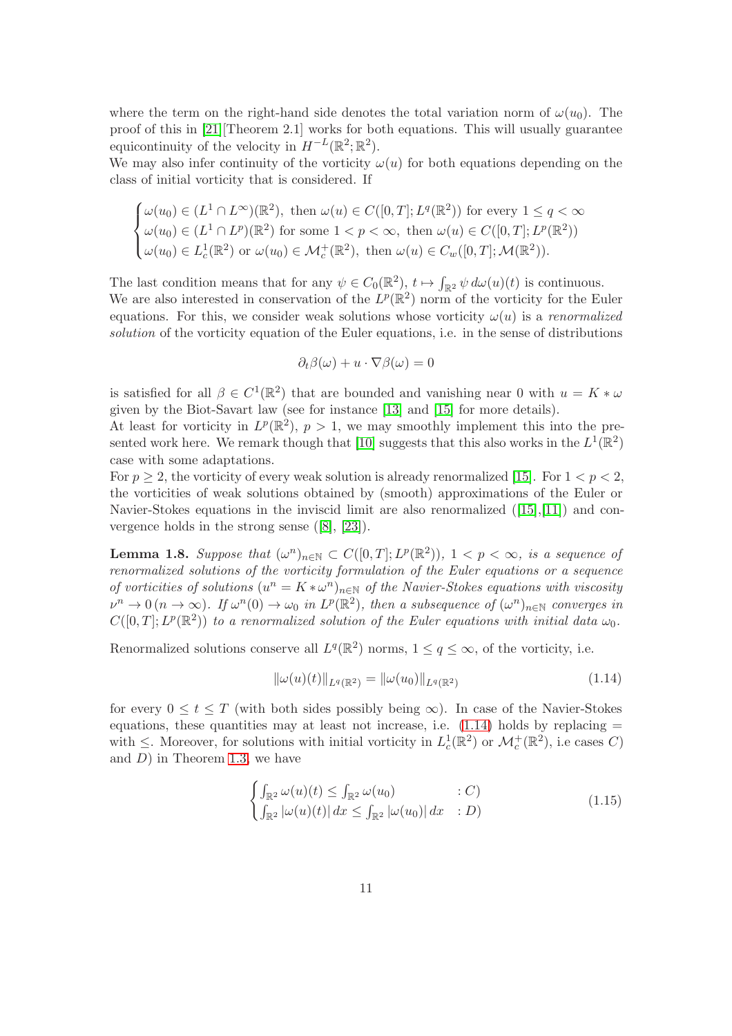where the term on the right-hand side denotes the total variation norm of $\omega(u_0)$. The proof of this in [21][Theorem 2.1] works for both equations. This will usually guarantee equicontinuity of the velocity in $H^{-L}(\mathbb{R}^2;\mathbb{R}^2)$.
We may also infer continuity of the vorticity $\omega(u)$ for both equations depending on the class of initial vorticity that is considered. If

$$\begin{cases} \omega(u_0) \in (L^1 \cap L^\infty)(\mathbb{R}^2), \text{ then } \omega(u) \in C([0,T]; L^q(\mathbb{R}^2)) \text{ for every } 1 \leq q < \infty \\ \omega(u_0) \in (L^1 \cap L^p)(\mathbb{R}^2) \text{ for some } 1 < p < \infty, \text{ then } \omega(u) \in C([0,T]; L^p(\mathbb{R}^2)) \\ \omega(u_0) \in L^1_c(\mathbb{R}^2) \text{ or } \omega(u_0) \in \mathcal{M}^+_c(\mathbb{R}^2), \text{ then } \omega(u) \in C_w([0,T]; \mathcal{M}(\mathbb{R}^2)). \end{cases}$$

The last condition means that for any $\psi \in C_0(\mathbb{R}^2)$, $t \mapsto \int_{\mathbb{R}^2} \psi \, d\omega(u)(t)$ is continuous.
We are also interested in conservation of the $L^p(\mathbb{R}^2)$ norm of the vorticity for the Euler equations. For this, we consider weak solutions whose vorticity $\omega(u)$ is a *renormalized solution* of the vorticity equation of the Euler equations, i.e. in the sense of distributions

$$\partial_t \beta(\omega) + u \cdot \nabla \beta(\omega) = 0$$

is satisfied for all $\beta \in C^1(\mathbb{R}^2)$ that are bounded and vanishing near 0 with $u = K * \omega$ given by the Biot-Savart law (see for instance [13] and [15] for more details).
At least for vorticity in $L^p(\mathbb{R}^2)$, $p > 1$, we may smoothly implement this into the presented work here. We remark though that [10] suggests that this also works in the $L^1(\mathbb{R}^2)$ case with some adaptations.
For $p \geq 2$, the vorticity of every weak solution is already renormalized [15]. For $1 < p < 2$, the vorticities of weak solutions obtained by (smooth) approximations of the Euler or Navier-Stokes equations in the inviscid limit are also renormalized ([15],[11]) and convergence holds in the strong sense ([8], [23]).

**Lemma 1.8.** *Suppose that $(\omega^n)_{n\in\mathbb{N}} \subset C([0,T]; L^p(\mathbb{R}^2))$, $1 < p < \infty$, is a sequence of renormalized solutions of the vorticity formulation of the Euler equations or a sequence of vorticities of solutions $(u^n = K * \omega^n)_{n\in\mathbb{N}}$ of the Navier-Stokes equations with viscosity $\nu^n \to 0 \, (n \to \infty)$. If $\omega^n(0) \to \omega_0$ in $L^p(\mathbb{R}^2)$, then a subsequence of $(\omega^n)_{n\in\mathbb{N}}$ converges in $C([0,T]; L^p(\mathbb{R}^2))$ to a renormalized solution of the Euler equations with initial data $\omega_0$.*

Renormalized solutions conserve all $L^q(\mathbb{R}^2)$ norms, $1 \leq q \leq \infty$, of the vorticity, i.e.

$$\|\omega(u)(t)\|_{L^q(\mathbb{R}^2)} = \|\omega(u_0)\|_{L^q(\mathbb{R}^2)} \tag{1.14}$$

for every $0 \leq t \leq T$ (with both sides possibly being $\infty$). In case of the Navier-Stokes equations, these quantities may at least not increase, i.e. (1.14) holds by replacing $=$ with $\leq$. Moreover, for solutions with initial vorticity in $L^1_c(\mathbb{R}^2)$ or $\mathcal{M}^+_c(\mathbb{R}^2)$, i.e cases $C$) and $D$) in Theorem 1.3, we have

$$\begin{cases} \int_{\mathbb{R}^2} \omega(u)(t) \leq \int_{\mathbb{R}^2} \omega(u_0) & : C) \\ \int_{\mathbb{R}^2} |\omega(u)(t)| \, dx \leq \int_{\mathbb{R}^2} |\omega(u_0)| \, dx & : D) \end{cases} \tag{1.15}$$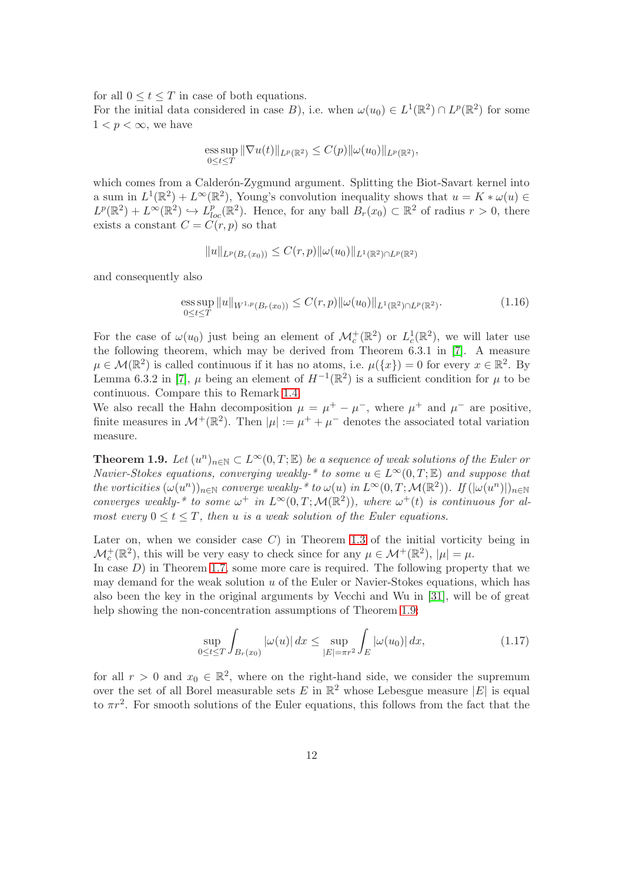for all $0 \le t \le T$ in case of both equations.

For the initial data considered in case $B$), i.e. when $\omega(u_0) \in L^1(\mathbb{R}^2) \cap L^p(\mathbb{R}^2)$ for some $1 < p < \infty$, we have

$$\operatorname*{ess\,sup}_{0 \le t \le T} \|\nabla u(t)\|_{L^p(\mathbb{R}^2)} \le C(p) \|\omega(u_0)\|_{L^p(\mathbb{R}^2)},$$

which comes from a Calderón-Zygmund argument. Splitting the Biot-Savart kernel into a sum in $L^1(\mathbb{R}^2) + L^\infty(\mathbb{R}^2)$, Young's convolution inequality shows that $u = K * \omega(u) \in L^p(\mathbb{R}^2) + L^\infty(\mathbb{R}^2) \hookrightarrow L^p_{loc}(\mathbb{R}^2)$. Hence, for any ball $B_r(x_0) \subset \mathbb{R}^2$ of radius $r > 0$, there exists a constant $C = C(r,p)$ so that

$$\|u\|_{L^p(B_r(x_0))} \le C(r,p) \|\omega(u_0)\|_{L^1(\mathbb{R}^2) \cap L^p(\mathbb{R}^2)}$$

and consequently also

$$\operatorname*{ess\,sup}_{0 \le t \le T} \|u\|_{W^{1,p}(B_r(x_0))} \le C(r,p) \|\omega(u_0)\|_{L^1(\mathbb{R}^2) \cap L^p(\mathbb{R}^2)}. \tag{1.16}$$

For the case of $\omega(u_0)$ just being an element of $\mathcal{M}^+_c(\mathbb{R}^2)$ or $L^1_c(\mathbb{R}^2)$, we will later use the following theorem, which may be derived from Theorem 6.3.1 in [7]. A measure $\mu \in \mathcal{M}(\mathbb{R}^2)$ is called continuous if it has no atoms, i.e. $\mu(\{x\}) = 0$ for every $x \in \mathbb{R}^2$. By Lemma 6.3.2 in [7], $\mu$ being an element of $H^{-1}(\mathbb{R}^2)$ is a sufficient condition for $\mu$ to be continuous. Compare this to Remark 1.4.

We also recall the Hahn decomposition $\mu = \mu^+ - \mu^-$, where $\mu^+$ and $\mu^-$ are positive, finite measures in $\mathcal{M}^+(\mathbb{R}^2)$. Then $|\mu| := \mu^+ + \mu^-$ denotes the associated total variation measure.

**Theorem 1.9.** *Let $(u^n)_{n\in\mathbb{N}} \subset L^\infty(0,T;\mathbb{E})$ be a sequence of weak solutions of the Euler or Navier-Stokes equations, converging weakly-\* to some $u \in L^\infty(0,T;\mathbb{E})$ and suppose that the vorticities $(\omega(u^n))_{n\in\mathbb{N}}$ converge weakly-\* to $\omega(u)$ in $L^\infty(0,T;\mathcal{M}(\mathbb{R}^2))$. If $(|\omega(u^n)|)_{n\in\mathbb{N}}$ converges weakly-\* to some $\omega^+$ in $L^\infty(0,T;\mathcal{M}(\mathbb{R}^2))$, where $\omega^+(t)$ is continuous for almost every $0 \le t \le T$, then $u$ is a weak solution of the Euler equations.*

Later on, when we consider case $C$) in Theorem 1.3 of the initial vorticity being in $\mathcal{M}^+_c(\mathbb{R}^2)$, this will be very easy to check since for any $\mu \in \mathcal{M}^+(\mathbb{R}^2)$, $|\mu| = \mu$.

In case $D$) in Theorem 1.7, some more care is required. The following property that we may demand for the weak solution $u$ of the Euler or Navier-Stokes equations, which has also been the key in the original arguments by Vecchi and Wu in [31], will be of great help showing the non-concentration assumptions of Theorem 1.9:

$$\sup_{0 \le t \le T} \int_{B_r(x_0)} |\omega(u)|\, dx \le \sup_{|E| = \pi r^2} \int_E |\omega(u_0)|\, dx, \tag{1.17}$$

for all $r > 0$ and $x_0 \in \mathbb{R}^2$, where on the right-hand side, we consider the supremum over the set of all Borel measurable sets $E$ in $\mathbb{R}^2$ whose Lebesgue measure $|E|$ is equal to $\pi r^2$. For smooth solutions of the Euler equations, this follows from the fact that the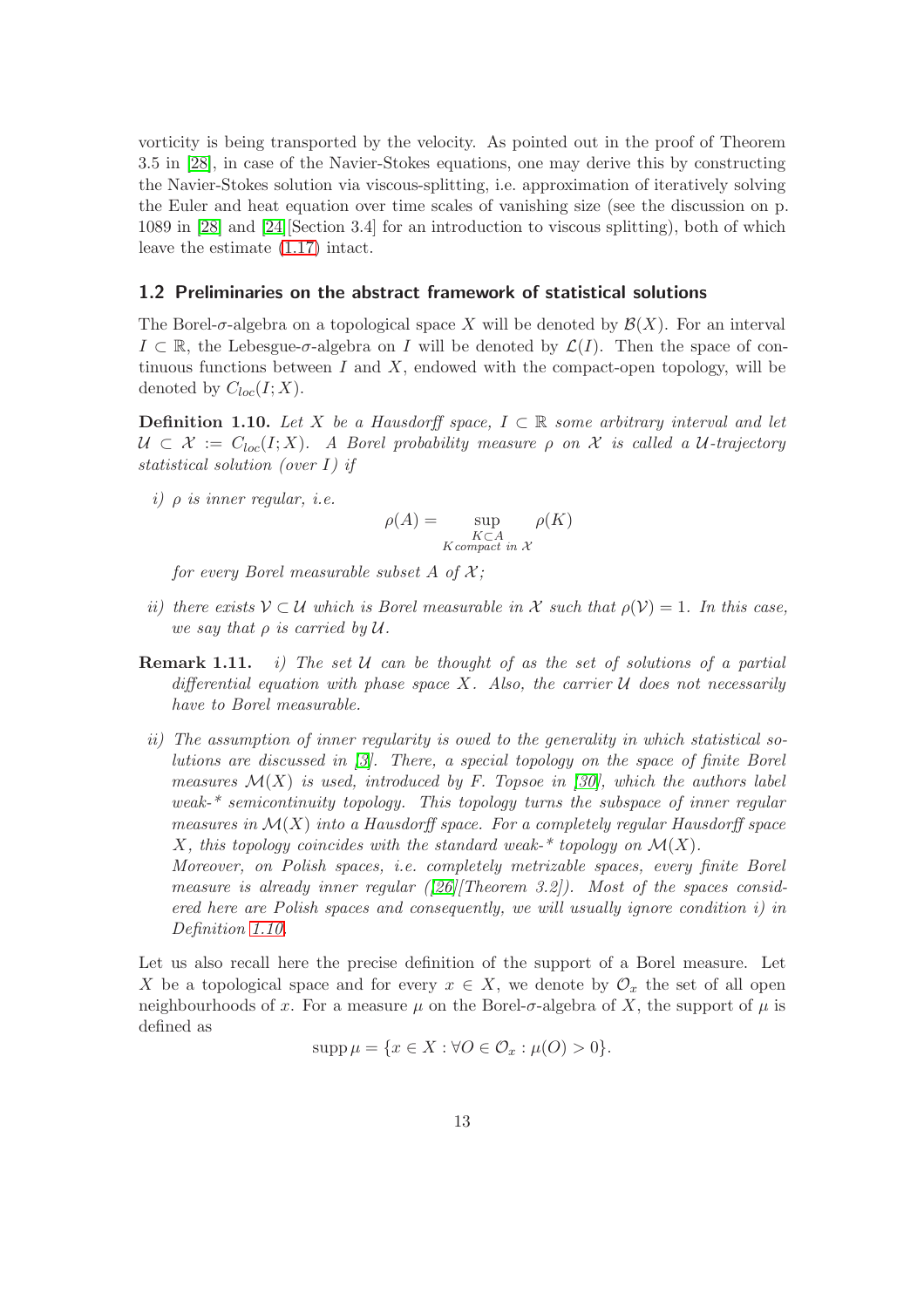vorticity is being transported by the velocity. As pointed out in the proof of Theorem 3.5 in [28], in case of the Navier-Stokes equations, one may derive this by constructing the Navier-Stokes solution via viscous-splitting, i.e. approximation of iteratively solving the Euler and heat equation over time scales of vanishing size (see the discussion on p. 1089 in [28] and [24][Section 3.4] for an introduction to viscous splitting), both of which leave the estimate (1.17) intact.

### 1.2 Preliminaries on the abstract framework of statistical solutions

The Borel-$\sigma$-algebra on a topological space $X$ will be denoted by $\mathcal{B}(X)$. For an interval $I \subset \mathbb{R}$, the Lebesgue-$\sigma$-algebra on $I$ will be denoted by $\mathcal{L}(I)$. Then the space of continuous functions between $I$ and $X$, endowed with the compact-open topology, will be denoted by $C_{loc}(I; X)$.

**Definition 1.10.** *Let $X$ be a Hausdorff space, $I \subset \mathbb{R}$ some arbitrary interval and let $\mathcal{U} \subset \mathcal{X} := C_{loc}(I; X)$. A Borel probability measure $\rho$ on $\mathcal{X}$ is called a $\mathcal{U}$-trajectory statistical solution (over $I$) if*

*i) $\rho$ is inner regular, i.e.*

$$\rho(A) = \sup_{\substack{K \subset A \\ K \text{ compact in } \mathcal{X}}} \rho(K)$$

*for every Borel measurable subset $A$ of $\mathcal{X}$;*

*ii) there exists $\mathcal{V} \subset \mathcal{U}$ which is Borel measurable in $\mathcal{X}$ such that $\rho(\mathcal{V}) = 1$. In this case, we say that $\rho$ is carried by $\mathcal{U}$.*

**Remark 1.11.** *i) The set $\mathcal{U}$ can be thought of as the set of solutions of a partial differential equation with phase space $X$. Also, the carrier $\mathcal{U}$ does not necessarily have to Borel measurable.*

*ii) The assumption of inner regularity is owed to the generality in which statistical solutions are discussed in [3]. There, a special topology on the space of finite Borel measures $\mathcal{M}(X)$ is used, introduced by F. Topsoe in [30], which the authors label weak-\* semicontinuity topology. This topology turns the subspace of inner regular measures in $\mathcal{M}(X)$ into a Hausdorff space. For a completely regular Hausdorff space $X$, this topology coincides with the standard weak-\* topology on $\mathcal{M}(X)$.*
*Moreover, on Polish spaces, i.e. completely metrizable spaces, every finite Borel measure is already inner regular ([26][Theorem 3.2]). Most of the spaces considered here are Polish spaces and consequently, we will usually ignore condition i) in Definition 1.10.*

Let us also recall here the precise definition of the support of a Borel measure. Let $X$ be a topological space and for every $x \in X$, we denote by $\mathcal{O}_x$ the set of all open neighbourhoods of $x$. For a measure $\mu$ on the Borel-$\sigma$-algebra of $X$, the support of $\mu$ is defined as

$$\operatorname{supp} \mu = \{x \in X : \forall O \in \mathcal{O}_x : \mu(O) > 0\}.$$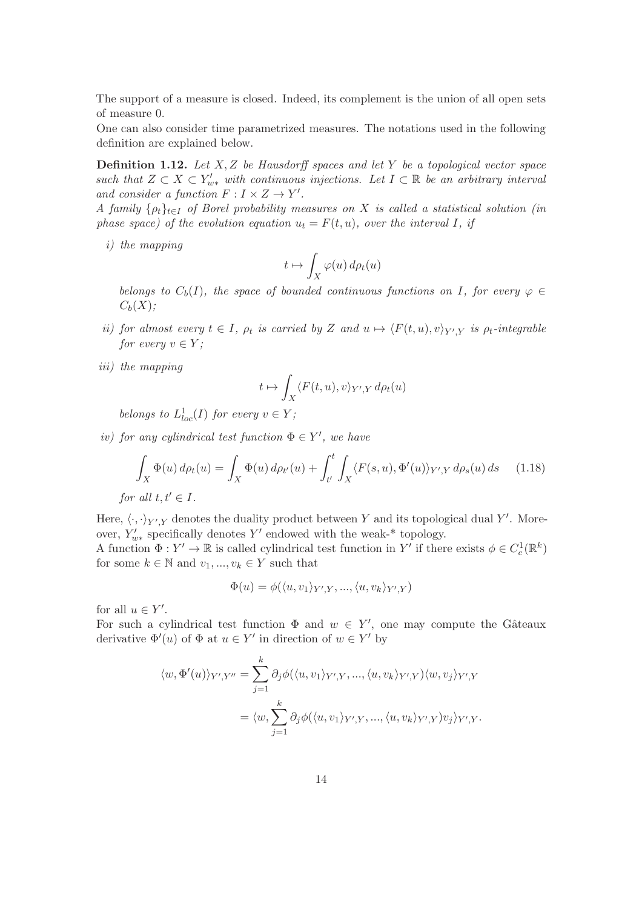The support of a measure is closed. Indeed, its complement is the union of all open sets of measure 0.

One can also consider time parametrized measures. The notations used in the following definition are explained below.

**Definition 1.12.** *Let $X, Z$ be Hausdorff spaces and let $Y$ be a topological vector space such that $Z \subset X \subset Y'_{w*}$ with continuous injections. Let $I \subset \mathbb{R}$ be an arbitrary interval and consider a function $F : I \times Z \to Y'$.*

*A family $\{\rho_t\}_{t \in I}$ of Borel probability measures on $X$ is called a statistical solution (in phase space) of the evolution equation $u_t = F(t, u)$, over the interval $I$, if*

*i) the mapping*

$$t \mapsto \int_X \varphi(u)\, d\rho_t(u)$$

*belongs to $C_b(I)$, the space of bounded continuous functions on $I$, for every $\varphi \in C_b(X)$;*

*ii) for almost every $t \in I$, $\rho_t$ is carried by $Z$ and $u \mapsto \langle F(t, u), v\rangle_{Y',Y}$ is $\rho_t$-integrable for every $v \in Y$;*

*iii) the mapping*

$$t \mapsto \int_X \langle F(t, u), v\rangle_{Y',Y}\, d\rho_t(u)$$

*belongs to $L^1_{loc}(I)$ for every $v \in Y$;*

*iv) for any cylindrical test function $\Phi \in Y'$, we have*

$$\int_X \Phi(u)\, d\rho_t(u) = \int_X \Phi(u)\, d\rho_{t'}(u) + \int_{t'}^{t} \int_X \langle F(s, u), \Phi'(u)\rangle_{Y',Y}\, d\rho_s(u)\, ds \qquad (1.18)$$

*for all $t, t' \in I$.*

Here, $\langle \cdot, \cdot \rangle_{Y',Y}$ denotes the duality product between $Y$ and its topological dual $Y'$. Moreover, $Y'_{w*}$ specifically denotes $Y'$ endowed with the weak-* topology.

A function $\Phi : Y' \to \mathbb{R}$ is called cylindrical test function in $Y'$ if there exists $\phi \in C^1_c(\mathbb{R}^k)$ for some $k \in \mathbb{N}$ and $v_1, ..., v_k \in Y$ such that

$$\Phi(u) = \phi(\langle u, v_1\rangle_{Y',Y}, ..., \langle u, v_k\rangle_{Y',Y})$$

for all $u \in Y'$.

For such a cylindrical test function $\Phi$ and $w \in Y'$, one may compute the Gâteaux derivative $\Phi'(u)$ of $\Phi$ at $u \in Y'$ in direction of $w \in Y'$ by

$$\begin{aligned}
\langle w, \Phi'(u)\rangle_{Y',Y''} &= \sum_{j=1}^{k} \partial_j \phi(\langle u, v_1\rangle_{Y',Y}, ..., \langle u, v_k\rangle_{Y',Y}) \langle w, v_j\rangle_{Y',Y} \\
&= \langle w, \sum_{j=1}^{k} \partial_j \phi(\langle u, v_1\rangle_{Y',Y}, ..., \langle u, v_k\rangle_{Y',Y}) v_j\rangle_{Y',Y}.
\end{aligned}$$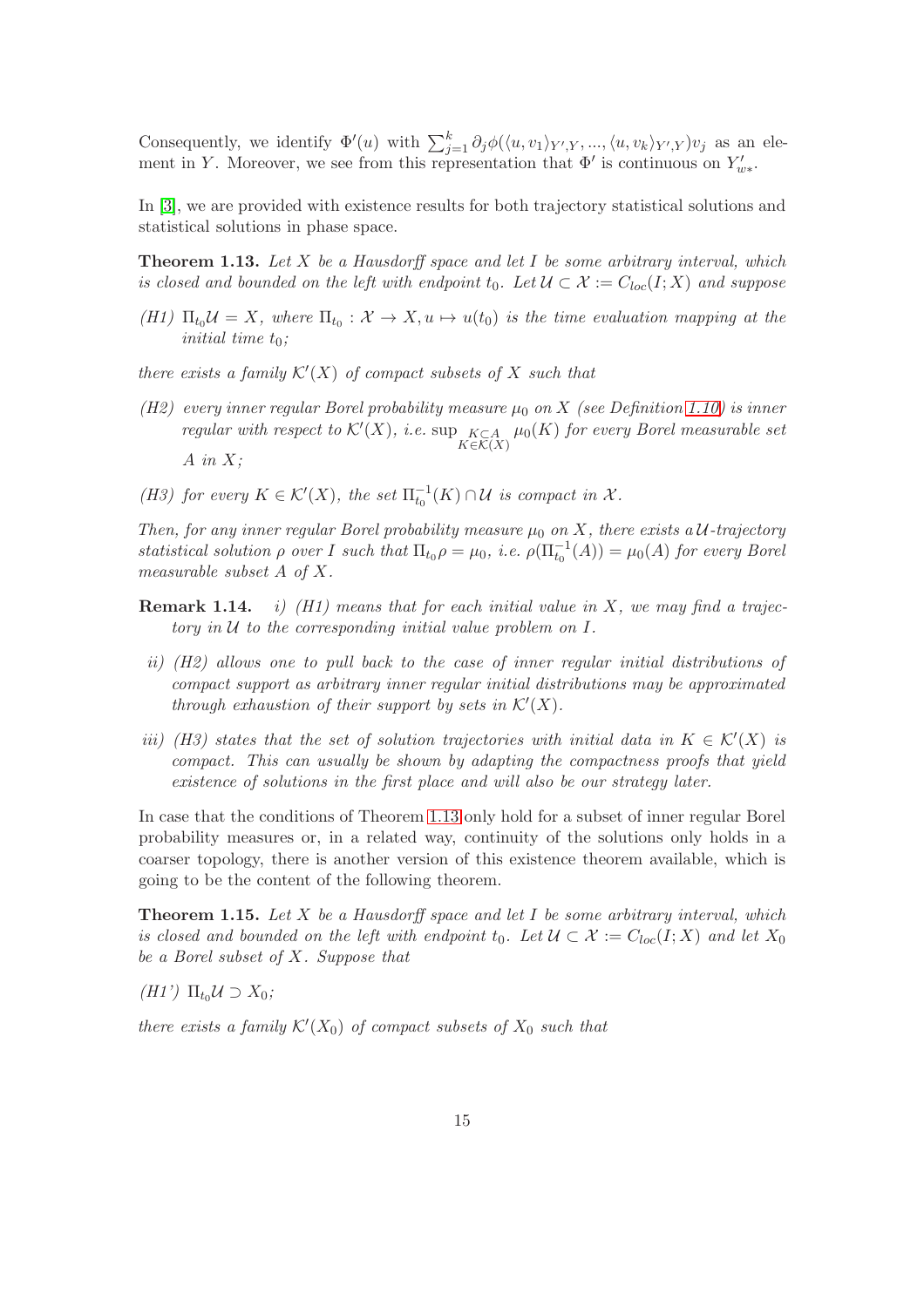Consequently, we identify $\Phi'(u)$ with $\sum_{j=1}^{k} \partial_j \phi(\langle u, v_1\rangle_{Y',Y}, ..., \langle u, v_k\rangle_{Y',Y}) v_j$ as an element in $Y$. Moreover, we see from this representation that $\Phi'$ is continuous on $Y'_{w*}$.

In [3], we are provided with existence results for both trajectory statistical solutions and statistical solutions in phase space.

**Theorem 1.13.** *Let $X$ be a Hausdorff space and let $I$ be some arbitrary interval, which is closed and bounded on the left with endpoint $t_0$. Let $\mathcal{U} \subset \mathcal{X} := C_{loc}(I; X)$ and suppose*

*(H1) $\Pi_{t_0}\mathcal{U} = X$, where $\Pi_{t_0} : \mathcal{X} \to X, u \mapsto u(t_0)$ is the time evaluation mapping at the initial time $t_0$;*

*there exists a family $\mathcal{K}'(X)$ of compact subsets of $X$ such that*

*(H2) every inner regular Borel probability measure $\mu_0$ on $X$ (see Definition 1.10) is inner regular with respect to $\mathcal{K}'(X)$, i.e. $\sup_{\substack{K \subset A \\ K \in \mathcal{K}(X)}} \mu_0(K)$ for every Borel measurable set $A$ in $X$;*

*(H3) for every $K \in \mathcal{K}'(X)$, the set $\Pi_{t_0}^{-1}(K) \cap \mathcal{U}$ is compact in $\mathcal{X}$.*

*Then, for any inner regular Borel probability measure $\mu_0$ on $X$, there exists a $\mathcal{U}$-trajectory statistical solution $\rho$ over $I$ such that $\Pi_{t_0}\rho = \mu_0$, i.e. $\rho(\Pi_{t_0}^{-1}(A)) = \mu_0(A)$ for every Borel measurable subset $A$ of $X$.*

**Remark 1.14.**

*i) (H1) means that for each initial value in $X$, we may find a trajectory in $\mathcal{U}$ to the corresponding initial value problem on $I$.*

*ii) (H2) allows one to pull back to the case of inner regular initial distributions of compact support as arbitrary inner regular initial distributions may be approximated through exhaustion of their support by sets in $\mathcal{K}'(X)$.*

*iii) (H3) states that the set of solution trajectories with initial data in $K \in \mathcal{K}'(X)$ is compact. This can usually be shown by adapting the compactness proofs that yield existence of solutions in the first place and will also be our strategy later.*

In case that the conditions of Theorem 1.13 only hold for a subset of inner regular Borel probability measures or, in a related way, continuity of the solutions only holds in a coarser topology, there is another version of this existence theorem available, which is going to be the content of the following theorem.

**Theorem 1.15.** *Let $X$ be a Hausdorff space and let $I$ be some arbitrary interval, which is closed and bounded on the left with endpoint $t_0$. Let $\mathcal{U} \subset \mathcal{X} := C_{loc}(I; X)$ and let $X_0$ be a Borel subset of $X$. Suppose that*

*(H1') $\Pi_{t_0}\mathcal{U} \supset X_0$;*

*there exists a family $\mathcal{K}'(X_0)$ of compact subsets of $X_0$ such that*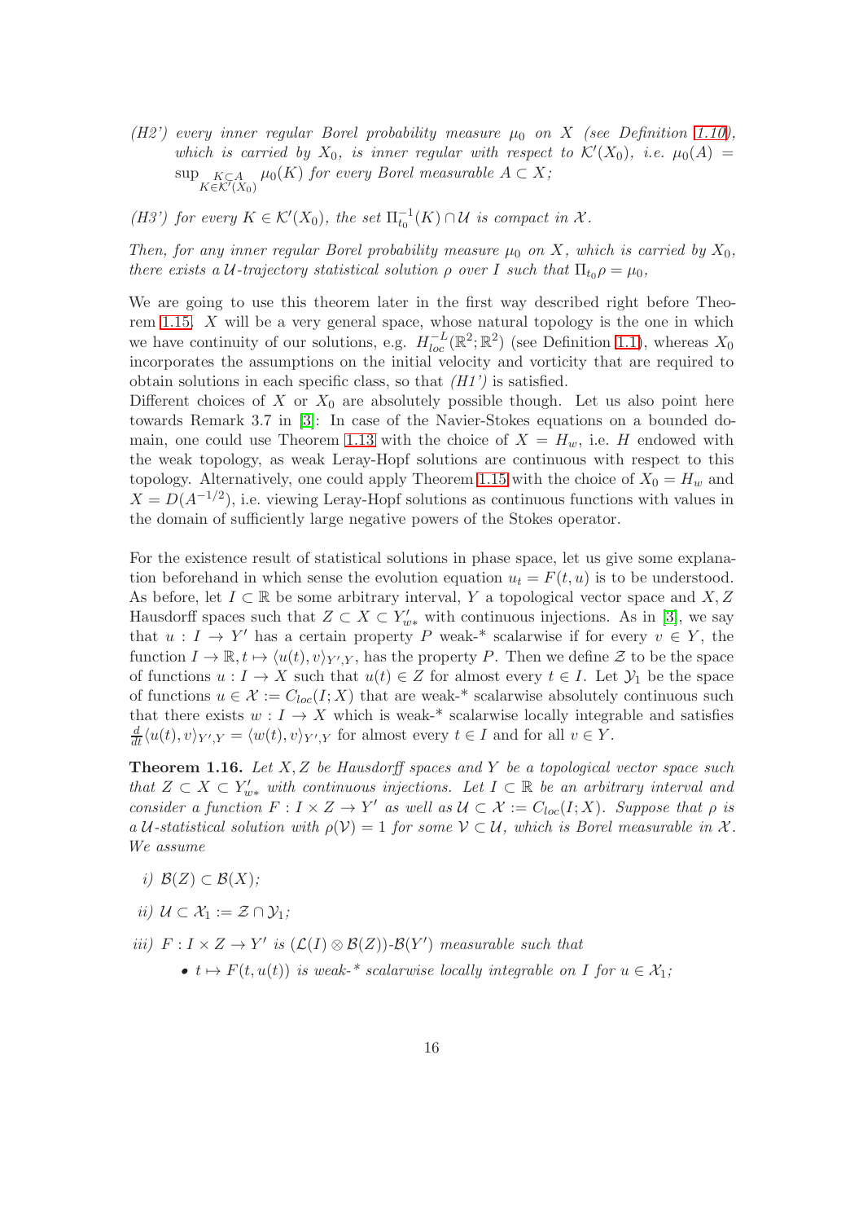*(H2')* *every inner regular Borel probability measure $\mu_0$ on $X$ (see Definition 1.10), which is carried by $X_0$, is inner regular with respect to $\mathcal{K}'(X_0)$, i.e. $\mu_0(A) = \sup_{\substack{K \subset A \\ K \in \mathcal{K}'(X_0)}} \mu_0(K)$ for every Borel measurable $A \subset X$;*

*(H3')* *for every $K \in \mathcal{K}'(X_0)$, the set $\Pi_{t_0}^{-1}(K) \cap \mathcal{U}$ is compact in $\mathcal{X}$.*

*Then, for any inner regular Borel probability measure $\mu_0$ on $X$, which is carried by $X_0$, there exists a $\mathcal{U}$-trajectory statistical solution $\rho$ over $I$ such that $\Pi_{t_0}\rho = \mu_0$,*

We are going to use this theorem later in the first way described right before Theorem 1.15. $X$ will be a very general space, whose natural topology is the one in which we have continuity of our solutions, e.g. $H^{-L}_{loc}(\mathbb{R}^2; \mathbb{R}^2)$ (see Definition 1.1), whereas $X_0$ incorporates the assumptions on the initial velocity and vorticity that are required to obtain solutions in each specific class, so that *(H1')* is satisfied.
Different choices of $X$ or $X_0$ are absolutely possible though. Let us also point here towards Remark 3.7 in [3]: In case of the Navier-Stokes equations on a bounded domain, one could use Theorem 1.13 with the choice of $X = H_w$, i.e. $H$ endowed with the weak topology, as weak Leray-Hopf solutions are continuous with respect to this topology. Alternatively, one could apply Theorem 1.15 with the choice of $X_0 = H_w$ and $X = D(A^{-1/2})$, i.e. viewing Leray-Hopf solutions as continuous functions with values in the domain of sufficiently large negative powers of the Stokes operator.

For the existence result of statistical solutions in phase space, let us give some explanation beforehand in which sense the evolution equation $u_t = F(t, u)$ is to be understood. As before, let $I \subset \mathbb{R}$ be some arbitrary interval, $Y$ a topological vector space and $X, Z$ Hausdorff spaces such that $Z \subset X \subset Y'_{w*}$ with continuous injections. As in [3], we say that $u : I \to Y'$ has a certain property $P$ weak-\* scalarwise if for every $v \in Y$, the function $I \to \mathbb{R}, t \mapsto \langle u(t), v\rangle_{Y',Y}$, has the property $P$. Then we define $\mathcal{Z}$ to be the space of functions $u : I \to X$ such that $u(t) \in Z$ for almost every $t \in I$. Let $\mathcal{Y}_1$ be the space of functions $u \in \mathcal{X} := C_{loc}(I; X)$ that are weak-\* scalarwise absolutely continuous such that there exists $w : I \to X$ which is weak-\* scalarwise locally integrable and satisfies $\frac{d}{dt}\langle u(t), v\rangle_{Y',Y} = \langle w(t), v\rangle_{Y',Y}$ for almost every $t \in I$ and for all $v \in Y$.

**Theorem 1.16.** *Let $X, Z$ be Hausdorff spaces and $Y$ be a topological vector space such that $Z \subset X \subset Y'_{w*}$ with continuous injections. Let $I \subset \mathbb{R}$ be an arbitrary interval and consider a function $F : I \times Z \to Y'$ as well as $\mathcal{U} \subset \mathcal{X} := C_{loc}(I; X)$. Suppose that $\rho$ is a $\mathcal{U}$-statistical solution with $\rho(\mathcal{V}) = 1$ for some $\mathcal{V} \subset \mathcal{U}$, which is Borel measurable in $\mathcal{X}$. We assume*

- *i)* *$\mathcal{B}(Z) \subset \mathcal{B}(X)$;*
- *ii)* *$\mathcal{U} \subset \mathcal{X}_1 := \mathcal{Z} \cap \mathcal{Y}_1$;*
- *iii)* *$F : I \times Z \to Y'$ is $(\mathcal{L}(I) \otimes \mathcal{B}(Z))$-$\mathcal{B}(Y')$ measurable such that*
  - *$t \mapsto F(t, u(t))$ is weak-\* scalarwise locally integrable on $I$ for $u \in \mathcal{X}_1$;*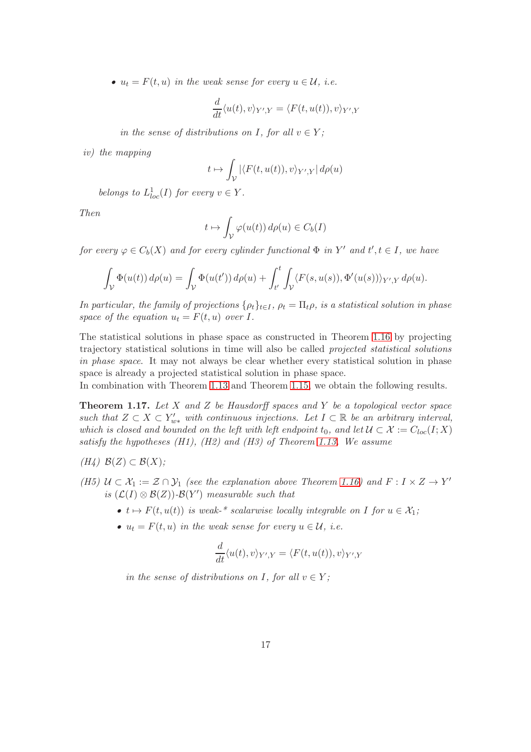- $u_t = F(t, u)$ *in the weak sense for every* $u \in \mathcal{U}$*, i.e.*

$$\frac{d}{dt}\langle u(t), v\rangle_{Y',Y} = \langle F(t, u(t)), v\rangle_{Y',Y}$$

*in the sense of distributions on* $I$*, for all* $v \in Y$*;*

*iv) the mapping*

$$t \mapsto \int_{\mathcal{V}} |\langle F(t, u(t)), v\rangle_{Y',Y}| \, d\rho(u)$$

*belongs to* $L^1_{loc}(I)$ *for every* $v \in Y$*.*

*Then*

$$t \mapsto \int_{\mathcal{V}} \varphi(u(t)) \, d\rho(u) \in C_b(I)$$

*for every* $\varphi \in C_b(X)$ *and for every cylinder functional* $\Phi$ *in* $Y'$ *and* $t', t \in I$*, we have*

$$\int_{\mathcal{V}} \Phi(u(t)) \, d\rho(u) = \int_{\mathcal{V}} \Phi(u(t')) \, d\rho(u) + \int_{t'}^{t} \int_{\mathcal{V}} \langle F(s, u(s)), \Phi'(u(s))\rangle_{Y',Y} \, d\rho(u).$$

*In particular, the family of projections* $\{\rho_t\}_{t\in I}$*,* $\rho_t = \Pi_t\rho$*, is a statistical solution in phase space of the equation* $u_t = F(t, u)$ *over* $I$*.*

The statistical solutions in phase space as constructed in Theorem 1.16 by projecting trajectory statistical solutions in time will also be called *projected statistical solutions in phase space*. It may not always be clear whether every statistical solution in phase space is already a projected statistical solution in phase space.
In combination with Theorem 1.13 and Theorem 1.15, we obtain the following results.

**Theorem 1.17.** *Let* $X$ *and* $Z$ *be Hausdorff spaces and* $Y$ *be a topological vector space such that* $Z \subset X \subset Y'_{w*}$ *with continuous injections. Let* $I \subset \mathbb{R}$ *be an arbitrary interval, which is closed and bounded on the left with left endpoint* $t_0$*, and let* $\mathcal{U} \subset \mathcal{X} := C_{loc}(I; X)$ *satisfy the hypotheses (H1), (H2) and (H3) of Theorem 1.13. We assume*

*(H4)* $\mathcal{B}(Z) \subset \mathcal{B}(X)$*;*

*(H5)* $\mathcal{U} \subset \mathcal{X}_1 := \mathcal{Z} \cap \mathcal{Y}_1$ *(see the explanation above Theorem 1.16) and* $F : I \times Z \to Y'$ *is* $(\mathcal{L}(I) \otimes \mathcal{B}(Z))$*-*$\mathcal{B}(Y')$ *measurable such that*

- $t \mapsto F(t, u(t))$ *is weak-\* scalarwise locally integrable on* $I$ *for* $u \in \mathcal{X}_1$*;*
- $u_t = F(t, u)$ *in the weak sense for every* $u \in \mathcal{U}$*, i.e.*

$$\frac{d}{dt}\langle u(t), v\rangle_{Y',Y} = \langle F(t, u(t)), v\rangle_{Y',Y}$$

*in the sense of distributions on* $I$*, for all* $v \in Y$*;*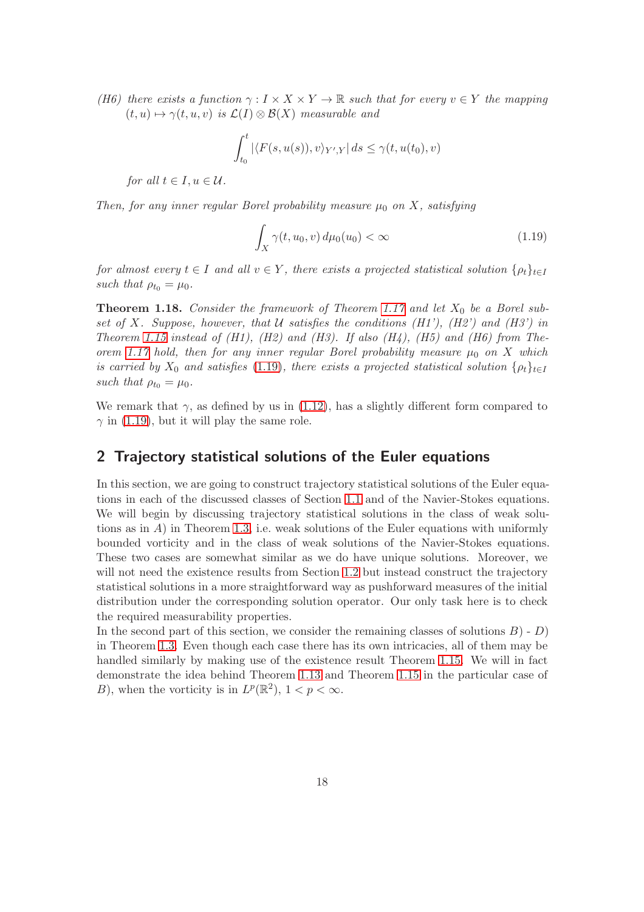*(H6) there exists a function $\gamma : I \times X \times Y \to \mathbb{R}$ such that for every $v \in Y$ the mapping $(t, u) \mapsto \gamma(t, u, v)$ is $\mathcal{L}(I) \otimes \mathcal{B}(X)$ measurable and*

$$\int_{t_0}^{t} |\langle F(s, u(s)), v\rangle_{Y',Y}| \, ds \leq \gamma(t, u(t_0), v)$$

*for all $t \in I, u \in \mathcal{U}$.*

*Then, for any inner regular Borel probability measure $\mu_0$ on $X$, satisfying*

$$\int_X \gamma(t, u_0, v) \, d\mu_0(u_0) < \infty \tag{1.19}$$

*for almost every $t \in I$ and all $v \in Y$, there exists a projected statistical solution $\{\rho_t\}_{t\in I}$ such that $\rho_{t_0} = \mu_0$.*

**Theorem 1.18.** *Consider the framework of Theorem 1.17 and let $X_0$ be a Borel subset of $X$. Suppose, however, that $\mathcal{U}$ satisfies the conditions (H1'), (H2') and (H3') in Theorem 1.15 instead of (H1), (H2) and (H3). If also (H4), (H5) and (H6) from Theorem 1.17 hold, then for any inner regular Borel probability measure $\mu_0$ on $X$ which is carried by $X_0$ and satisfies (1.19), there exists a projected statistical solution $\{\rho_t\}_{t\in I}$ such that $\rho_{t_0} = \mu_0$.*

We remark that $\gamma$, as defined by us in (1.12), has a slightly different form compared to $\gamma$ in (1.19), but it will play the same role.

## 2 Trajectory statistical solutions of the Euler equations

In this section, we are going to construct trajectory statistical solutions of the Euler equations in each of the discussed classes of Section 1.1 and of the Navier-Stokes equations. We will begin by discussing trajectory statistical solutions in the class of weak solutions as in *A*) in Theorem 1.3, i.e. weak solutions of the Euler equations with uniformly bounded vorticity and in the class of weak solutions of the Navier-Stokes equations. These two cases are somewhat similar as we do have unique solutions. Moreover, we will not need the existence results from Section 1.2 but instead construct the trajectory statistical solutions in a more straightforward way as pushforward measures of the initial distribution under the corresponding solution operator. Our only task here is to check the required measurability properties.

In the second part of this section, we consider the remaining classes of solutions *B*) - *D*) in Theorem 1.3. Even though each case there has its own intricacies, all of them may be handled similarly by making use of the existence result Theorem 1.15. We will in fact demonstrate the idea behind Theorem 1.13 and Theorem 1.15 in the particular case of *B*), when the vorticity is in $L^p(\mathbb{R}^2)$, $1 < p < \infty$.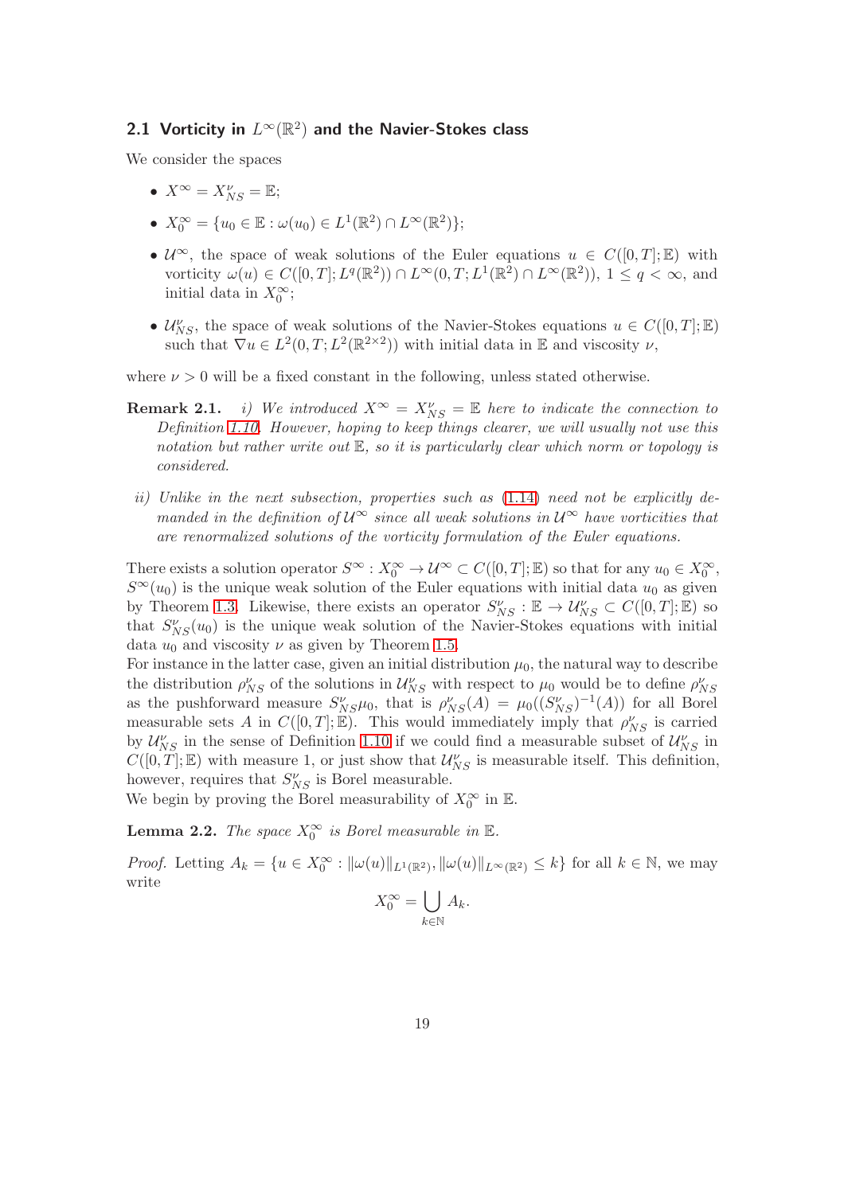### 2.1 Vorticity in $L^\infty(\mathbb{R}^2)$ and the Navier-Stokes class

We consider the spaces

- $X^\infty = X^\nu_{NS} = \mathbb{E}$;
- $X^\infty_0 = \{u_0 \in \mathbb{E} : \omega(u_0) \in L^1(\mathbb{R}^2) \cap L^\infty(\mathbb{R}^2)\}$;
- $\mathcal{U}^\infty$, the space of weak solutions of the Euler equations $u \in C([0,T];\mathbb{E})$ with vorticity $\omega(u) \in C([0,T];L^q(\mathbb{R}^2)) \cap L^\infty(0,T;L^1(\mathbb{R}^2) \cap L^\infty(\mathbb{R}^2))$, $1 \le q < \infty$, and initial data in $X^\infty_0$;
- $\mathcal{U}^\nu_{NS}$, the space of weak solutions of the Navier-Stokes equations $u \in C([0,T];\mathbb{E})$ such that $\nabla u \in L^2(0,T;L^2(\mathbb{R}^{2\times 2}))$ with initial data in $\mathbb{E}$ and viscosity $\nu$,

where $\nu > 0$ will be a fixed constant in the following, unless stated otherwise.

**Remark 2.1.** *i) We introduced $X^\infty = X^\nu_{NS} = \mathbb{E}$ here to indicate the connection to Definition 1.10. However, hoping to keep things clearer, we will usually not use this notation but rather write out $\mathbb{E}$, so it is particularly clear which norm or topology is considered.*

*ii) Unlike in the next subsection, properties such as (1.14) need not be explicitly demanded in the definition of $\mathcal{U}^\infty$ since all weak solutions in $\mathcal{U}^\infty$ have vorticities that are renormalized solutions of the vorticity formulation of the Euler equations.*

There exists a solution operator $S^\infty : X^\infty_0 \to \mathcal{U}^\infty \subset C([0,T];\mathbb{E})$ so that for any $u_0 \in X^\infty_0$, $S^\infty(u_0)$ is the unique weak solution of the Euler equations with initial data $u_0$ as given by Theorem 1.3. Likewise, there exists an operator $S^\nu_{NS} : \mathbb{E} \to \mathcal{U}^\nu_{NS} \subset C([0,T];\mathbb{E})$ so that $S^\nu_{NS}(u_0)$ is the unique weak solution of the Navier-Stokes equations with initial data $u_0$ and viscosity $\nu$ as given by Theorem 1.5.
For instance in the latter case, given an initial distribution $\mu_0$, the natural way to describe the distribution $\rho^\nu_{NS}$ of the solutions in $\mathcal{U}^\nu_{NS}$ with respect to $\mu_0$ would be to define $\rho^\nu_{NS}$ as the pushforward measure $S^\nu_{NS}\mu_0$, that is $\rho^\nu_{NS}(A) = \mu_0((S^\nu_{NS})^{-1}(A))$ for all Borel measurable sets $A$ in $C([0,T];\mathbb{E})$. This would immediately imply that $\rho^\nu_{NS}$ is carried by $\mathcal{U}^\nu_{NS}$ in the sense of Definition 1.10 if we could find a measurable subset of $\mathcal{U}^\nu_{NS}$ in $C([0,T];\mathbb{E})$ with measure 1, or just show that $\mathcal{U}^\nu_{NS}$ is measurable itself. This definition, however, requires that $S^\nu_{NS}$ is Borel measurable.
We begin by proving the Borel measurability of $X^\infty_0$ in $\mathbb{E}$.

**Lemma 2.2.** *The space $X^\infty_0$ is Borel measurable in $\mathbb{E}$.*

*Proof.* Letting $A_k = \{u \in X^\infty_0 : \|\omega(u)\|_{L^1(\mathbb{R}^2)}, \|\omega(u)\|_{L^\infty(\mathbb{R}^2)} \le k\}$ for all $k \in \mathbb{N}$, we may write

$$X^\infty_0 = \bigcup_{k\in\mathbb{N}} A_k.$$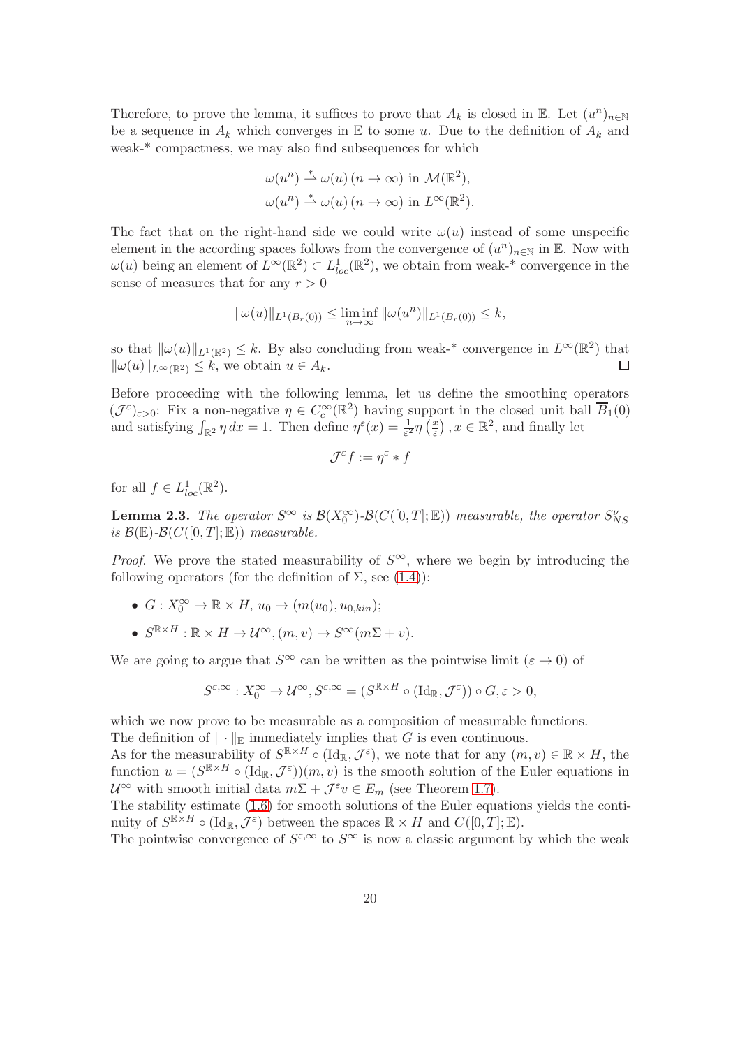Therefore, to prove the lemma, it suffices to prove that $A_k$ is closed in $\mathbb{E}$. Let $(u^n)_{n\in\mathbb{N}}$ be a sequence in $A_k$ which converges in $\mathbb{E}$ to some $u$. Due to the definition of $A_k$ and weak-* compactness, we may also find subsequences for which

$$\omega(u^n) \overset{*}{\rightharpoonup} \omega(u)\,(n\to\infty) \text{ in } \mathcal{M}(\mathbb{R}^2),$$
$$\omega(u^n) \overset{*}{\rightharpoonup} \omega(u)\,(n\to\infty) \text{ in } L^\infty(\mathbb{R}^2).$$

The fact that on the right-hand side we could write $\omega(u)$ instead of some unspecific element in the according spaces follows from the convergence of $(u^n)_{n\in\mathbb{N}}$ in $\mathbb{E}$. Now with $\omega(u)$ being an element of $L^\infty(\mathbb{R}^2) \subset L^1_{loc}(\mathbb{R}^2)$, we obtain from weak-* convergence in the sense of measures that for any $r > 0$

$$\|\omega(u)\|_{L^1(B_r(0))} \le \liminf_{n\to\infty} \|\omega(u^n)\|_{L^1(B_r(0))} \le k,$$

so that $\|\omega(u)\|_{L^1(\mathbb{R}^2)} \le k$. By also concluding from weak-* convergence in $L^\infty(\mathbb{R}^2)$ that $\|\omega(u)\|_{L^\infty(\mathbb{R}^2)} \le k$, we obtain $u \in A_k$. $\square$

Before proceeding with the following lemma, let us define the smoothing operators $(\mathcal{J}^\varepsilon)_{\varepsilon>0}$: Fix a non-negative $\eta \in C_c^\infty(\mathbb{R}^2)$ having support in the closed unit ball $\overline{B}_1(0)$ and satisfying $\int_{\mathbb{R}^2} \eta\, dx = 1$. Then define $\eta^\varepsilon(x) = \frac{1}{\varepsilon^2}\eta\left(\frac{x}{\varepsilon}\right), x \in \mathbb{R}^2$, and finally let

$$\mathcal{J}^\varepsilon f := \eta^\varepsilon * f$$

for all $f \in L^1_{loc}(\mathbb{R}^2)$.

**Lemma 2.3.** *The operator $S^\infty$ is $\mathcal{B}(X_0^\infty)$-$\mathcal{B}(C([0,T];\mathbb{E}))$ measurable, the operator $S^\nu_{NS}$ is $\mathcal{B}(\mathbb{E})$-$\mathcal{B}(C([0,T];\mathbb{E}))$ measurable.*

*Proof.* We prove the stated measurability of $S^\infty$, where we begin by introducing the following operators (for the definition of $\Sigma$, see (1.4)):

- $G : X_0^\infty \to \mathbb{R}\times H,\ u_0 \mapsto (m(u_0), u_{0,kin})$;
- $S^{\mathbb{R}\times H} : \mathbb{R}\times H \to \mathcal{U}^\infty, (m, v) \mapsto S^\infty(m\Sigma + v)$.

We are going to argue that $S^\infty$ can be written as the pointwise limit ($\varepsilon \to 0$) of

$$S^{\varepsilon,\infty} : X_0^\infty \to \mathcal{U}^\infty, S^{\varepsilon,\infty} = (S^{\mathbb{R}\times H} \circ (\mathrm{Id}_\mathbb{R}, \mathcal{J}^\varepsilon)) \circ G, \varepsilon > 0,$$

which we now prove to be measurable as a composition of measurable functions.
The definition of $\|\cdot\|_\mathbb{E}$ immediately implies that $G$ is even continuous.
As for the measurability of $S^{\mathbb{R}\times H} \circ (\mathrm{Id}_\mathbb{R}, \mathcal{J}^\varepsilon)$, we note that for any $(m, v) \in \mathbb{R}\times H$, the function $u = (S^{\mathbb{R}\times H} \circ (\mathrm{Id}_\mathbb{R}, \mathcal{J}^\varepsilon))(m, v)$ is the smooth solution of the Euler equations in $\mathcal{U}^\infty$ with smooth initial data $m\Sigma + \mathcal{J}^\varepsilon v \in E_m$ (see Theorem 1.7).
The stability estimate (1.6) for smooth solutions of the Euler equations yields the continuity of $S^{\mathbb{R}\times H} \circ (\mathrm{Id}_\mathbb{R}, \mathcal{J}^\varepsilon)$ between the spaces $\mathbb{R}\times H$ and $C([0,T];\mathbb{E})$.
The pointwise convergence of $S^{\varepsilon,\infty}$ to $S^\infty$ is now a classic argument by which the weak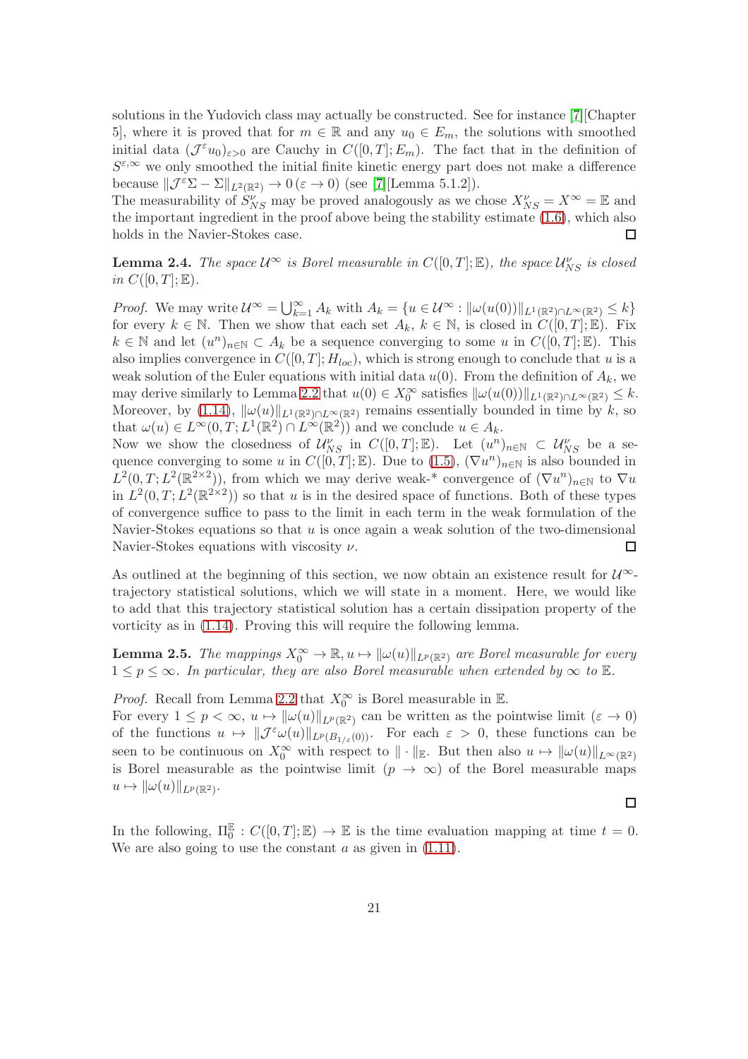solutions in the Yudovich class may actually be constructed. See for instance [7][Chapter 5], where it is proved that for $m \in \mathbb{R}$ and any $u_0 \in E_m$, the solutions with smoothed initial data $(\mathcal{J}^\varepsilon u_0)_{\varepsilon>0}$ are Cauchy in $C([0,T];E_m)$. The fact that in the definition of $S^{\varepsilon,\infty}$ we only smoothed the initial finite kinetic energy part does not make a difference because $\|\mathcal{J}^\varepsilon \Sigma - \Sigma\|_{L^2(\mathbb{R}^2)} \to 0\,(\varepsilon \to 0)$ (see [7][Lemma 5.1.2]).
The measurability of $S^\nu_{NS}$ may be proved analogously as we chose $X^\nu_{NS} = X^\infty = \mathbb{E}$ and the important ingredient in the proof above being the stability estimate (1.6), which also holds in the Navier-Stokes case. □

**Lemma 2.4.** *The space $\mathcal{U}^\infty$ is Borel measurable in $C([0,T];\mathbb{E})$, the space $\mathcal{U}^\nu_{NS}$ is closed in $C([0,T];\mathbb{E})$.*

*Proof.* We may write $\mathcal{U}^\infty = \bigcup_{k=1}^\infty A_k$ with $A_k = \{u \in \mathcal{U}^\infty : \|\omega(u(0))\|_{L^1(\mathbb{R}^2)\cap L^\infty(\mathbb{R}^2)} \leq k\}$ for every $k \in \mathbb{N}$. Then we show that each set $A_k$, $k \in \mathbb{N}$, is closed in $C([0,T];\mathbb{E})$. Fix $k \in \mathbb{N}$ and let $(u^n)_{n\in\mathbb{N}} \subset A_k$ be a sequence converging to some $u$ in $C([0,T];\mathbb{E})$. This also implies convergence in $C([0,T];H_{loc})$, which is strong enough to conclude that $u$ is a weak solution of the Euler equations with initial data $u(0)$. From the definition of $A_k$, we may derive similarly to Lemma 2.2 that $u(0) \in X_0^\infty$ satisfies $\|\omega(u(0))\|_{L^1(\mathbb{R}^2)\cap L^\infty(\mathbb{R}^2)} \leq k$. Moreover, by (1.14), $\|\omega(u)\|_{L^1(\mathbb{R}^2)\cap L^\infty(\mathbb{R}^2)}$ remains essentially bounded in time by $k$, so that $\omega(u) \in L^\infty(0,T;L^1(\mathbb{R}^2)\cap L^\infty(\mathbb{R}^2))$ and we conclude $u \in A_k$.
Now we show the closedness of $\mathcal{U}^\nu_{NS}$ in $C([0,T];\mathbb{E})$. Let $(u^n)_{n\in\mathbb{N}} \subset \mathcal{U}^\nu_{NS}$ be a sequence converging to some $u$ in $C([0,T];\mathbb{E})$. Due to (1.5), $(\nabla u^n)_{n\in\mathbb{N}}$ is also bounded in $L^2(0,T;L^2(\mathbb{R}^{2\times 2}))$, from which we may derive weak-* convergence of $(\nabla u^n)_{n\in\mathbb{N}}$ to $\nabla u$ in $L^2(0,T;L^2(\mathbb{R}^{2\times 2}))$ so that $u$ is in the desired space of functions. Both of these types of convergence suffice to pass to the limit in each term in the weak formulation of the Navier-Stokes equations so that $u$ is once again a weak solution of the two-dimensional Navier-Stokes equations with viscosity $\nu$. □

As outlined at the beginning of this section, we now obtain an existence result for $\mathcal{U}^\infty$-trajectory statistical solutions, which we will state in a moment. Here, we would like to add that this trajectory statistical solution has a certain dissipation property of the vorticity as in (1.14). Proving this will require the following lemma.

**Lemma 2.5.** *The mappings $X_0^\infty \to \mathbb{R}, u \mapsto \|\omega(u)\|_{L^p(\mathbb{R}^2)}$ are Borel measurable for every $1 \leq p \leq \infty$. In particular, they are also Borel measurable when extended by $\infty$ to $\mathbb{E}$.*

*Proof.* Recall from Lemma 2.2 that $X_0^\infty$ is Borel measurable in $\mathbb{E}$.
For every $1 \leq p < \infty$, $u \mapsto \|\omega(u)\|_{L^p(\mathbb{R}^2)}$ can be written as the pointwise limit $(\varepsilon \to 0)$ of the functions $u \mapsto \|\mathcal{J}^\varepsilon \omega(u)\|_{L^p(B_{1/\varepsilon}(0))}$. For each $\varepsilon > 0$, these functions can be seen to be continuous on $X_0^\infty$ with respect to $\|\cdot\|_{\mathbb{E}}$. But then also $u \mapsto \|\omega(u)\|_{L^\infty(\mathbb{R}^2)}$ is Borel measurable as the pointwise limit $(p \to \infty)$ of the Borel measurable maps $u \mapsto \|\omega(u)\|_{L^p(\mathbb{R}^2)}$.

□

In the following, $\Pi_0^{\mathbb{E}} : C([0,T];\mathbb{E}) \to \mathbb{E}$ is the time evaluation mapping at time $t = 0$. We are also going to use the constant $a$ as given in (1.11).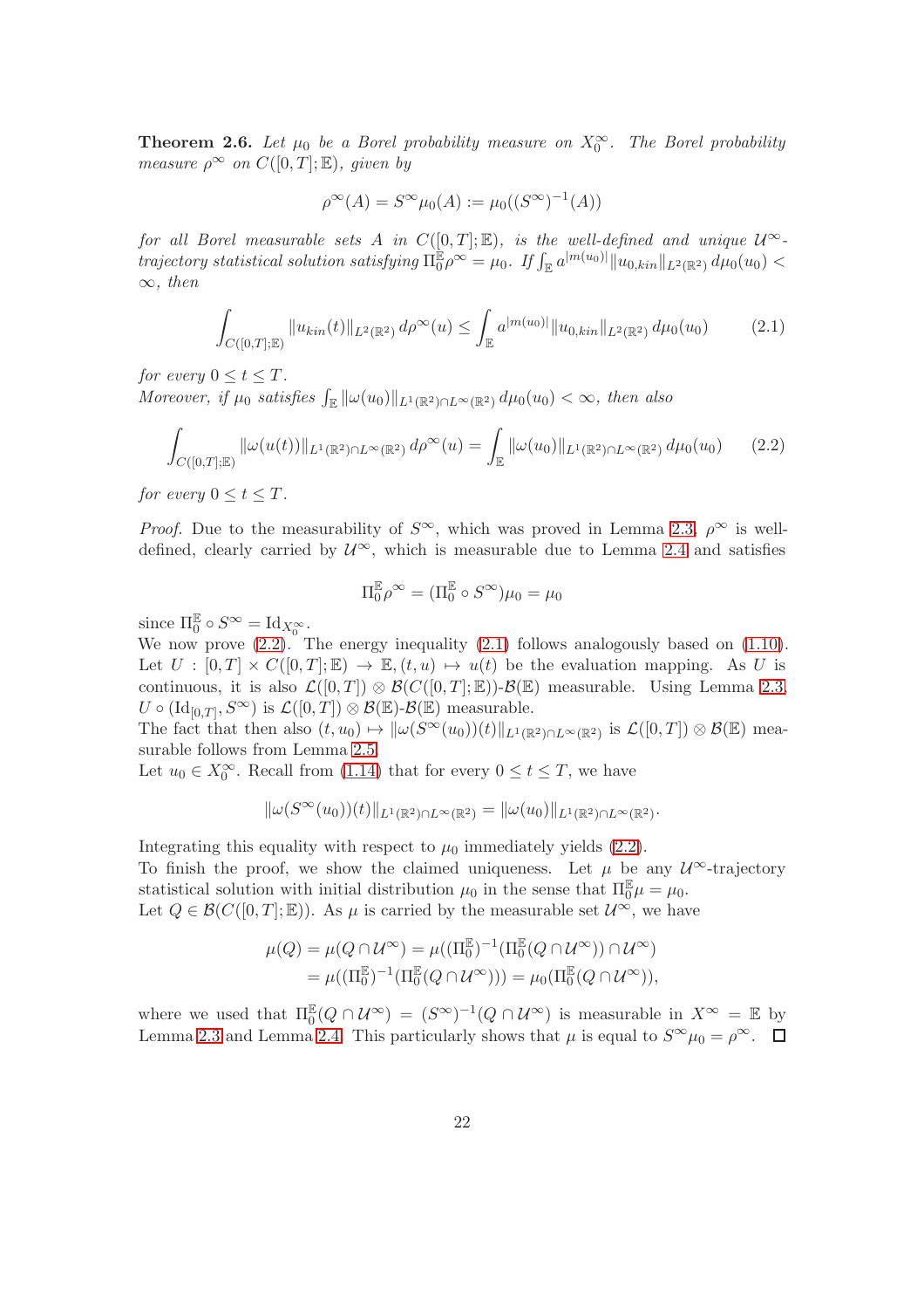**Theorem 2.6.** *Let $\mu_0$ be a Borel probability measure on $X_0^\infty$. The Borel probability measure $\rho^\infty$ on $C([0,T];\mathbb{E})$, given by*

$$\rho^\infty(A) = S^\infty \mu_0(A) := \mu_0((S^\infty)^{-1}(A))$$

*for all Borel measurable sets $A$ in $C([0,T];\mathbb{E})$, is the well-defined and unique $\mathcal{U}^\infty$-trajectory statistical solution satisfying $\Pi_0^{\mathbb{E}} \rho^\infty = \mu_0$. If $\int_{\mathbb{E}} a^{|m(u_0)|} \|u_{0,kin}\|_{L^2(\mathbb{R}^2)} \, d\mu_0(u_0) < \infty$, then*

$$\int_{C([0,T];\mathbb{E})} \|u_{kin}(t)\|_{L^2(\mathbb{R}^2)} \, d\rho^\infty(u) \leq \int_{\mathbb{E}} a^{|m(u_0)|} \|u_{0,kin}\|_{L^2(\mathbb{R}^2)} \, d\mu_0(u_0) \tag{2.1}$$

*for every $0 \leq t \leq T$.*
*Moreover, if $\mu_0$ satisfies $\int_{\mathbb{E}} \|\omega(u_0)\|_{L^1(\mathbb{R}^2) \cap L^\infty(\mathbb{R}^2)} \, d\mu_0(u_0) < \infty$, then also*

$$\int_{C([0,T];\mathbb{E})} \|\omega(u(t))\|_{L^1(\mathbb{R}^2) \cap L^\infty(\mathbb{R}^2)} \, d\rho^\infty(u) = \int_{\mathbb{E}} \|\omega(u_0)\|_{L^1(\mathbb{R}^2) \cap L^\infty(\mathbb{R}^2)} \, d\mu_0(u_0) \tag{2.2}$$

*for every $0 \leq t \leq T$.*

*Proof.* Due to the measurability of $S^\infty$, which was proved in Lemma 2.3, $\rho^\infty$ is well-defined, clearly carried by $\mathcal{U}^\infty$, which is measurable due to Lemma 2.4 and satisfies

$$\Pi_0^{\mathbb{E}} \rho^\infty = (\Pi_0^{\mathbb{E}} \circ S^\infty) \mu_0 = \mu_0$$

since $\Pi_0^{\mathbb{E}} \circ S^\infty = \mathrm{Id}_{X_0^\infty}$.
We now prove (2.2). The energy inequality (2.1) follows analogously based on (1.10). Let $U : [0,T] \times C([0,T];\mathbb{E}) \to \mathbb{E}, (t,u) \mapsto u(t)$ be the evaluation mapping. As $U$ is continuous, it is also $\mathcal{L}([0,T]) \otimes \mathcal{B}(C([0,T];\mathbb{E}))$-$\mathcal{B}(\mathbb{E})$ measurable. Using Lemma 2.3, $U \circ (\mathrm{Id}_{[0,T]}, S^\infty)$ is $\mathcal{L}([0,T]) \otimes \mathcal{B}(\mathbb{E})$-$\mathcal{B}(\mathbb{E})$ measurable.
The fact that then also $(t,u_0) \mapsto \|\omega(S^\infty(u_0))(t)\|_{L^1(\mathbb{R}^2) \cap L^\infty(\mathbb{R}^2)}$ is $\mathcal{L}([0,T]) \otimes \mathcal{B}(\mathbb{E})$ measurable follows from Lemma 2.5.
Let $u_0 \in X_0^\infty$. Recall from (1.14) that for every $0 \leq t \leq T$, we have

$$\|\omega(S^\infty(u_0))(t)\|_{L^1(\mathbb{R}^2) \cap L^\infty(\mathbb{R}^2)} = \|\omega(u_0)\|_{L^1(\mathbb{R}^2) \cap L^\infty(\mathbb{R}^2)}.$$

Integrating this equality with respect to $\mu_0$ immediately yields (2.2).
To finish the proof, we show the claimed uniqueness. Let $\mu$ be any $\mathcal{U}^\infty$-trajectory statistical solution with initial distribution $\mu_0$ in the sense that $\Pi_0^{\mathbb{E}} \mu = \mu_0$.
Let $Q \in \mathcal{B}(C([0,T];\mathbb{E}))$. As $\mu$ is carried by the measurable set $\mathcal{U}^\infty$, we have

$$\begin{aligned}
\mu(Q) = \mu(Q \cap \mathcal{U}^\infty) &= \mu((\Pi_0^{\mathbb{E}})^{-1}(\Pi_0^{\mathbb{E}}(Q \cap \mathcal{U}^\infty)) \cap \mathcal{U}^\infty) \\
&= \mu((\Pi_0^{\mathbb{E}})^{-1}(\Pi_0^{\mathbb{E}}(Q \cap \mathcal{U}^\infty))) = \mu_0(\Pi_0^{\mathbb{E}}(Q \cap \mathcal{U}^\infty)),
\end{aligned}$$

where we used that $\Pi_0^{\mathbb{E}}(Q \cap \mathcal{U}^\infty) = (S^\infty)^{-1}(Q \cap \mathcal{U}^\infty)$ is measurable in $X^\infty = \mathbb{E}$ by Lemma 2.3 and Lemma 2.4. This particularly shows that $\mu$ is equal to $S^\infty \mu_0 = \rho^\infty$. $\square$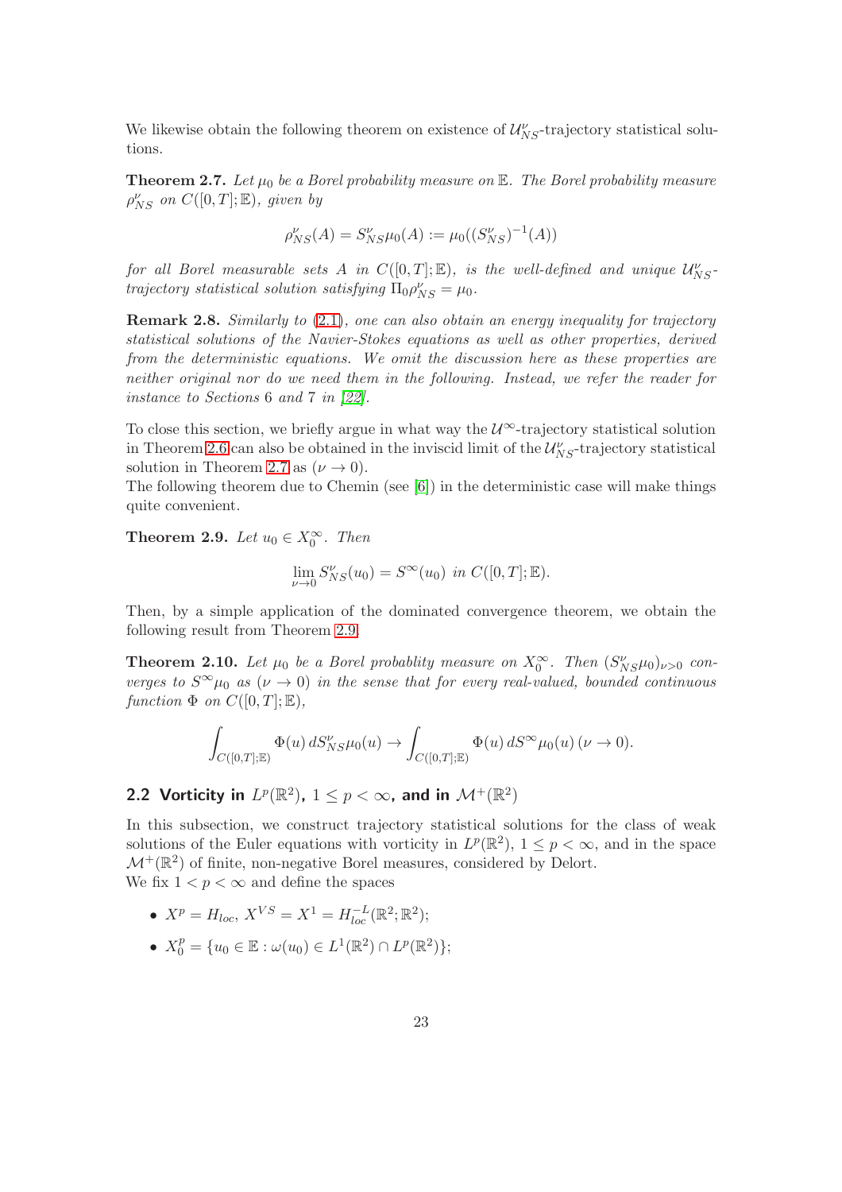We likewise obtain the following theorem on existence of $\mathcal{U}^{\nu}_{NS}$-trajectory statistical solutions.

**Theorem 2.7.** *Let $\mu_0$ be a Borel probability measure on $\mathbb{E}$. The Borel probability measure $\rho^{\nu}_{NS}$ on $C([0,T];\mathbb{E})$, given by*

$$\rho^{\nu}_{NS}(A) = S^{\nu}_{NS}\mu_0(A) := \mu_0((S^{\nu}_{NS})^{-1}(A))$$

*for all Borel measurable sets $A$ in $C([0,T];\mathbb{E})$, is the well-defined and unique $\mathcal{U}^{\nu}_{NS}$-trajectory statistical solution satisfying $\Pi_0\rho^{\nu}_{NS} = \mu_0$.*

**Remark 2.8.** *Similarly to (2.1), one can also obtain an energy inequality for trajectory statistical solutions of the Navier-Stokes equations as well as other properties, derived from the deterministic equations. We omit the discussion here as these properties are neither original nor do we need them in the following. Instead, we refer the reader for instance to Sections 6 and 7 in [22].*

To close this section, we briefly argue in what way the $\mathcal{U}^{\infty}$-trajectory statistical solution in Theorem 2.6 can also be obtained in the inviscid limit of the $\mathcal{U}^{\nu}_{NS}$-trajectory statistical solution in Theorem 2.7 as $(\nu \to 0)$.
The following theorem due to Chemin (see [6]) in the deterministic case will make things quite convenient.

**Theorem 2.9.** *Let $u_0 \in X^{\infty}_0$. Then*

$$\lim_{\nu\to 0} S^{\nu}_{NS}(u_0) = S^{\infty}(u_0) \text{ in } C([0,T];\mathbb{E}).$$

Then, by a simple application of the dominated convergence theorem, we obtain the following result from Theorem 2.9.

**Theorem 2.10.** *Let $\mu_0$ be a Borel probablity measure on $X^{\infty}_0$. Then $(S^{\nu}_{NS}\mu_0)_{\nu>0}$ converges to $S^{\infty}\mu_0$ as $(\nu \to 0)$ in the sense that for every real-valued, bounded continuous function $\Phi$ on $C([0,T];\mathbb{E})$,*

$$\int_{C([0,T];\mathbb{E})} \Phi(u)\, dS^{\nu}_{NS}\mu_0(u) \to \int_{C([0,T];\mathbb{E})} \Phi(u)\, dS^{\infty}\mu_0(u)\, (\nu \to 0).$$

### 2.2 Vorticity in $L^p(\mathbb{R}^2)$, $1 \le p < \infty$, and in $\mathcal{M}^+(\mathbb{R}^2)$

In this subsection, we construct trajectory statistical solutions for the class of weak solutions of the Euler equations with vorticity in $L^p(\mathbb{R}^2)$, $1 \le p < \infty$, and in the space $\mathcal{M}^+(\mathbb{R}^2)$ of finite, non-negative Borel measures, considered by Delort.
We fix $1 < p < \infty$ and define the spaces

- $X^p = H_{loc}$, $X^{VS} = X^1 = H^{-L}_{loc}(\mathbb{R}^2;\mathbb{R}^2)$;
- $X^p_0 = \{u_0 \in \mathbb{E} : \omega(u_0) \in L^1(\mathbb{R}^2) \cap L^p(\mathbb{R}^2)\}$;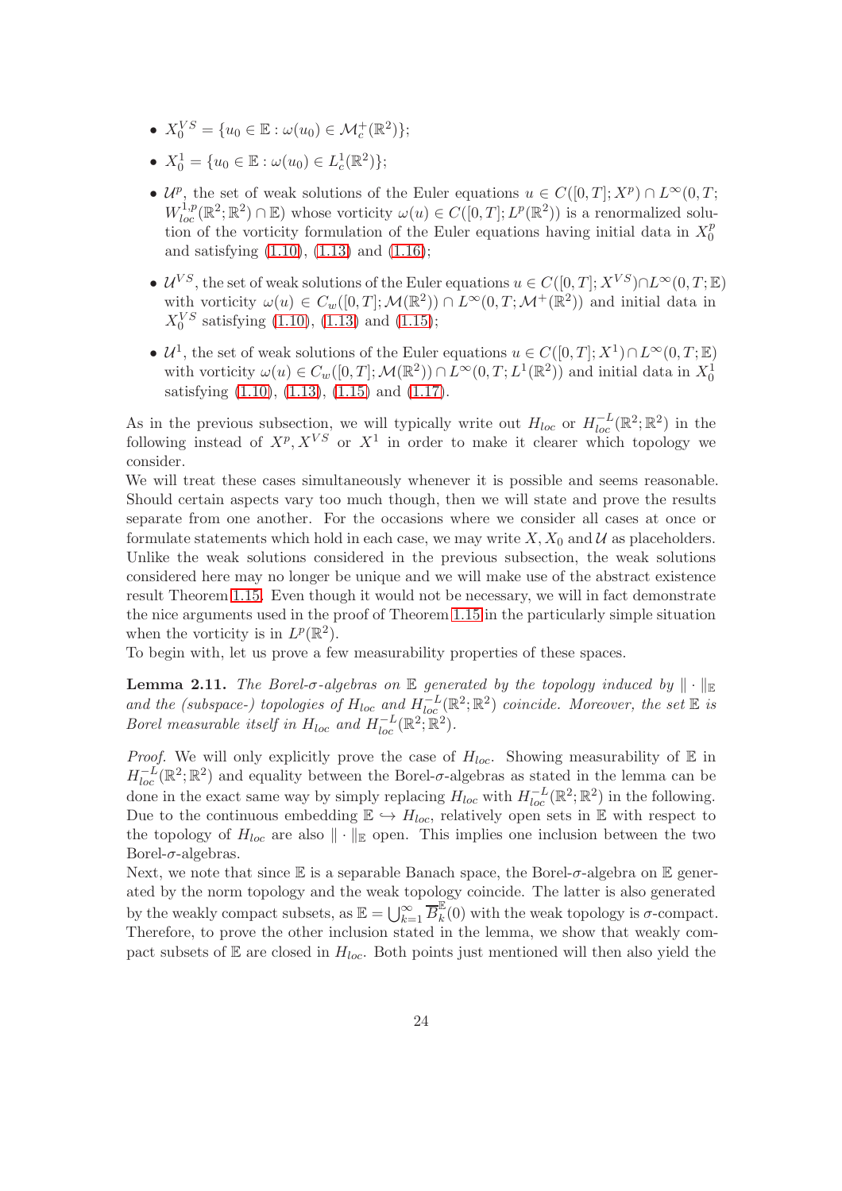- $X_0^{VS} = \{u_0 \in \mathbb{E} : \omega(u_0) \in \mathcal{M}_c^+(\mathbb{R}^2)\}$;
- $X_0^1 = \{u_0 \in \mathbb{E} : \omega(u_0) \in L_c^1(\mathbb{R}^2)\}$;
- $\mathcal{U}^p$, the set of weak solutions of the Euler equations $u \in C([0,T]; X^p) \cap L^\infty(0,T; W^{1,p}_{loc}(\mathbb{R}^2;\mathbb{R}^2) \cap \mathbb{E})$ whose vorticity $\omega(u) \in C([0,T]; L^p(\mathbb{R}^2))$ is a renormalized solution of the vorticity formulation of the Euler equations having initial data in $X_0^p$ and satisfying (1.10), (1.13) and (1.16);
- $\mathcal{U}^{VS}$, the set of weak solutions of the Euler equations $u \in C([0,T]; X^{VS}) \cap L^\infty(0,T;\mathbb{E})$ with vorticity $\omega(u) \in C_w([0,T]; \mathcal{M}(\mathbb{R}^2)) \cap L^\infty(0,T; \mathcal{M}^+(\mathbb{R}^2))$ and initial data in $X_0^{VS}$ satisfying (1.10), (1.13) and (1.15);
- $\mathcal{U}^1$, the set of weak solutions of the Euler equations $u \in C([0,T]; X^1) \cap L^\infty(0,T;\mathbb{E})$ with vorticity $\omega(u) \in C_w([0,T]; \mathcal{M}(\mathbb{R}^2)) \cap L^\infty(0,T; L^1(\mathbb{R}^2))$ and initial data in $X_0^1$ satisfying (1.10), (1.13), (1.15) and (1.17).

As in the previous subsection, we will typically write out $H_{loc}$ or $H^{-L}_{loc}(\mathbb{R}^2;\mathbb{R}^2)$ in the following instead of $X^p, X^{VS}$ or $X^1$ in order to make it clearer which topology we consider.
We will treat these cases simultaneously whenever it is possible and seems reasonable. Should certain aspects vary too much though, then we will state and prove the results separate from one another. For the occasions where we consider all cases at once or formulate statements which hold in each case, we may write $X, X_0$ and $\mathcal{U}$ as placeholders. Unlike the weak solutions considered in the previous subsection, the weak solutions considered here may no longer be unique and we will make use of the abstract existence result Theorem 1.15. Even though it would not be necessary, we will in fact demonstrate the nice arguments used in the proof of Theorem 1.15 in the particularly simple situation when the vorticity is in $L^p(\mathbb{R}^2)$.
To begin with, let us prove a few measurability properties of these spaces.

**Lemma 2.11.** *The Borel-$\sigma$-algebras on $\mathbb{E}$ generated by the topology induced by $\|\cdot\|_{\mathbb{E}}$ and the (subspace-) topologies of $H_{loc}$ and $H^{-L}_{loc}(\mathbb{R}^2;\mathbb{R}^2)$ coincide. Moreover, the set $\mathbb{E}$ is Borel measurable itself in $H_{loc}$ and $H^{-L}_{loc}(\mathbb{R}^2;\mathbb{R}^2)$.*

*Proof.* We will only explicitly prove the case of $H_{loc}$. Showing measurability of $\mathbb{E}$ in $H^{-L}_{loc}(\mathbb{R}^2;\mathbb{R}^2)$ and equality between the Borel-$\sigma$-algebras as stated in the lemma can be done in the exact same way by simply replacing $H_{loc}$ with $H^{-L}_{loc}(\mathbb{R}^2;\mathbb{R}^2)$ in the following. Due to the continuous embedding $\mathbb{E} \hookrightarrow H_{loc}$, relatively open sets in $\mathbb{E}$ with respect to the topology of $H_{loc}$ are also $\|\cdot\|_{\mathbb{E}}$ open. This implies one inclusion between the two Borel-$\sigma$-algebras.
Next, we note that since $\mathbb{E}$ is a separable Banach space, the Borel-$\sigma$-algebra on $\mathbb{E}$ generated by the norm topology and the weak topology coincide. The latter is also generated by the weakly compact subsets, as $\mathbb{E} = \bigcup_{k=1}^\infty \overline{B}_k^{\mathbb{E}}(0)$ with the weak topology is $\sigma$-compact. Therefore, to prove the other inclusion stated in the lemma, we show that weakly compact subsets of $\mathbb{E}$ are closed in $H_{loc}$. Both points just mentioned will then also yield the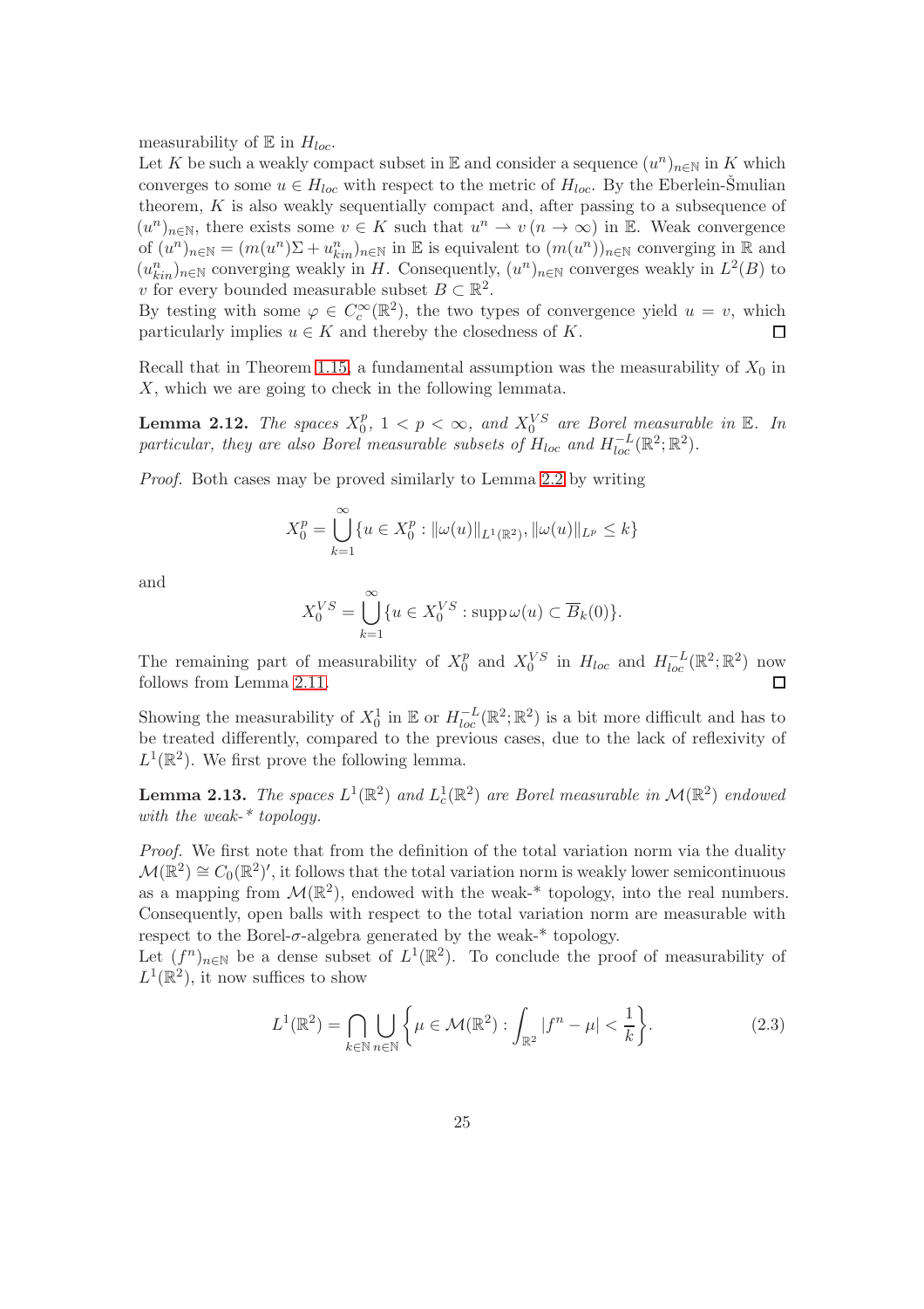measurability of $\mathbb{E}$ in $H_{loc}$.
Let $K$ be such a weakly compact subset in $\mathbb{E}$ and consider a sequence $(u^n)_{n\in\mathbb{N}}$ in $K$ which converges to some $u \in H_{loc}$ with respect to the metric of $H_{loc}$. By the Eberlein-Šmulian theorem, $K$ is also weakly sequentially compact and, after passing to a subsequence of $(u^n)_{n\in\mathbb{N}}$, there exists some $v \in K$ such that $u^n \rightharpoonup v\,(n \to \infty)$ in $\mathbb{E}$. Weak convergence of $(u^n)_{n\in\mathbb{N}} = (m(u^n)\Sigma + u^n_{kin})_{n\in\mathbb{N}}$ in $\mathbb{E}$ is equivalent to $(m(u^n))_{n\in\mathbb{N}}$ converging in $\mathbb{R}$ and $(u^n_{kin})_{n\in\mathbb{N}}$ converging weakly in $H$. Consequently, $(u^n)_{n\in\mathbb{N}}$ converges weakly in $L^2(B)$ to $v$ for every bounded measurable subset $B \subset \mathbb{R}^2$.
By testing with some $\varphi \in C_c^\infty(\mathbb{R}^2)$, the two types of convergence yield $u = v$, which particularly implies $u \in K$ and thereby the closedness of $K$. □

Recall that in Theorem 1.15, a fundamental assumption was the measurability of $X_0$ in $X$, which we are going to check in the following lemmata.

**Lemma 2.12.** *The spaces $X_0^p$, $1 < p < \infty$, and $X_0^{VS}$ are Borel measurable in $\mathbb{E}$. In particular, they are also Borel measurable subsets of $H_{loc}$ and $H^{-L}_{loc}(\mathbb{R}^2;\mathbb{R}^2)$.*

*Proof.* Both cases may be proved similarly to Lemma 2.2 by writing

$$X_0^p = \bigcup_{k=1}^{\infty} \{u \in X_0^p : \|\omega(u)\|_{L^1(\mathbb{R}^2)}, \|\omega(u)\|_{L^p} \leq k\}$$

and

$$X_0^{VS} = \bigcup_{k=1}^{\infty} \{u \in X_0^{VS} : \operatorname{supp} \omega(u) \subset \overline{B}_k(0)\}.$$

The remaining part of measurability of $X_0^p$ and $X_0^{VS}$ in $H_{loc}$ and $H^{-L}_{loc}(\mathbb{R}^2;\mathbb{R}^2)$ now follows from Lemma 2.11. □

Showing the measurability of $X_0^1$ in $\mathbb{E}$ or $H^{-L}_{loc}(\mathbb{R}^2;\mathbb{R}^2)$ is a bit more difficult and has to be treated differently, compared to the previous cases, due to the lack of reflexivity of $L^1(\mathbb{R}^2)$. We first prove the following lemma.

**Lemma 2.13.** *The spaces $L^1(\mathbb{R}^2)$ and $L^1_c(\mathbb{R}^2)$ are Borel measurable in $\mathcal{M}(\mathbb{R}^2)$ endowed with the weak-\* topology.*

*Proof.* We first note that from the definition of the total variation norm via the duality $\mathcal{M}(\mathbb{R}^2) \cong C_0(\mathbb{R}^2)'$, it follows that the total variation norm is weakly lower semicontinuous as a mapping from $\mathcal{M}(\mathbb{R}^2)$, endowed with the weak-* topology, into the real numbers. Consequently, open balls with respect to the total variation norm are measurable with respect to the Borel-$\sigma$-algebra generated by the weak-* topology.
Let $(f^n)_{n\in\mathbb{N}}$ be a dense subset of $L^1(\mathbb{R}^2)$. To conclude the proof of measurability of $L^1(\mathbb{R}^2)$, it now suffices to show

$$L^1(\mathbb{R}^2) = \bigcap_{k\in\mathbb{N}} \bigcup_{n\in\mathbb{N}} \left\{\mu \in \mathcal{M}(\mathbb{R}^2) : \int_{\mathbb{R}^2} |f^n - \mu| < \frac{1}{k}\right\}. \tag{2.3}$$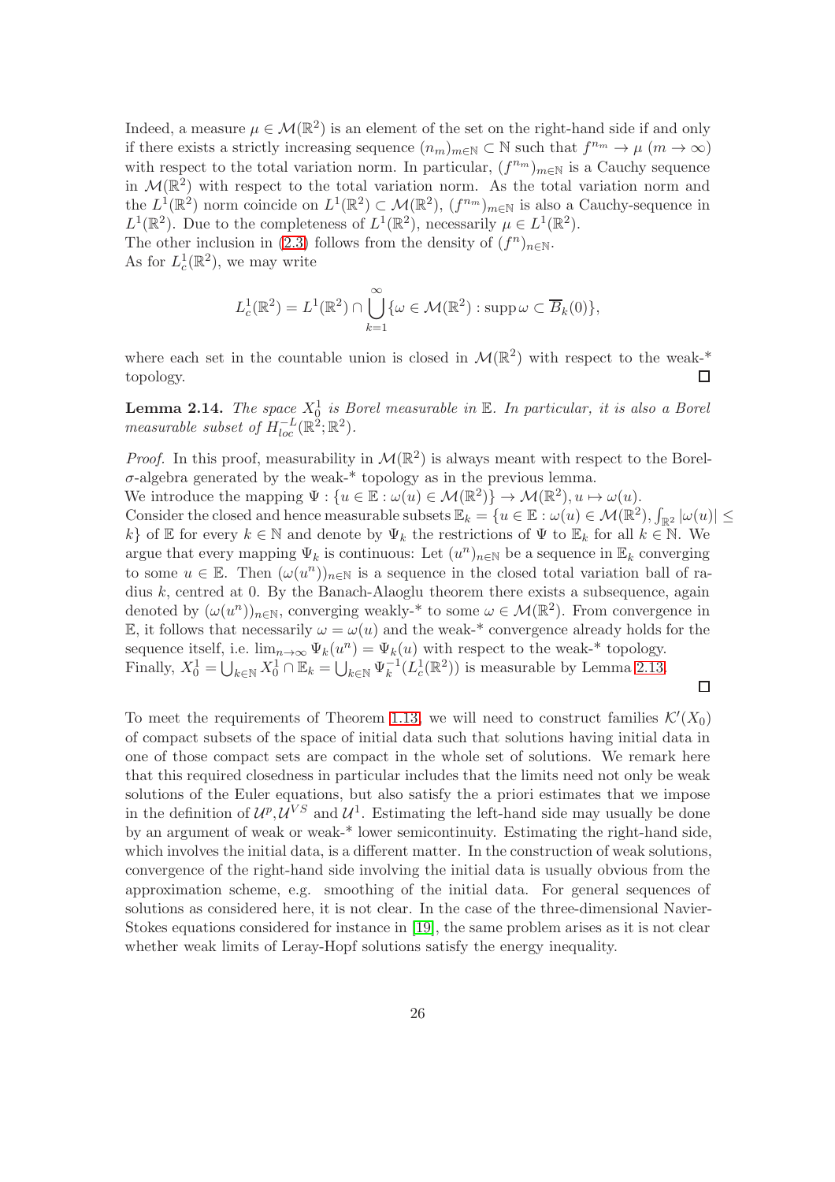Indeed, a measure $\mu \in \mathcal{M}(\mathbb{R}^2)$ is an element of the set on the right-hand side if and only if there exists a strictly increasing sequence $(n_m)_{m\in\mathbb{N}} \subset \mathbb{N}$ such that $f^{n_m} \to \mu$ $(m \to \infty)$ with respect to the total variation norm. In particular, $(f^{n_m})_{m\in\mathbb{N}}$ is a Cauchy sequence in $\mathcal{M}(\mathbb{R}^2)$ with respect to the total variation norm. As the total variation norm and the $L^1(\mathbb{R}^2)$ norm coincide on $L^1(\mathbb{R}^2) \subset \mathcal{M}(\mathbb{R}^2)$, $(f^{n_m})_{m\in\mathbb{N}}$ is also a Cauchy-sequence in $L^1(\mathbb{R}^2)$. Due to the completeness of $L^1(\mathbb{R}^2)$, necessarily $\mu \in L^1(\mathbb{R}^2)$.
The other inclusion in (2.3) follows from the density of $(f^n)_{n\in\mathbb{N}}$.
As for $L^1_c(\mathbb{R}^2)$, we may write

$$L^1_c(\mathbb{R}^2) = L^1(\mathbb{R}^2) \cap \bigcup_{k=1}^{\infty} \{\omega \in \mathcal{M}(\mathbb{R}^2) : \operatorname{supp} \omega \subset \overline{B}_k(0)\},$$

where each set in the countable union is closed in $\mathcal{M}(\mathbb{R}^2)$ with respect to the weak-* topology. □

**Lemma 2.14.** *The space $X_0^1$ is Borel measurable in $\mathbb{E}$. In particular, it is also a Borel measurable subset of $H^{-L}_{loc}(\mathbb{R}^2; \mathbb{R}^2)$.*

*Proof.* In this proof, measurability in $\mathcal{M}(\mathbb{R}^2)$ is always meant with respect to the Borel-$\sigma$-algebra generated by the weak-* topology as in the previous lemma.
We introduce the mapping $\Psi : \{u \in \mathbb{E} : \omega(u) \in \mathcal{M}(\mathbb{R}^2)\} \to \mathcal{M}(\mathbb{R}^2), u \mapsto \omega(u)$.
Consider the closed and hence measurable subsets $\mathbb{E}_k = \{u \in \mathbb{E} : \omega(u) \in \mathcal{M}(\mathbb{R}^2), \int_{\mathbb{R}^2} |\omega(u)| \leq k\}$ of $\mathbb{E}$ for every $k \in \mathbb{N}$ and denote by $\Psi_k$ the restrictions of $\Psi$ to $\mathbb{E}_k$ for all $k \in \mathbb{N}$. We argue that every mapping $\Psi_k$ is continuous: Let $(u^n)_{n\in\mathbb{N}}$ be a sequence in $\mathbb{E}_k$ converging to some $u \in \mathbb{E}$. Then $(\omega(u^n))_{n\in\mathbb{N}}$ is a sequence in the closed total variation ball of radius $k$, centred at 0. By the Banach-Alaoglu theorem there exists a subsequence, again denoted by $(\omega(u^n))_{n\in\mathbb{N}}$, converging weakly-* to some $\omega \in \mathcal{M}(\mathbb{R}^2)$. From convergence in $\mathbb{E}$, it follows that necessarily $\omega = \omega(u)$ and the weak-* convergence already holds for the sequence itself, i.e. $\lim_{n\to\infty} \Psi_k(u^n) = \Psi_k(u)$ with respect to the weak-* topology.
Finally, $X_0^1 = \bigcup_{k\in\mathbb{N}} X_0^1 \cap \mathbb{E}_k = \bigcup_{k\in\mathbb{N}} \Psi_k^{-1}(L^1_c(\mathbb{R}^2))$ is measurable by Lemma 2.13.

□

To meet the requirements of Theorem 1.13, we will need to construct families $\mathcal{K}'(X_0)$ of compact subsets of the space of initial data such that solutions having initial data in one of those compact sets are compact in the whole set of solutions. We remark here that this required closedness in particular includes that the limits need not only be weak solutions of the Euler equations, but also satisfy the a priori estimates that we impose in the definition of $\mathcal{U}^p$,$\mathcal{U}^{VS}$ and $\mathcal{U}^1$. Estimating the left-hand side may usually be done by an argument of weak or weak-* lower semicontinuity. Estimating the right-hand side, which involves the initial data, is a different matter. In the construction of weak solutions, convergence of the right-hand side involving the initial data is usually obvious from the approximation scheme, e.g. smoothing of the initial data. For general sequences of solutions as considered here, it is not clear. In the case of the three-dimensional Navier-Stokes equations considered for instance in [19], the same problem arises as it is not clear whether weak limits of Leray-Hopf solutions satisfy the energy inequality.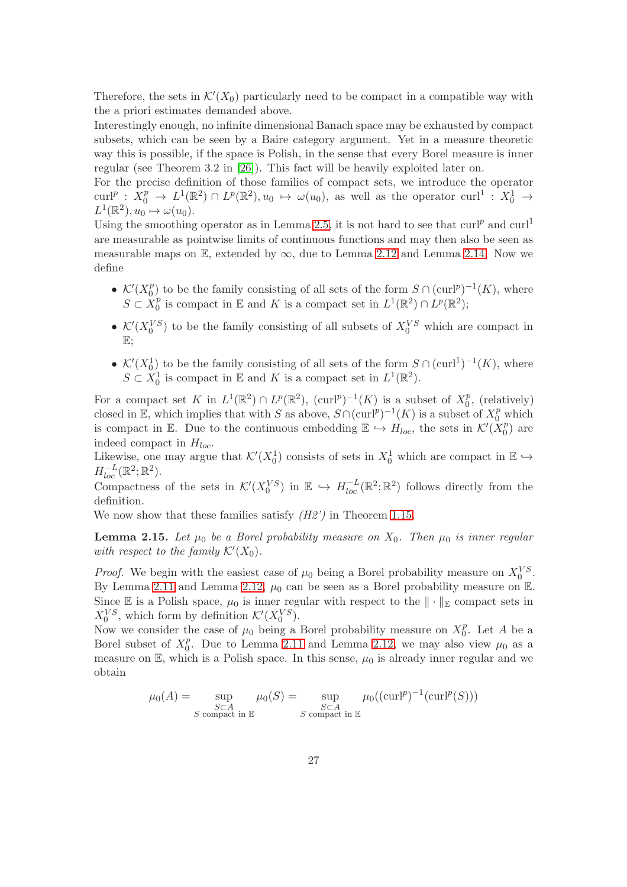Therefore, the sets in $\mathcal{K}'(X_0)$ particularly need to be compact in a compatible way with the a priori estimates demanded above.

Interestingly enough, no infinite dimensional Banach space may be exhausted by compact subsets, which can be seen by a Baire category argument. Yet in a measure theoretic way this is possible, if the space is Polish, in the sense that every Borel measure is inner regular (see Theorem 3.2 in [26]). This fact will be heavily exploited later on.

For the precise definition of those families of compact sets, we introduce the operator $\operatorname{curl}^p : X_0^p \to L^1(\mathbb{R}^2) \cap L^p(\mathbb{R}^2), u_0 \mapsto \omega(u_0)$, as well as the operator $\operatorname{curl}^1 : X_0^1 \to L^1(\mathbb{R}^2), u_0 \mapsto \omega(u_0)$.

Using the smoothing operator as in Lemma 2.5, it is not hard to see that $\operatorname{curl}^p$ and $\operatorname{curl}^1$ are measurable as pointwise limits of continuous functions and may then also be seen as measurable maps on $\mathbb{E}$, extended by $\infty$, due to Lemma 2.12 and Lemma 2.14. Now we define

- $\mathcal{K}'(X_0^p)$ to be the family consisting of all sets of the form $S \cap (\operatorname{curl}^p)^{-1}(K)$, where $S \subset X_0^p$ is compact in $\mathbb{E}$ and $K$ is a compact set in $L^1(\mathbb{R}^2) \cap L^p(\mathbb{R}^2)$;
- $\mathcal{K}'(X_0^{VS})$ to be the family consisting of all subsets of $X_0^{VS}$ which are compact in $\mathbb{E}$;
- $\mathcal{K}'(X_0^1)$ to be the family consisting of all sets of the form $S \cap (\operatorname{curl}^1)^{-1}(K)$, where $S \subset X_0^1$ is compact in $\mathbb{E}$ and $K$ is a compact set in $L^1(\mathbb{R}^2)$.

For a compact set $K$ in $L^1(\mathbb{R}^2) \cap L^p(\mathbb{R}^2)$, $(\operatorname{curl}^p)^{-1}(K)$ is a subset of $X_0^p$, (relatively) closed in $\mathbb{E}$, which implies that with $S$ as above, $S \cap (\operatorname{curl}^p)^{-1}(K)$ is a subset of $X_0^p$ which is compact in $\mathbb{E}$. Due to the continuous embedding $\mathbb{E} \hookrightarrow H_{loc}$, the sets in $\mathcal{K}'(X_0^p)$ are indeed compact in $H_{loc}$.

Likewise, one may argue that $\mathcal{K}'(X_0^1)$ consists of sets in $X_0^1$ which are compact in $\mathbb{E} \hookrightarrow H_{loc}^{-L}(\mathbb{R}^2; \mathbb{R}^2)$.

Compactness of the sets in $\mathcal{K}'(X_0^{VS})$ in $\mathbb{E} \hookrightarrow H_{loc}^{-L}(\mathbb{R}^2; \mathbb{R}^2)$ follows directly from the definition.

We now show that these families satisfy *(H2')* in Theorem 1.15.

**Lemma 2.15.** *Let $\mu_0$ be a Borel probability measure on $X_0$. Then $\mu_0$ is inner regular with respect to the family $\mathcal{K}'(X_0)$.*

*Proof.* We begin with the easiest case of $\mu_0$ being a Borel probability measure on $X_0^{VS}$. By Lemma 2.11 and Lemma 2.12, $\mu_0$ can be seen as a Borel probability measure on $\mathbb{E}$. Since $\mathbb{E}$ is a Polish space, $\mu_0$ is inner regular with respect to the $\|\cdot\|_{\mathbb{E}}$ compact sets in $X_0^{VS}$, which form by definition $\mathcal{K}'(X_0^{VS})$.

Now we consider the case of $\mu_0$ being a Borel probability measure on $X_0^p$. Let $A$ be a Borel subset of $X_0^p$. Due to Lemma 2.11 and Lemma 2.12, we may also view $\mu_0$ as a measure on $\mathbb{E}$, which is a Polish space. In this sense, $\mu_0$ is already inner regular and we obtain

$$\mu_0(A) = \sup_{\substack{S \subset A \\ S \text{ compact in } \mathbb{E}}} \mu_0(S) = \sup_{\substack{S \subset A \\ S \text{ compact in } \mathbb{E}}} \mu_0((\operatorname{curl}^p)^{-1}(\operatorname{curl}^p(S)))$$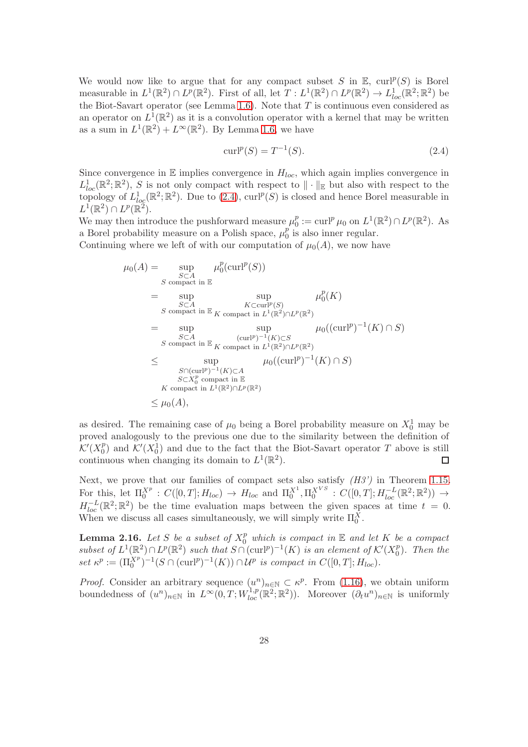We would now like to argue that for any compact subset $S$ in $\mathbb{E}$, $\mathrm{curl}^p(S)$ is Borel measurable in $L^1(\mathbb{R}^2) \cap L^p(\mathbb{R}^2)$. First of all, let $T : L^1(\mathbb{R}^2) \cap L^p(\mathbb{R}^2) \to L^1_{loc}(\mathbb{R}^2; \mathbb{R}^2)$ be the Biot-Savart operator (see Lemma 1.6). Note that $T$ is continuous even considered as an operator on $L^1(\mathbb{R}^2)$ as it is a convolution operator with a kernel that may be written as a sum in $L^1(\mathbb{R}^2) + L^\infty(\mathbb{R}^2)$. By Lemma 1.6, we have

$$\mathrm{curl}^p(S) = T^{-1}(S). \tag{2.4}$$

Since convergence in $\mathbb{E}$ implies convergence in $H_{loc}$, which again implies convergence in $L^1_{loc}(\mathbb{R}^2; \mathbb{R}^2)$, $S$ is not only compact with respect to $\| \cdot \|_{\mathbb{E}}$ but also with respect to the topology of $L^1_{loc}(\mathbb{R}^2; \mathbb{R}^2)$. Due to (2.4), $\mathrm{curl}^p(S)$ is closed and hence Borel measurable in $L^1(\mathbb{R}^2) \cap L^p(\mathbb{R}^2)$.

We may then introduce the pushforward measure $\mu_0^p := \mathrm{curl}^p \mu_0$ on $L^1(\mathbb{R}^2) \cap L^p(\mathbb{R}^2)$. As a Borel probability measure on a Polish space, $\mu_0^p$ is also inner regular.

Continuing where we left of with our computation of $\mu_0(A)$, we now have

$$\begin{aligned}
\mu_0(A) &= \sup_{\substack{S \subset A \\ S \text{ compact in } \mathbb{E}}} \mu_0^p(\mathrm{curl}^p(S)) \\
&= \sup_{\substack{S \subset A \\ S \text{ compact in } \mathbb{E}}} \; \sup_{\substack{K \subset \mathrm{curl}^p(S) \\ K \text{ compact in } L^1(\mathbb{R}^2) \cap L^p(\mathbb{R}^2)}} \mu_0^p(K) \\
&= \sup_{\substack{S \subset A \\ S \text{ compact in } \mathbb{E}}} \; \sup_{\substack{(\mathrm{curl}^p)^{-1}(K) \subset S \\ K \text{ compact in } L^1(\mathbb{R}^2) \cap L^p(\mathbb{R}^2)}} \mu_0((\mathrm{curl}^p)^{-1}(K) \cap S) \\
&\leq \sup_{\substack{S \cap (\mathrm{curl}^p)^{-1}(K) \subset A \\ S \subset X_0^p \text{ compact in } \mathbb{E} \\ K \text{ compact in } L^1(\mathbb{R}^2) \cap L^p(\mathbb{R}^2)}} \mu_0((\mathrm{curl}^p)^{-1}(K) \cap S) \\
&\leq \mu_0(A),
\end{aligned}$$

as desired. The remaining case of $\mu_0$ being a Borel probability measure on $X_0^1$ may be proved analogously to the previous one due to the similarity between the definition of $\mathcal{K}'(X_0^p)$ and $\mathcal{K}'(X_0^1)$ and due to the fact that the Biot-Savart operator $T$ above is still continuous when changing its domain to $L^1(\mathbb{R}^2)$. $\square$

Next, we prove that our families of compact sets also satisfy *(H3')* in Theorem 1.15. For this, let $\Pi_0^{X^p} : C([0,T]; H_{loc}) \to H_{loc}$ and $\Pi_0^{X^1}, \Pi_0^{X^{VS}} : C([0,T]; H^{-L}_{loc}(\mathbb{R}^2; \mathbb{R}^2)) \to H^{-L}_{loc}(\mathbb{R}^2; \mathbb{R}^2)$ be the time evaluation maps between the given spaces at time $t = 0$. When we discuss all cases simultaneously, we will simply write $\Pi_0^X$.

**Lemma 2.16.** *Let $S$ be a subset of $X_0^p$ which is compact in $\mathbb{E}$ and let $K$ be a compact subset of $L^1(\mathbb{R}^2) \cap L^p(\mathbb{R}^2)$ such that $S \cap (\mathrm{curl}^p)^{-1}(K)$ is an element of $\mathcal{K}'(X_0^p)$. Then the set $\kappa^p := (\Pi_0^{X^p})^{-1}(S \cap (\mathrm{curl}^p)^{-1}(K)) \cap \mathcal{U}^p$ is compact in $C([0,T]; H_{loc})$.*

*Proof.* Consider an arbitrary sequence $(u^n)_{n \in \mathbb{N}} \subset \kappa^p$. From (1.16), we obtain uniform boundedness of $(u^n)_{n \in \mathbb{N}}$ in $L^\infty(0,T; W^{1,p}_{loc}(\mathbb{R}^2; \mathbb{R}^2))$. Moreover $(\partial_t u^n)_{n \in \mathbb{N}}$ is uniformly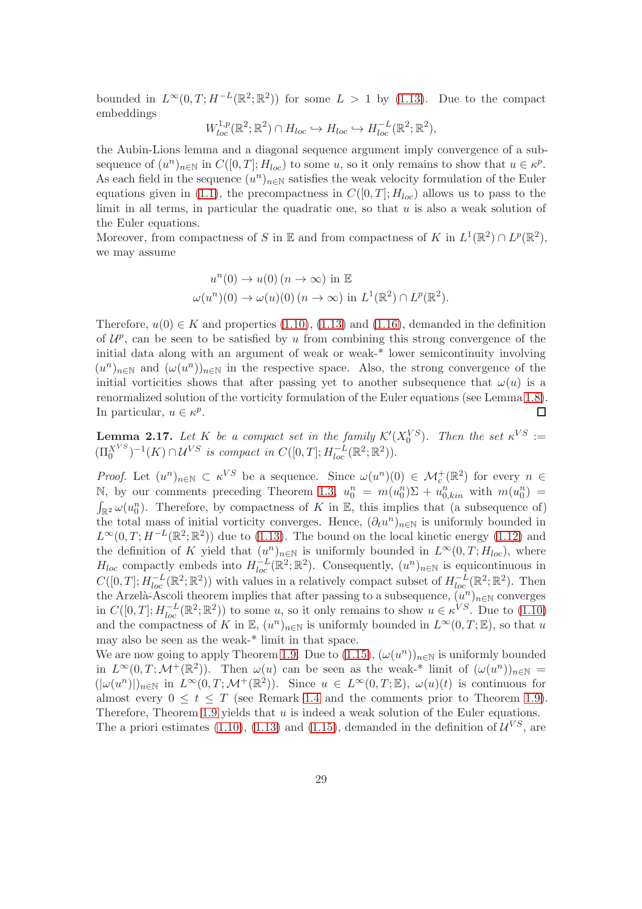bounded in $L^\infty(0,T;H^{-L}(\mathbb{R}^2;\mathbb{R}^2))$ for some $L > 1$ by (1.13). Due to the compact embeddings

$$W^{1,p}_{loc}(\mathbb{R}^2;\mathbb{R}^2) \cap H_{loc} \hookrightarrow H_{loc} \hookrightarrow H^{-L}_{loc}(\mathbb{R}^2;\mathbb{R}^2),$$

the Aubin-Lions lemma and a diagonal sequence argument imply convergence of a subsequence of $(u^n)_{n\in\mathbb{N}}$ in $C([0,T];H_{loc})$ to some $u$, so it only remains to show that $u \in \kappa^p$. As each field in the sequence $(u^n)_{n\in\mathbb{N}}$ satisfies the weak velocity formulation of the Euler equations given in (1.1), the precompactness in $C([0,T];H_{loc})$ allows us to pass to the limit in all terms, in particular the quadratic one, so that $u$ is also a weak solution of the Euler equations.

Moreover, from compactness of $S$ in $\mathbb{E}$ and from compactness of $K$ in $L^1(\mathbb{R}^2) \cap L^p(\mathbb{R}^2)$, we may assume

$$u^n(0) \to u(0)\,(n \to \infty) \text{ in } \mathbb{E}$$
$$\omega(u^n)(0) \to \omega(u)(0)\,(n \to \infty) \text{ in } L^1(\mathbb{R}^2) \cap L^p(\mathbb{R}^2).$$

Therefore, $u(0) \in K$ and properties (1.10), (1.13) and (1.16), demanded in the definition of $\mathcal{U}^p$, can be seen to be satisfied by $u$ from combining this strong convergence of the initial data along with an argument of weak or weak-* lower semicontinuity involving $(u^n)_{n\in\mathbb{N}}$ and $(\omega(u^n))_{n\in\mathbb{N}}$ in the respective space. Also, the strong convergence of the initial vorticities shows that after passing yet to another subsequence that $\omega(u)$ is a renormalized solution of the vorticity formulation of the Euler equations (see Lemma 1.8). In particular, $u \in \kappa^p$. ∎

**Lemma 2.17.** *Let $K$ be a compact set in the family $\mathcal{K}'(X_0^{VS})$. Then the set $\kappa^{VS} := (\Pi_0^{X^{VS}})^{-1}(K) \cap \mathcal{U}^{VS}$ is compact in $C([0,T];H^{-L}_{loc}(\mathbb{R}^2;\mathbb{R}^2))$.*

*Proof.* Let $(u^n)_{n\in\mathbb{N}} \subset \kappa^{VS}$ be a sequence. Since $\omega(u^n)(0) \in \mathcal{M}^+_c(\mathbb{R}^2)$ for every $n \in \mathbb{N}$, by our comments preceding Theorem 1.3, $u_0^n = m(u_0^n)\Sigma + u^n_{0,kin}$ with $m(u_0^n) = \int_{\mathbb{R}^2} \omega(u_0^n)$. Therefore, by compactness of $K$ in $\mathbb{E}$, this implies that (a subsequence of) the total mass of initial vorticity converges. Hence, $(\partial_t u^n)_{n\in\mathbb{N}}$ is uniformly bounded in $L^\infty(0,T;H^{-L}(\mathbb{R}^2;\mathbb{R}^2))$ due to (1.13). The bound on the local kinetic energy (1.12) and the definition of $K$ yield that $(u^n)_{n\in\mathbb{N}}$ is uniformly bounded in $L^\infty(0,T;H_{loc})$, where $H_{loc}$ compactly embeds into $H^{-L}_{loc}(\mathbb{R}^2;\mathbb{R}^2)$. Consequently, $(u^n)_{n\in\mathbb{N}}$ is equicontinuous in $C([0,T];H^{-L}_{loc}(\mathbb{R}^2;\mathbb{R}^2))$ with values in a relatively compact subset of $H^{-L}_{loc}(\mathbb{R}^2;\mathbb{R}^2)$. Then the Arzelà-Ascoli theorem implies that after passing to a subsequence, $(u^n)_{n\in\mathbb{N}}$ converges in $C([0,T];H^{-L}_{loc}(\mathbb{R}^2;\mathbb{R}^2))$ to some $u$, so it only remains to show $u \in \kappa^{VS}$. Due to (1.10) and the compactness of $K$ in $\mathbb{E}$, $(u^n)_{n\in\mathbb{N}}$ is uniformly bounded in $L^\infty(0,T;\mathbb{E})$, so that $u$ may also be seen as the weak-* limit in that space.

We are now going to apply Theorem 1.9. Due to (1.15), $(\omega(u^n))_{n\in\mathbb{N}}$ is uniformly bounded in $L^\infty(0,T;\mathcal{M}^+(\mathbb{R}^2))$. Then $\omega(u)$ can be seen as the weak-* limit of $(\omega(u^n))_{n\in\mathbb{N}} = (|\omega(u^n)|)_{n\in\mathbb{N}}$ in $L^\infty(0,T;\mathcal{M}^+(\mathbb{R}^2))$. Since $u \in L^\infty(0,T;\mathbb{E})$, $\omega(u)(t)$ is continuous for almost every $0 \leq t \leq T$ (see Remark 1.4 and the comments prior to Theorem 1.9). Therefore, Theorem 1.9 yields that $u$ is indeed a weak solution of the Euler equations.

The a priori estimates (1.10), (1.13) and (1.15), demanded in the definition of $\mathcal{U}^{VS}$, are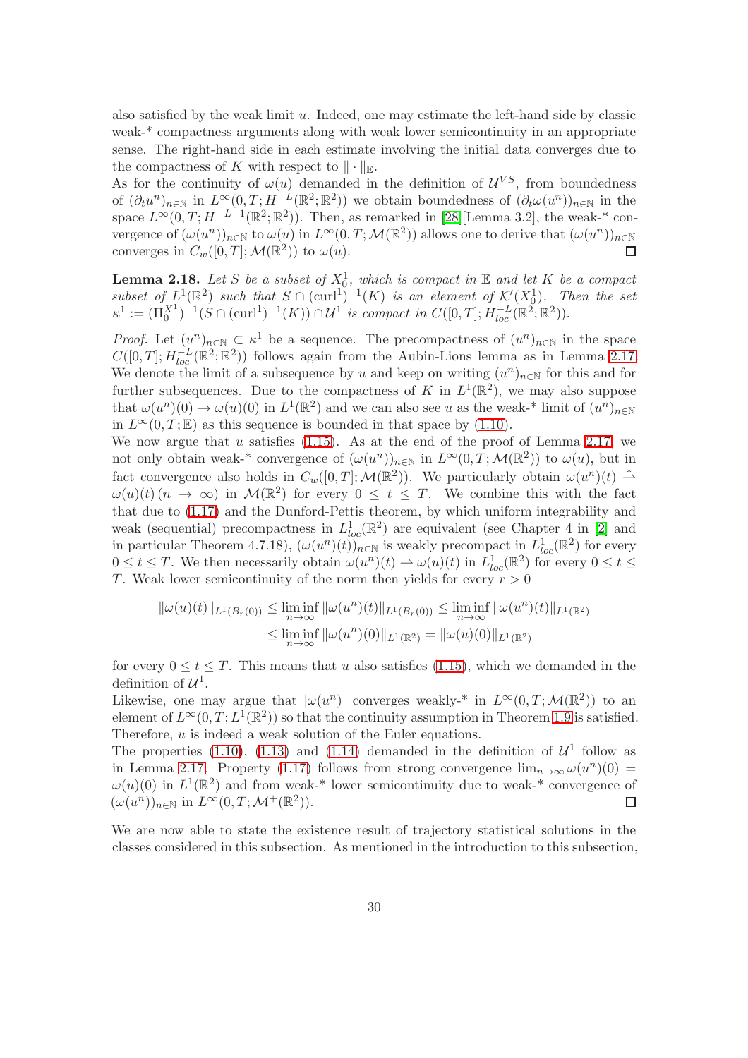also satisfied by the weak limit $u$. Indeed, one may estimate the left-hand side by classic weak-* compactness arguments along with weak lower semicontinuity in an appropriate sense. The right-hand side in each estimate involving the initial data converges due to the compactness of $K$ with respect to $\|\cdot\|_{\mathbb{E}}$.
As for the continuity of $\omega(u)$ demanded in the definition of $\mathcal{U}^{VS}$, from boundedness of $(\partial_t u^n)_{n\in\mathbb{N}}$ in $L^\infty(0,T;H^{-L}(\mathbb{R}^2;\mathbb{R}^2))$ we obtain boundedness of $(\partial_t \omega(u^n))_{n\in\mathbb{N}}$ in the space $L^\infty(0,T;H^{-L-1}(\mathbb{R}^2;\mathbb{R}^2))$. Then, as remarked in [28][Lemma 3.2], the weak-* convergence of $(\omega(u^n))_{n\in\mathbb{N}}$ to $\omega(u)$ in $L^\infty(0,T;\mathcal{M}(\mathbb{R}^2))$ allows one to derive that $(\omega(u^n))_{n\in\mathbb{N}}$ converges in $C_w([0,T];\mathcal{M}(\mathbb{R}^2))$ to $\omega(u)$. □

**Lemma 2.18.** *Let $S$ be a subset of $X_0^1$, which is compact in $\mathbb{E}$ and let $K$ be a compact subset of $L^1(\mathbb{R}^2)$ such that $S\cap(\mathrm{curl}^1)^{-1}(K)$ is an element of $\mathcal{K}'(X_0^1)$. Then the set $\kappa^1 := (\Pi_0^{X^1})^{-1}(S\cap(\mathrm{curl}^1)^{-1}(K))\cap\mathcal{U}^1$ is compact in $C([0,T];H^{-L}_{loc}(\mathbb{R}^2;\mathbb{R}^2))$.*

*Proof.* Let $(u^n)_{n\in\mathbb{N}}\subset\kappa^1$ be a sequence. The precompactness of $(u^n)_{n\in\mathbb{N}}$ in the space $C([0,T];H^{-L}_{loc}(\mathbb{R}^2;\mathbb{R}^2))$ follows again from the Aubin-Lions lemma as in Lemma 2.17. We denote the limit of a subsequence by $u$ and keep on writing $(u^n)_{n\in\mathbb{N}}$ for this and for further subsequences. Due to the compactness of $K$ in $L^1(\mathbb{R}^2)$, we may also suppose that $\omega(u^n)(0)\to\omega(u)(0)$ in $L^1(\mathbb{R}^2)$ and we can also see $u$ as the weak-* limit of $(u^n)_{n\in\mathbb{N}}$ in $L^\infty(0,T;\mathbb{E})$ as this sequence is bounded in that space by (1.10).
We now argue that $u$ satisfies (1.15). As at the end of the proof of Lemma 2.17, we not only obtain weak-* convergence of $(\omega(u^n))_{n\in\mathbb{N}}$ in $L^\infty(0,T;\mathcal{M}(\mathbb{R}^2))$ to $\omega(u)$, but in fact convergence also holds in $C_w([0,T];\mathcal{M}(\mathbb{R}^2))$. We particularly obtain $\omega(u^n)(t)\overset{*}{\rightharpoonup}\omega(u)(t)\,(n\to\infty)$ in $\mathcal{M}(\mathbb{R}^2)$ for every $0\le t\le T$. We combine this with the fact that due to (1.17) and the Dunford-Pettis theorem, by which uniform integrability and weak (sequential) precompactness in $L^1_{loc}(\mathbb{R}^2)$ are equivalent (see Chapter 4 in [2] and in particular Theorem 4.7.18), $(\omega(u^n)(t))_{n\in\mathbb{N}}$ is weakly precompact in $L^1_{loc}(\mathbb{R}^2)$ for every $0\le t\le T$. We then necessarily obtain $\omega(u^n)(t)\rightharpoonup\omega(u)(t)$ in $L^1_{loc}(\mathbb{R}^2)$ for every $0\le t\le T$. Weak lower semicontinuity of the norm then yields for every $r>0$

$$
\begin{aligned}
\|\omega(u)(t)\|_{L^1(B_r(0))} &\le \liminf_{n\to\infty}\|\omega(u^n)(t)\|_{L^1(B_r(0))} \le \liminf_{n\to\infty}\|\omega(u^n)(t)\|_{L^1(\mathbb{R}^2)} \\
&\le \liminf_{n\to\infty}\|\omega(u^n)(0)\|_{L^1(\mathbb{R}^2)} = \|\omega(u)(0)\|_{L^1(\mathbb{R}^2)}
\end{aligned}
$$

for every $0\le t\le T$. This means that $u$ also satisfies (1.15), which we demanded in the definition of $\mathcal{U}^1$.
Likewise, one may argue that $|\omega(u^n)|$ converges weakly-* in $L^\infty(0,T;\mathcal{M}(\mathbb{R}^2))$ to an element of $L^\infty(0,T;L^1(\mathbb{R}^2))$ so that the continuity assumption in Theorem 1.9 is satisfied. Therefore, $u$ is indeed a weak solution of the Euler equations.
The properties (1.10), (1.13) and (1.14) demanded in the definition of $\mathcal{U}^1$ follow as in Lemma 2.17. Property (1.17) follows from strong convergence $\lim_{n\to\infty}\omega(u^n)(0)=\omega(u)(0)$ in $L^1(\mathbb{R}^2)$ and from weak-* lower semicontinuity due to weak-* convergence of $(\omega(u^n))_{n\in\mathbb{N}}$ in $L^\infty(0,T;\mathcal{M}^+(\mathbb{R}^2))$. □

We are now able to state the existence result of trajectory statistical solutions in the classes considered in this subsection. As mentioned in the introduction to this subsection,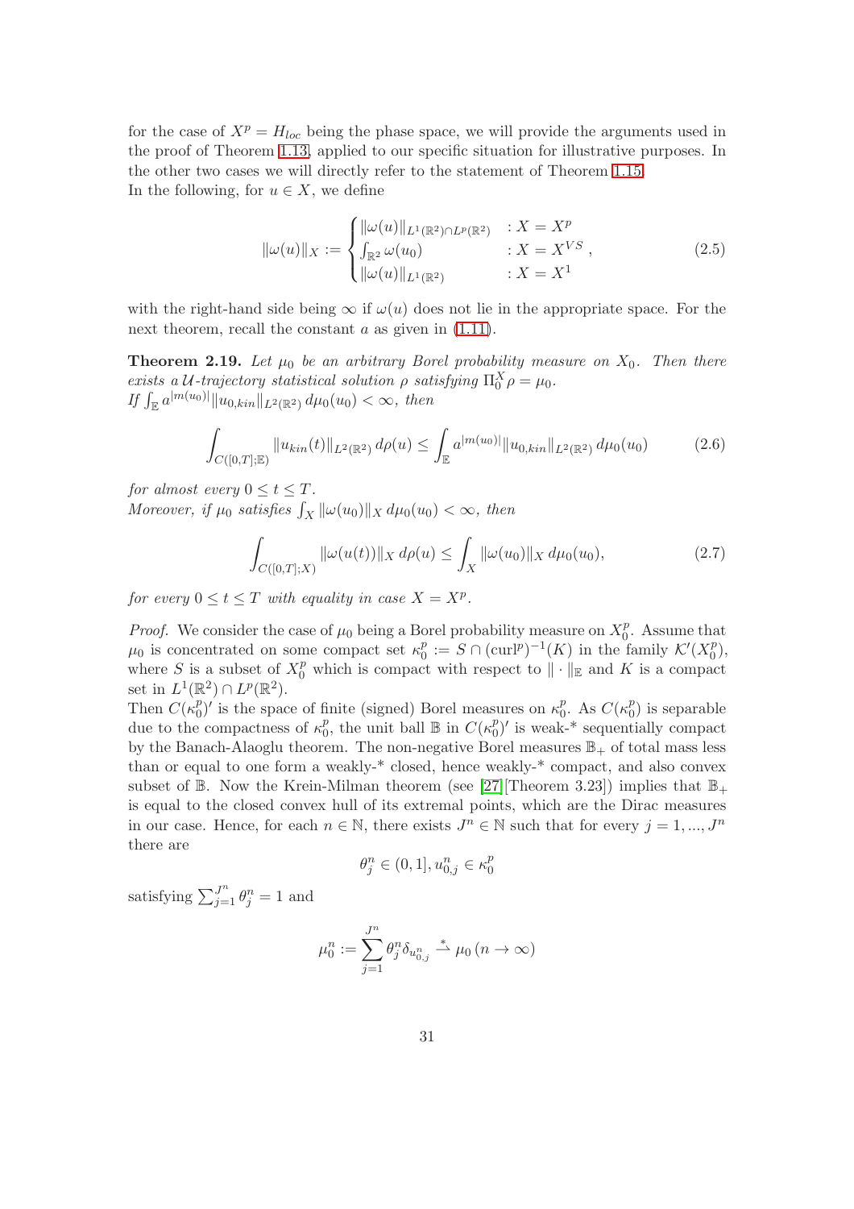for the case of $X^p = H_{loc}$ being the phase space, we will provide the arguments used in the proof of Theorem 1.13, applied to our specific situation for illustrative purposes. In the other two cases we will directly refer to the statement of Theorem 1.15.
In the following, for $u \in X$, we define

$$
\|\omega(u)\|_X := \begin{cases} \|\omega(u)\|_{L^1(\mathbb{R}^2)\cap L^p(\mathbb{R}^2)} & : X = X^p \\ \int_{\mathbb{R}^2} \omega(u_0) & : X = X^{VS} \\ \|\omega(u)\|_{L^1(\mathbb{R}^2)} & : X = X^1 \end{cases}, \tag{2.5}
$$

with the right-hand side being $\infty$ if $\omega(u)$ does not lie in the appropriate space. For the next theorem, recall the constant $a$ as given in (1.11).

**Theorem 2.19.** *Let $\mu_0$ be an arbitrary Borel probability measure on $X_0$. Then there exists a $\mathcal{U}$-trajectory statistical solution $\rho$ satisfying $\Pi_0^X \rho = \mu_0$.*
*If $\int_{\mathbb{E}} a^{|m(u_0)|} \|u_{0,kin}\|_{L^2(\mathbb{R}^2)} \, d\mu_0(u_0) < \infty$, then*

$$
\int_{C([0,T];\mathbb{E})} \|u_{kin}(t)\|_{L^2(\mathbb{R}^2)} \, d\rho(u) \leq \int_{\mathbb{E}} a^{|m(u_0)|} \|u_{0,kin}\|_{L^2(\mathbb{R}^2)} \, d\mu_0(u_0) \tag{2.6}
$$

*for almost every $0 \leq t \leq T$.*
*Moreover, if $\mu_0$ satisfies $\int_X \|\omega(u_0)\|_X \, d\mu_0(u_0) < \infty$, then*

$$
\int_{C([0,T];X)} \|\omega(u(t))\|_X \, d\rho(u) \leq \int_X \|\omega(u_0)\|_X \, d\mu_0(u_0), \tag{2.7}
$$

*for every $0 \leq t \leq T$ with equality in case $X = X^p$.*

*Proof.* We consider the case of $\mu_0$ being a Borel probability measure on $X_0^p$. Assume that $\mu_0$ is concentrated on some compact set $\kappa_0^p := S \cap (\mathrm{curl}^p)^{-1}(K)$ in the family $\mathcal{K}'(X_0^p)$, where $S$ is a subset of $X_0^p$ which is compact with respect to $\|\cdot\|_{\mathbb{E}}$ and $K$ is a compact set in $L^1(\mathbb{R}^2) \cap L^p(\mathbb{R}^2)$.
Then $C(\kappa_0^p)'$ is the space of finite (signed) Borel measures on $\kappa_0^p$. As $C(\kappa_0^p)$ is separable due to the compactness of $\kappa_0^p$, the unit ball $\mathbb{B}$ in $C(\kappa_0^p)'$ is weak-* sequentially compact by the Banach-Alaoglu theorem. The non-negative Borel measures $\mathbb{B}_+$ of total mass less than or equal to one form a weakly-* closed, hence weakly-* compact, and also convex subset of $\mathbb{B}$. Now the Krein-Milman theorem (see [27][Theorem 3.23]) implies that $\mathbb{B}_+$ is equal to the closed convex hull of its extremal points, which are the Dirac measures in our case. Hence, for each $n \in \mathbb{N}$, there exists $J^n \in \mathbb{N}$ such that for every $j = 1, ..., J^n$ there are

$$
\theta_j^n \in (0,1], u_{0,j}^n \in \kappa_0^p
$$

satisfying $\sum_{j=1}^{J^n} \theta_j^n = 1$ and

$$
\mu_0^n := \sum_{j=1}^{J^n} \theta_j^n \delta_{u_{0,j}^n} \overset{*}{\rightharpoonup} \mu_0 \, (n \to \infty)
$$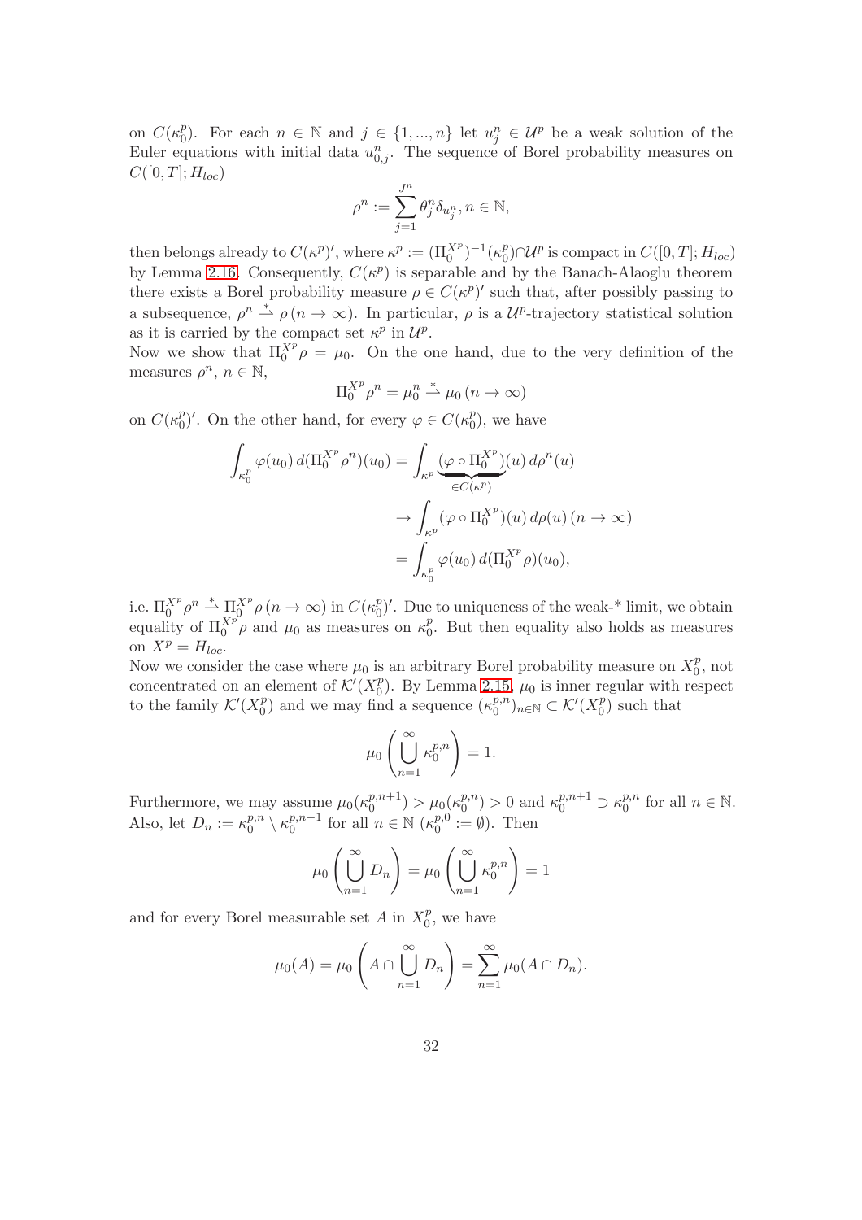on $C(\kappa_0^p)$. For each $n \in \mathbb{N}$ and $j \in \{1, ..., n\}$ let $u_j^n \in \mathcal{U}^p$ be a weak solution of the Euler equations with initial data $u_{0,j}^n$. The sequence of Borel probability measures on $C([0,T]; H_{loc})$

$$\rho^n := \sum_{j=1}^{J^n} \theta_j^n \delta_{u_j^n}, n \in \mathbb{N},$$

then belongs already to $C(\kappa^p)'$, where $\kappa^p := (\Pi_0^{X^p})^{-1}(\kappa_0^p) \cap \mathcal{U}^p$ is compact in $C([0,T]; H_{loc})$ by Lemma 2.16. Consequently, $C(\kappa^p)$ is separable and by the Banach-Alaoglu theorem there exists a Borel probability measure $\rho \in C(\kappa^p)'$ such that, after possibly passing to a subsequence, $\rho^n \overset{*}{\rightharpoonup} \rho \, (n \to \infty)$. In particular, $\rho$ is a $\mathcal{U}^p$-trajectory statistical solution as it is carried by the compact set $\kappa^p$ in $\mathcal{U}^p$.

Now we show that $\Pi_0^{X^p} \rho = \mu_0$. On the one hand, due to the very definition of the measures $\rho^n$, $n \in \mathbb{N}$,

$$\Pi_0^{X^p} \rho^n = \mu_0^n \overset{*}{\rightharpoonup} \mu_0 \, (n \to \infty)$$

on $C(\kappa_0^p)'$. On the other hand, for every $\varphi \in C(\kappa_0^p)$, we have

$$\begin{aligned}
\int_{\kappa_0^p} \varphi(u_0) \, d(\Pi_0^{X^p} \rho^n)(u_0) &= \int_{\kappa^p} \underbrace{(\varphi \circ \Pi_0^{X^p})}_{\in C(\kappa^p)}(u) \, d\rho^n(u) \\
&\to \int_{\kappa^p} (\varphi \circ \Pi_0^{X^p})(u) \, d\rho(u) \, (n \to \infty) \\
&= \int_{\kappa_0^p} \varphi(u_0) \, d(\Pi_0^{X^p} \rho)(u_0),
\end{aligned}$$

i.e. $\Pi_0^{X^p} \rho^n \overset{*}{\rightharpoonup} \Pi_0^{X^p} \rho \, (n \to \infty)$ in $C(\kappa_0^p)'$. Due to uniqueness of the weak-* limit, we obtain equality of $\Pi_0^{X^p} \rho$ and $\mu_0$ as measures on $\kappa_0^p$. But then equality also holds as measures on $X^p = H_{loc}$.

Now we consider the case where $\mu_0$ is an arbitrary Borel probability measure on $X_0^p$, not concentrated on an element of $\mathcal{K}'(X_0^p)$. By Lemma 2.15, $\mu_0$ is inner regular with respect to the family $\mathcal{K}'(X_0^p)$ and we may find a sequence $(\kappa_0^{p,n})_{n \in \mathbb{N}} \subset \mathcal{K}'(X_0^p)$ such that

$$\mu_0 \left( \bigcup_{n=1}^{\infty} \kappa_0^{p,n} \right) = 1.$$

Furthermore, we may assume $\mu_0(\kappa_0^{p,n+1}) > \mu_0(\kappa_0^{p,n}) > 0$ and $\kappa_0^{p,n+1} \supset \kappa_0^{p,n}$ for all $n \in \mathbb{N}$. Also, let $D_n := \kappa_0^{p,n} \setminus \kappa_0^{p,n-1}$ for all $n \in \mathbb{N}$ ($\kappa_0^{p,0} := \emptyset$). Then

$$\mu_0 \left( \bigcup_{n=1}^{\infty} D_n \right) = \mu_0 \left( \bigcup_{n=1}^{\infty} \kappa_0^{p,n} \right) = 1$$

and for every Borel measurable set $A$ in $X_0^p$, we have

$$\mu_0(A) = \mu_0 \left( A \cap \bigcup_{n=1}^{\infty} D_n \right) = \sum_{n=1}^{\infty} \mu_0(A \cap D_n).$$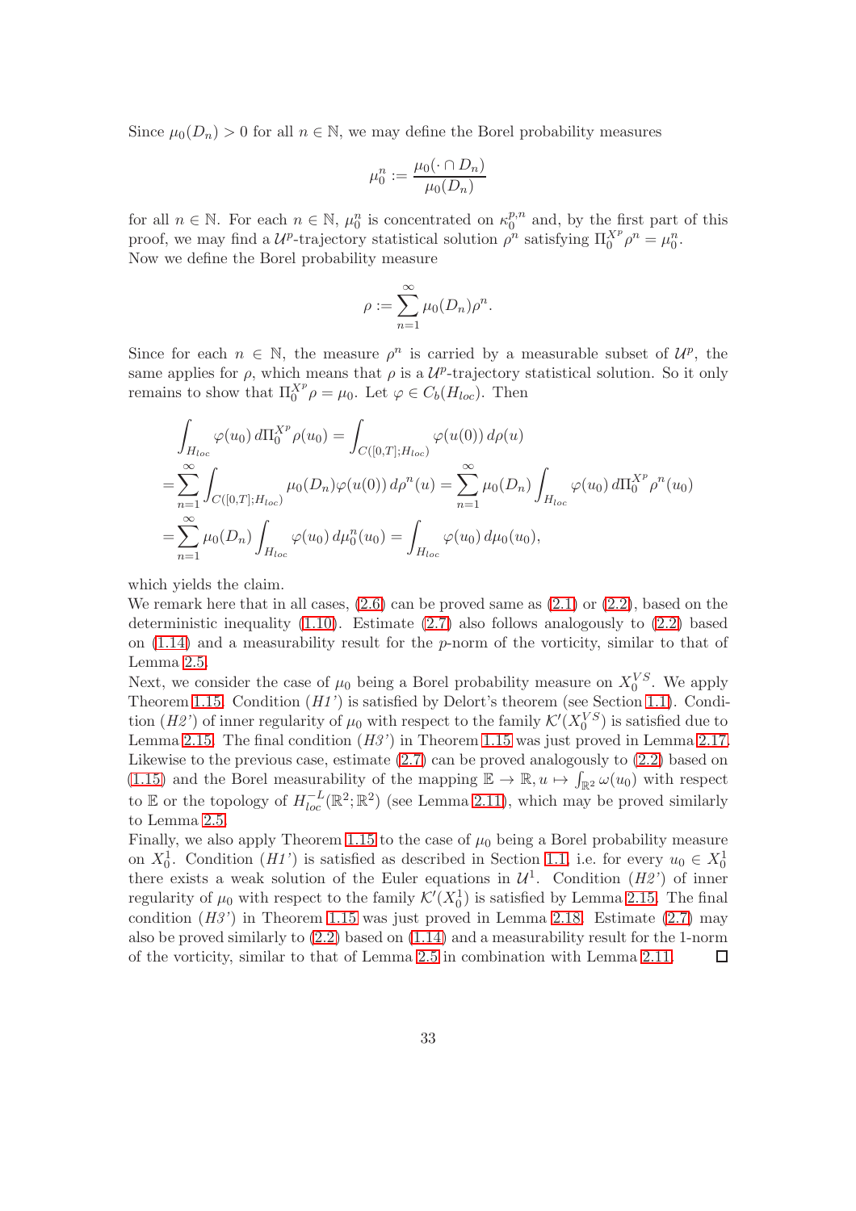Since $\mu_0(D_n) > 0$ for all $n \in \mathbb{N}$, we may define the Borel probability measures

$$\mu_0^n := \frac{\mu_0(\cdot \cap D_n)}{\mu_0(D_n)}$$

for all $n \in \mathbb{N}$. For each $n \in \mathbb{N}$, $\mu_0^n$ is concentrated on $\kappa_0^{p,n}$ and, by the first part of this proof, we may find a $\mathcal{U}^p$-trajectory statistical solution $\rho^n$ satisfying $\Pi_0^{X^p}\rho^n = \mu_0^n$.
Now we define the Borel probability measure

$$\rho := \sum_{n=1}^{\infty} \mu_0(D_n)\rho^n.$$

Since for each $n \in \mathbb{N}$, the measure $\rho^n$ is carried by a measurable subset of $\mathcal{U}^p$, the same applies for $\rho$, which means that $\rho$ is a $\mathcal{U}^p$-trajectory statistical solution. So it only remains to show that $\Pi_0^{X^p}\rho = \mu_0$. Let $\varphi \in C_b(H_{loc})$. Then

$$\begin{aligned}
&\int_{H_{loc}} \varphi(u_0)\, d\Pi_0^{X^p}\rho(u_0) = \int_{C([0,T];H_{loc})} \varphi(u(0))\, d\rho(u) \\
=&\sum_{n=1}^{\infty} \int_{C([0,T];H_{loc})} \mu_0(D_n)\varphi(u(0))\, d\rho^n(u) = \sum_{n=1}^{\infty} \mu_0(D_n) \int_{H_{loc}} \varphi(u_0)\, d\Pi_0^{X^p}\rho^n(u_0) \\
=&\sum_{n=1}^{\infty} \mu_0(D_n) \int_{H_{loc}} \varphi(u_0)\, d\mu_0^n(u_0) = \int_{H_{loc}} \varphi(u_0)\, d\mu_0(u_0),
\end{aligned}$$

which yields the claim.
We remark here that in all cases, (2.6) can be proved same as (2.1) or (2.2), based on the deterministic inequality (1.10). Estimate (2.7) also follows analogously to (2.2) based on (1.14) and a measurability result for the $p$-norm of the vorticity, similar to that of Lemma 2.5.
Next, we consider the case of $\mu_0$ being a Borel probability measure on $X_0^{VS}$. We apply Theorem 1.15. Condition (*H1'*) is satisfied by Delort's theorem (see Section 1.1). Condition (*H2'*) of inner regularity of $\mu_0$ with respect to the family $\mathcal{K}'(X_0^{VS})$ is satisfied due to Lemma 2.15. The final condition (*H3'*) in Theorem 1.15 was just proved in Lemma 2.17. Likewise to the previous case, estimate (2.7) can be proved analogously to (2.2) based on (1.15) and the Borel measurability of the mapping $\mathbb{E} \to \mathbb{R}, u \mapsto \int_{\mathbb{R}^2} \omega(u_0)$ with respect to $\mathbb{E}$ or the topology of $H_{loc}^{-L}(\mathbb{R}^2;\mathbb{R}^2)$ (see Lemma 2.11), which may be proved similarly to Lemma 2.5.
Finally, we also apply Theorem 1.15 to the case of $\mu_0$ being a Borel probability measure on $X_0^1$. Condition (*H1'*) is satisfied as described in Section 1.1, i.e. for every $u_0 \in X_0^1$ there exists a weak solution of the Euler equations in $\mathcal{U}^1$. Condition (*H2'*) of inner regularity of $\mu_0$ with respect to the family $\mathcal{K}'(X_0^1)$ is satisfied by Lemma 2.15. The final condition (*H3'*) in Theorem 1.15 was just proved in Lemma 2.18. Estimate (2.7) may also be proved similarly to (2.2) based on (1.14) and a measurability result for the 1-norm of the vorticity, similar to that of Lemma 2.5 in combination with Lemma 2.11. ◻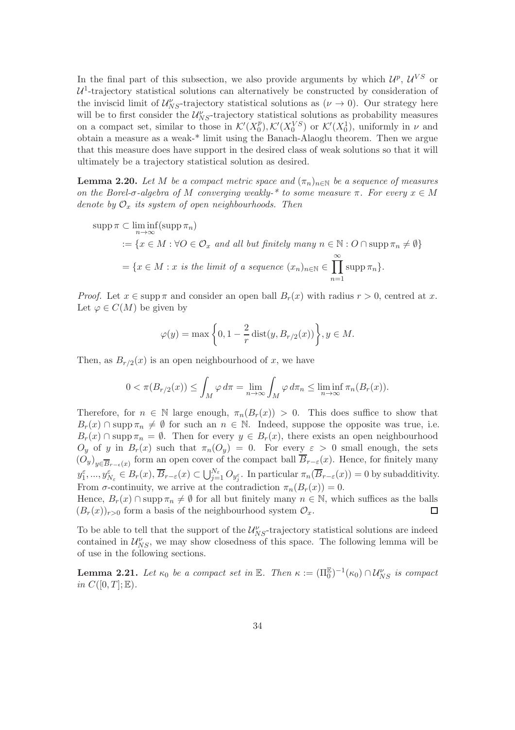In the final part of this subsection, we also provide arguments by which $\mathcal{U}^p$, $\mathcal{U}^{VS}$ or $\mathcal{U}^1$-trajectory statistical solutions can alternatively be constructed by consideration of the inviscid limit of $\mathcal{U}^\nu_{NS}$-trajectory statistical solutions as $(\nu \to 0)$. Our strategy here will be to first consider the $\mathcal{U}^\nu_{NS}$-trajectory statistical solutions as probability measures on a compact set, similar to those in $\mathcal{K}'(X_0^p), \mathcal{K}'(X_0^{VS})$ or $\mathcal{K}'(X_0^1)$, uniformly in $\nu$ and obtain a measure as a weak-* limit using the Banach-Alaoglu theorem. Then we argue that this measure does have support in the desired class of weak solutions so that it will ultimately be a trajectory statistical solution as desired.

**Lemma 2.20.** *Let $M$ be a compact metric space and $(\pi_n)_{n\in\mathbb{N}}$ be a sequence of measures on the Borel-$\sigma$-algebra of $M$ converging weakly-* to some measure $\pi$. For every $x \in M$ denote by $\mathcal{O}_x$ its system of open neighbourhoods. Then*

$$
\begin{aligned}
\operatorname{supp}\pi &\subset \liminf_{n\to\infty}(\operatorname{supp}\pi_n) \\
&:= \{x \in M : \forall O \in \mathcal{O}_x \text{ and all but finitely many } n \in \mathbb{N} : O \cap \operatorname{supp}\pi_n \neq \emptyset\} \\
&= \{x \in M : x \text{ is the limit of a sequence } (x_n)_{n\in\mathbb{N}} \in \prod_{n=1}^{\infty}\operatorname{supp}\pi_n\}.
\end{aligned}
$$

*Proof.* Let $x \in \operatorname{supp}\pi$ and consider an open ball $B_r(x)$ with radius $r > 0$, centred at $x$. Let $\varphi \in C(M)$ be given by

$$
\varphi(y) = \max\left\{0, 1 - \frac{2}{r}\operatorname{dist}(y, B_{r/2}(x))\right\}, y \in M.
$$

Then, as $B_{r/2}(x)$ is an open neighbourhood of $x$, we have

$$
0 < \pi(B_{r/2}(x)) \leq \int_M \varphi\, d\pi = \lim_{n\to\infty}\int_M \varphi\, d\pi_n \leq \liminf_{n\to\infty}\pi_n(B_r(x)).
$$

Therefore, for $n \in \mathbb{N}$ large enough, $\pi_n(B_r(x)) > 0$. This does suffice to show that $B_r(x) \cap \operatorname{supp}\pi_n \neq \emptyset$ for such an $n \in \mathbb{N}$. Indeed, suppose the opposite was true, i.e. $B_r(x) \cap \operatorname{supp}\pi_n = \emptyset$. Then for every $y \in B_r(x)$, there exists an open neighbourhood $O_y$ of $y$ in $B_r(x)$ such that $\pi_n(O_y) = 0$. For every $\varepsilon > 0$ small enough, the sets $(O_y)_{y\in\overline{B}_{r-\epsilon}(x)}$ form an open cover of the compact ball $\overline{B}_{r-\varepsilon}(x)$. Hence, for finitely many $y_1^\varepsilon, ..., y_{N_\varepsilon}^\varepsilon \in B_r(x)$, $\overline{B}_{r-\varepsilon}(x) \subset \bigcup_{j=1}^{N_\varepsilon} O_{y_j^\varepsilon}$. In particular $\pi_n(\overline{B}_{r-\varepsilon}(x)) = 0$ by subadditivity. From $\sigma$-continuity, we arrive at the contradiction $\pi_n(B_r(x)) = 0$.

Hence, $B_r(x) \cap \operatorname{supp}\pi_n \neq \emptyset$ for all but finitely many $n \in \mathbb{N}$, which suffices as the balls $(B_r(x))_{r>0}$ form a basis of the neighbourhood system $\mathcal{O}_x$. $\square$

To be able to tell that the support of the $\mathcal{U}^\nu_{NS}$-trajectory statistical solutions are indeed contained in $\mathcal{U}^\nu_{NS}$, we may show closedness of this space. The following lemma will be of use in the following sections.

**Lemma 2.21.** *Let $\kappa_0$ be a compact set in $\mathbb{E}$. Then $\kappa := (\Pi_0^{\mathbb{E}})^{-1}(\kappa_0) \cap \mathcal{U}^\nu_{NS}$ is compact in $C([0,T];\mathbb{E})$.*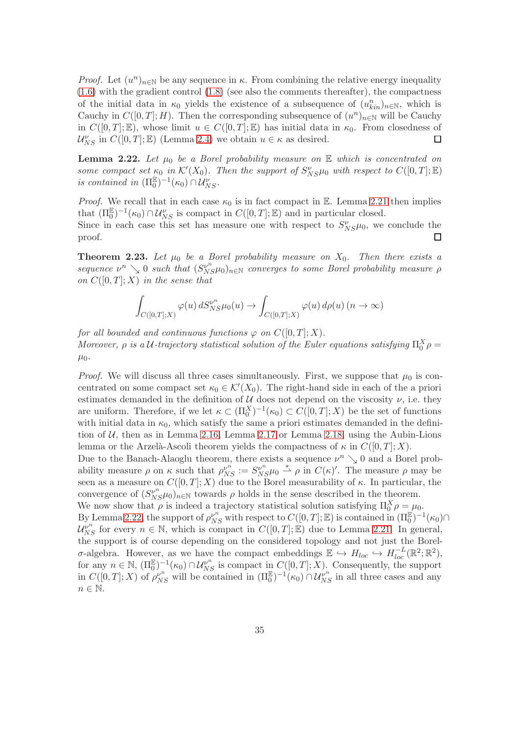*Proof.* Let $(u^n)_{n\in\mathbb{N}}$ be any sequence in $\kappa$. From combining the relative energy inequality (1.6) with the gradient control (1.8) (see also the comments thereafter), the compactness of the initial data in $\kappa_0$ yields the existence of a subsequence of $(u^n_{kin})_{n\in\mathbb{N}}$, which is Cauchy in $C([0,T];H)$. Then the corresponding subsequence of $(u^n)_{n\in\mathbb{N}}$ will be Cauchy in $C([0,T];\mathbb{E})$, whose limit $u \in C([0,T];\mathbb{E})$ has initial data in $\kappa_0$. From closedness of $\mathcal{U}^\nu_{NS}$ in $C([0,T];\mathbb{E})$ (Lemma 2.4) we obtain $u \in \kappa$ as desired. $\square$

**Lemma 2.22.** *Let $\mu_0$ be a Borel probability measure on $\mathbb{E}$ which is concentrated on some compact set $\kappa_0$ in $\mathcal{K}'(X_0)$. Then the support of $S^\nu_{NS}\mu_0$ with respect to $C([0,T];\mathbb{E})$ is contained in $(\Pi^{\mathbb{E}}_0)^{-1}(\kappa_0) \cap \mathcal{U}^\nu_{NS}$.*

*Proof.* We recall that in each case $\kappa_0$ is in fact compact in $\mathbb{E}$. Lemma 2.21 then implies that $(\Pi^{\mathbb{E}}_0)^{-1}(\kappa_0) \cap \mathcal{U}^\nu_{NS}$ is compact in $C([0,T];\mathbb{E})$ and in particular closed.
Since in each case this set has measure one with respect to $S^\nu_{NS}\mu_0$, we conclude the proof. $\square$

**Theorem 2.23.** *Let $\mu_0$ be a Borel probability measure on $X_0$. Then there exists a sequence $\nu^n \searrow 0$ such that $(S^{\nu^n}_{NS}\mu_0)_{n\in\mathbb{N}}$ converges to some Borel probability measure $\rho$ on $C([0,T];X)$ in the sense that*

$$\int_{C([0,T];X)} \varphi(u)\, dS^{\nu^n}_{NS}\mu_0(u) \to \int_{C([0,T];X)} \varphi(u)\, d\rho(u) \; (n \to \infty)$$

*for all bounded and continuous functions $\varphi$ on $C([0,T];X)$.*
*Moreover, $\rho$ is a $\mathcal{U}$-trajectory statistical solution of the Euler equations satisfying $\Pi^X_0\rho = \mu_0$.*

*Proof.* We will discuss all three cases simultaneously. First, we suppose that $\mu_0$ is concentrated on some compact set $\kappa_0 \in \mathcal{K}'(X_0)$. The right-hand side in each of the a priori estimates demanded in the definition of $\mathcal{U}$ does not depend on the viscosity $\nu$, i.e. they are uniform. Therefore, if we let $\kappa \subset (\Pi^X_0)^{-1}(\kappa_0) \subset C([0,T];X)$ be the set of functions with initial data in $\kappa_0$, which satisfy the same a priori estimates demanded in the definition of $\mathcal{U}$, then as in Lemma 2.16, Lemma 2.17 or Lemma 2.18, using the Aubin-Lions lemma or the Arzelà-Ascoli theorem yields the compactness of $\kappa$ in $C([0,T];X)$.
Due to the Banach-Alaoglu theorem, there exists a sequence $\nu^n \searrow 0$ and a Borel probability measure $\rho$ on $\kappa$ such that $\rho^{\nu^n}_{NS} := S^{\nu^n}_{NS}\mu_0 \overset{*}{\rightharpoonup} \rho$ in $C(\kappa)'$. The measure $\rho$ may be seen as a measure on $C([0,T];X)$ due to the Borel measurability of $\kappa$. In particular, the convergence of $(S^{\nu^n}_{NS}\mu_0)_{n\in\mathbb{N}}$ towards $\rho$ holds in the sense described in the theorem.
We now show that $\rho$ is indeed a trajectory statistical solution satisfying $\Pi^X_0\rho = \mu_0$.
By Lemma 2.22, the support of $\rho^{\nu^n}_{NS}$ with respect to $C([0,T];\mathbb{E})$ is contained in $(\Pi^{\mathbb{E}}_0)^{-1}(\kappa_0) \cap \mathcal{U}^{\nu^n}_{NS}$ for every $n \in \mathbb{N}$, which is compact in $C([0,T];\mathbb{E})$ due to Lemma 2.21. In general, the support is of course depending on the considered topology and not just the Borel-$\sigma$-algebra. However, as we have the compact embeddings $\mathbb{E} \hookrightarrow H_{loc} \hookrightarrow H^{-L}_{loc}(\mathbb{R}^2;\mathbb{R}^2)$, for any $n \in \mathbb{N}$, $(\Pi^{\mathbb{E}}_0)^{-1}(\kappa_0) \cap \mathcal{U}^{\nu^n}_{NS}$ is compact in $C([0,T];X)$. Consequently, the support in $C([0,T];X)$ of $\rho^{\nu^n}_{NS}$ will be contained in $(\Pi^{\mathbb{E}}_0)^{-1}(\kappa_0) \cap \mathcal{U}^{\nu^n}_{NS}$ in all three cases and any $n \in \mathbb{N}$.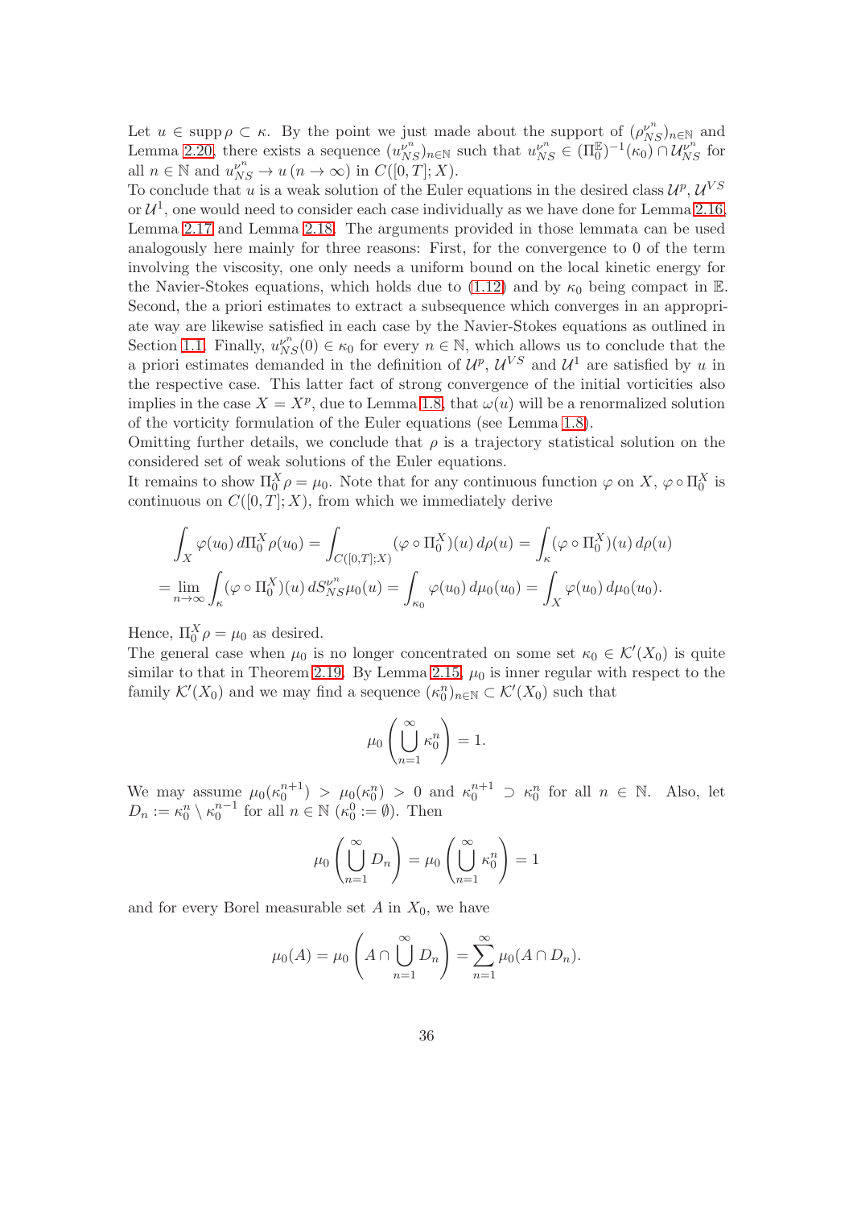Let $u \in \operatorname{supp} \rho \subset \kappa$. By the point we just made about the support of $(\rho_{NS}^{\nu^n})_{n\in\mathbb{N}}$ and Lemma 2.20, there exists a sequence $(u_{NS}^{\nu^n})_{n\in\mathbb{N}}$ such that $u_{NS}^{\nu^n} \in (\Pi_0^{\mathbb{E}})^{-1}(\kappa_0) \cap \mathcal{U}_{NS}^{\nu^n}$ for all $n \in \mathbb{N}$ and $u_{NS}^{\nu^n} \to u$ $(n \to \infty)$ in $C([0,T];X)$.
To conclude that $u$ is a weak solution of the Euler equations in the desired class $\mathcal{U}^p, \mathcal{U}^{VS}$ or $\mathcal{U}^1$, one would need to consider each case individually as we have done for Lemma 2.16, Lemma 2.17 and Lemma 2.18. The arguments provided in those lemmata can be used analogously here mainly for three reasons: First, for the convergence to 0 of the term involving the viscosity, one only needs a uniform bound on the local kinetic energy for the Navier-Stokes equations, which holds due to (1.12) and by $\kappa_0$ being compact in $\mathbb{E}$. Second, the a priori estimates to extract a subsequence which converges in an appropriate way are likewise satisfied in each case by the Navier-Stokes equations as outlined in Section 1.1. Finally, $u_{NS}^{\nu^n}(0) \in \kappa_0$ for every $n \in \mathbb{N}$, which allows us to conclude that the a priori estimates demanded in the definition of $\mathcal{U}^p$, $\mathcal{U}^{VS}$ and $\mathcal{U}^1$ are satisfied by $u$ in the respective case. This latter fact of strong convergence of the initial vorticities also implies in the case $X = X^p$, due to Lemma 1.8, that $\omega(u)$ will be a renormalized solution of the vorticity formulation of the Euler equations (see Lemma 1.8).
Omitting further details, we conclude that $\rho$ is a trajectory statistical solution on the considered set of weak solutions of the Euler equations.
It remains to show $\Pi_0^X \rho = \mu_0$. Note that for any continuous function $\varphi$ on $X$, $\varphi \circ \Pi_0^X$ is continuous on $C([0,T];X)$, from which we immediately derive

$$
\begin{aligned}
&\int_X \varphi(u_0)\, d\Pi_0^X \rho(u_0) = \int_{C([0,T];X)} (\varphi \circ \Pi_0^X)(u)\, d\rho(u) = \int_\kappa (\varphi \circ \Pi_0^X)(u)\, d\rho(u) \\
&= \lim_{n\to\infty} \int_\kappa (\varphi \circ \Pi_0^X)(u)\, dS_{NS}^{\nu^n}\mu_0(u) = \int_{\kappa_0} \varphi(u_0)\, d\mu_0(u_0) = \int_X \varphi(u_0)\, d\mu_0(u_0).
\end{aligned}
$$

Hence, $\Pi_0^X \rho = \mu_0$ as desired.
The general case when $\mu_0$ is no longer concentrated on some set $\kappa_0 \in \mathcal{K}'(X_0)$ is quite similar to that in Theorem 2.19. By Lemma 2.15, $\mu_0$ is inner regular with respect to the family $\mathcal{K}'(X_0)$ and we may find a sequence $(\kappa_0^n)_{n\in\mathbb{N}} \subset \mathcal{K}'(X_0)$ such that

$$
\mu_0\left(\bigcup_{n=1}^\infty \kappa_0^n\right) = 1.
$$

We may assume $\mu_0(\kappa_0^{n+1}) > \mu_0(\kappa_0^n) > 0$ and $\kappa_0^{n+1} \supset \kappa_0^n$ for all $n \in \mathbb{N}$. Also, let $D_n := \kappa_0^n \setminus \kappa_0^{n-1}$ for all $n \in \mathbb{N}$ ($\kappa_0^0 := \emptyset$). Then

$$
\mu_0\left(\bigcup_{n=1}^\infty D_n\right) = \mu_0\left(\bigcup_{n=1}^\infty \kappa_0^n\right) = 1
$$

and for every Borel measurable set $A$ in $X_0$, we have

$$
\mu_0(A) = \mu_0\left(A \cap \bigcup_{n=1}^\infty D_n\right) = \sum_{n=1}^\infty \mu_0(A \cap D_n).
$$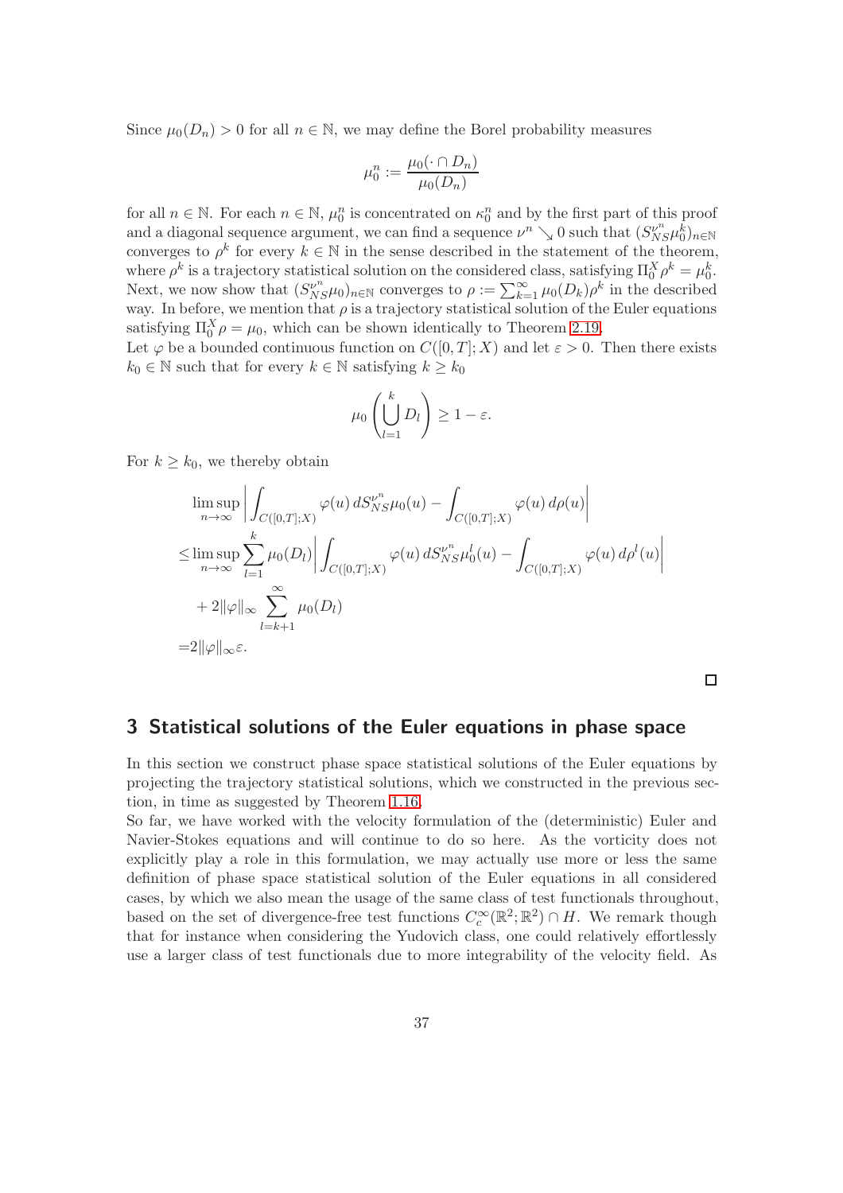Since $\mu_0(D_n) > 0$ for all $n \in \mathbb{N}$, we may define the Borel probability measures

$$\mu_0^n := \frac{\mu_0(\cdot \cap D_n)}{\mu_0(D_n)}$$

for all $n \in \mathbb{N}$. For each $n \in \mathbb{N}$, $\mu_0^n$ is concentrated on $\kappa_0^n$ and by the first part of this proof and a diagonal sequence argument, we can find a sequence $\nu^n \searrow 0$ such that $(S_{NS}^{\nu^n}\mu_0^k)_{n\in\mathbb{N}}$ converges to $\rho^k$ for every $k \in \mathbb{N}$ in the sense described in the statement of the theorem, where $\rho^k$ is a trajectory statistical solution on the considered class, satisfying $\Pi_0^X \rho^k = \mu_0^k$. Next, we now show that $(S_{NS}^{\nu^n}\mu_0)_{n\in\mathbb{N}}$ converges to $\rho := \sum_{k=1}^{\infty} \mu_0(D_k)\rho^k$ in the described way. In before, we mention that $\rho$ is a trajectory statistical solution of the Euler equations satisfying $\Pi_0^X \rho = \mu_0$, which can be shown identically to Theorem 2.19.
Let $\varphi$ be a bounded continuous function on $C([0,T];X)$ and let $\varepsilon > 0$. Then there exists $k_0 \in \mathbb{N}$ such that for every $k \in \mathbb{N}$ satisfying $k \geq k_0$

$$\mu_0\left(\bigcup_{l=1}^{k} D_l\right) \geq 1 - \varepsilon.$$

For $k \geq k_0$, we thereby obtain

$$\begin{aligned}
&\limsup_{n\to\infty} \left| \int_{C([0,T];X)} \varphi(u)\, dS_{NS}^{\nu^n}\mu_0(u) - \int_{C([0,T];X)} \varphi(u)\, d\rho(u) \right| \\
\leq &\limsup_{n\to\infty} \sum_{l=1}^{k} \mu_0(D_l) \left| \int_{C([0,T];X)} \varphi(u)\, dS_{NS}^{\nu^n}\mu_0^l(u) - \int_{C([0,T];X)} \varphi(u)\, d\rho^l(u) \right| \\
&+ 2\|\varphi\|_\infty \sum_{l=k+1}^{\infty} \mu_0(D_l) \\
= &2\|\varphi\|_\infty \varepsilon.
\end{aligned}$$

□

## 3 Statistical solutions of the Euler equations in phase space

In this section we construct phase space statistical solutions of the Euler equations by projecting the trajectory statistical solutions, which we constructed in the previous section, in time as suggested by Theorem 1.16.
So far, we have worked with the velocity formulation of the (deterministic) Euler and Navier-Stokes equations and will continue to do so here. As the vorticity does not explicitly play a role in this formulation, we may actually use more or less the same definition of phase space statistical solution of the Euler equations in all considered cases, by which we also mean the usage of the same class of test functionals throughout, based on the set of divergence-free test functions $C_c^\infty(\mathbb{R}^2;\mathbb{R}^2) \cap H$. We remark though that for instance when considering the Yudovich class, one could relatively effortlessly use a larger class of test functionals due to more integrability of the velocity field. As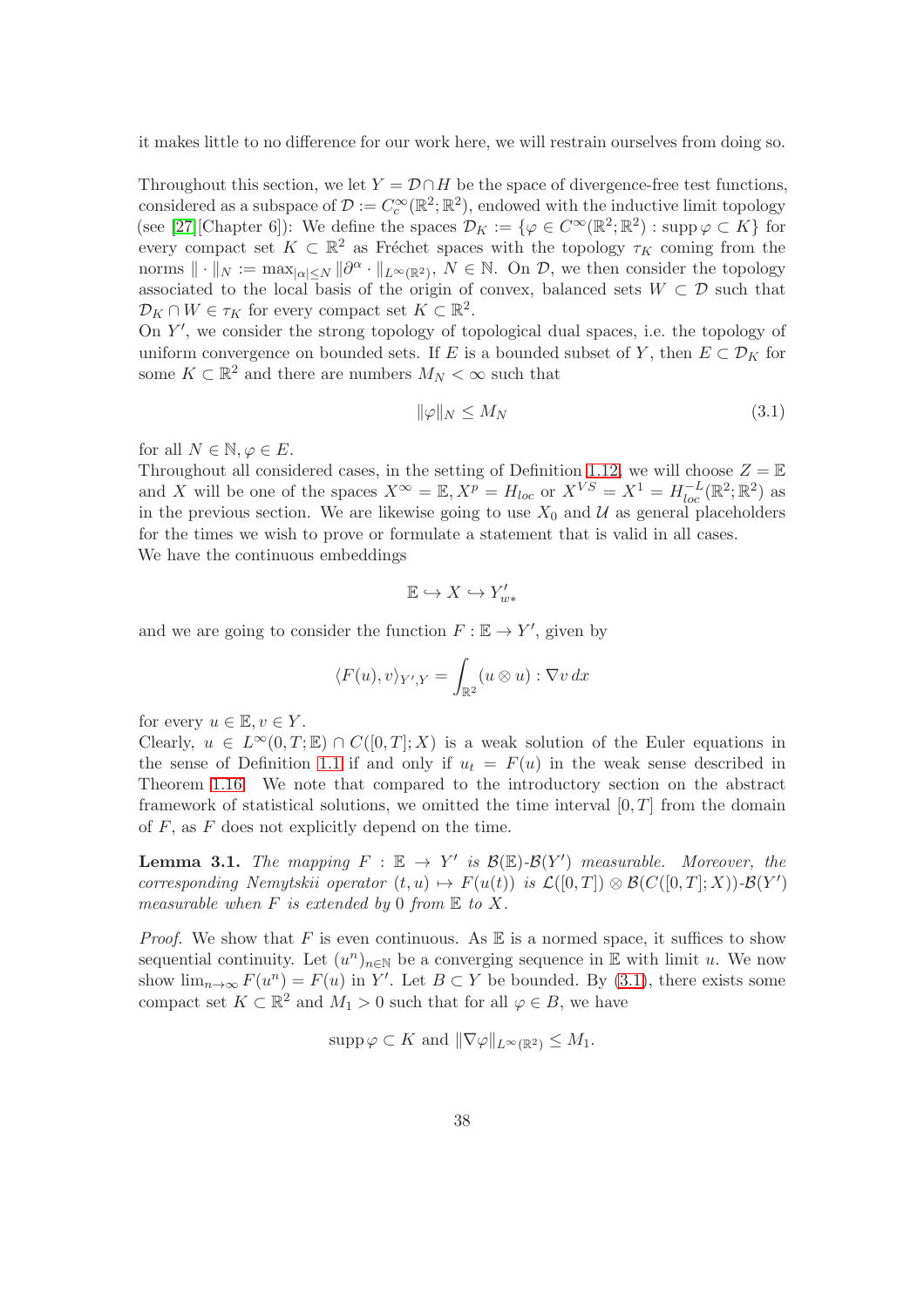it makes little to no difference for our work here, we will restrain ourselves from doing so.

Throughout this section, we let $Y = \mathcal{D} \cap H$ be the space of divergence-free test functions, considered as a subspace of $\mathcal{D} := C_c^\infty(\mathbb{R}^2; \mathbb{R}^2)$, endowed with the inductive limit topology (see [27][Chapter 6]): We define the spaces $\mathcal{D}_K := \{\varphi \in C^\infty(\mathbb{R}^2; \mathbb{R}^2) : \operatorname{supp} \varphi \subset K\}$ for every compact set $K \subset \mathbb{R}^2$ as Fréchet spaces with the topology $\tau_K$ coming from the norms $\|\cdot\|_N := \max_{|\alpha| \leq N} \|\partial^\alpha \cdot\|_{L^\infty(\mathbb{R}^2)}$, $N \in \mathbb{N}$. On $\mathcal{D}$, we then consider the topology associated to the local basis of the origin of convex, balanced sets $W \subset \mathcal{D}$ such that $\mathcal{D}_K \cap W \in \tau_K$ for every compact set $K \subset \mathbb{R}^2$.
On $Y'$, we consider the strong topology of topological dual spaces, i.e. the topology of uniform convergence on bounded sets. If $E$ is a bounded subset of $Y$, then $E \subset \mathcal{D}_K$ for some $K \subset \mathbb{R}^2$ and there are numbers $M_N < \infty$ such that

$$\|\varphi\|_N \leq M_N \tag{3.1}$$

for all $N \in \mathbb{N}, \varphi \in E$.
Throughout all considered cases, in the setting of Definition 1.12, we will choose $Z = \mathbb{E}$ and $X$ will be one of the spaces $X^\infty = \mathbb{E}, X^p = H_{loc}$ or $X^{VS} = X^1 = H_{loc}^{-L}(\mathbb{R}^2; \mathbb{R}^2)$ as in the previous section. We are likewise going to use $X_0$ and $\mathcal{U}$ as general placeholders for the times we wish to prove or formulate a statement that is valid in all cases.
We have the continuous embeddings

$$\mathbb{E} \hookrightarrow X \hookrightarrow Y'_{w*}$$

and we are going to consider the function $F : \mathbb{E} \to Y'$, given by

$$\langle F(u), v \rangle_{Y', Y} = \int_{\mathbb{R}^2} (u \otimes u) : \nabla v \, dx$$

for every $u \in \mathbb{E}, v \in Y$.
Clearly, $u \in L^\infty(0, T; \mathbb{E}) \cap C([0, T]; X)$ is a weak solution of the Euler equations in the sense of Definition 1.1 if and only if $u_t = F(u)$ in the weak sense described in Theorem 1.16. We note that compared to the introductory section on the abstract framework of statistical solutions, we omitted the time interval $[0, T]$ from the domain of $F$, as $F$ does not explicitly depend on the time.

**Lemma 3.1.** *The mapping $F : \mathbb{E} \to Y'$ is $\mathcal{B}(\mathbb{E})$-$\mathcal{B}(Y')$ measurable. Moreover, the corresponding Nemytskii operator $(t, u) \mapsto F(u(t))$ is $\mathcal{L}([0, T]) \otimes \mathcal{B}(C([0, T]; X))$-$\mathcal{B}(Y')$ measurable when $F$ is extended by $0$ from $\mathbb{E}$ to $X$.*

*Proof.* We show that $F$ is even continuous. As $\mathbb{E}$ is a normed space, it suffices to show sequential continuity. Let $(u^n)_{n \in \mathbb{N}}$ be a converging sequence in $\mathbb{E}$ with limit $u$. We now show $\lim_{n \to \infty} F(u^n) = F(u)$ in $Y'$. Let $B \subset Y$ be bounded. By (3.1), there exists some compact set $K \subset \mathbb{R}^2$ and $M_1 > 0$ such that for all $\varphi \in B$, we have

$$\operatorname{supp} \varphi \subset K \text{ and } \|\nabla \varphi\|_{L^\infty(\mathbb{R}^2)} \leq M_1.$$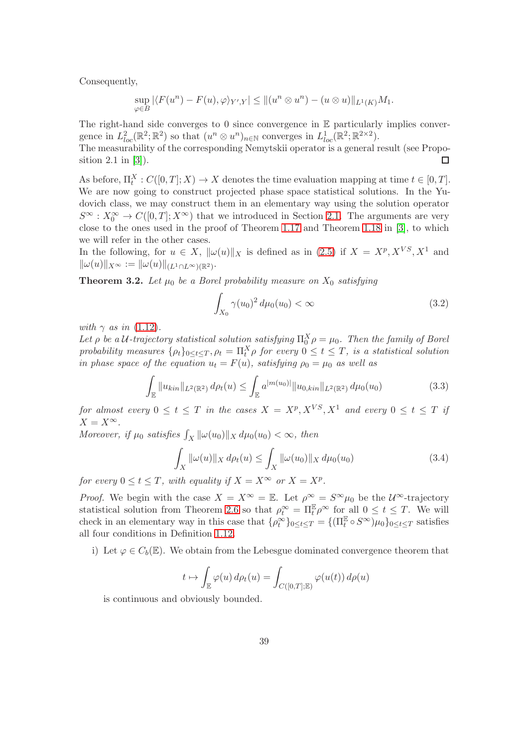Consequently,

$$\sup_{\varphi \in B} |\langle F(u^n) - F(u), \varphi \rangle_{Y',Y}| \leq \|(u^n \otimes u^n) - (u \otimes u)\|_{L^1(K)} M_1.$$

The right-hand side converges to 0 since convergence in $\mathbb{E}$ particularly implies convergence in $L^2_{loc}(\mathbb{R}^2; \mathbb{R}^2)$ so that $(u^n \otimes u^n)_{n \in \mathbb{N}}$ converges in $L^1_{loc}(\mathbb{R}^2; \mathbb{R}^{2\times 2})$.
The measurability of the corresponding Nemytskii operator is a general result (see Proposition 2.1 in [3]). □

As before, $\Pi^X_t : C([0,T]; X) \to X$ denotes the time evaluation mapping at time $t \in [0,T]$. We are now going to construct projected phase space statistical solutions. In the Yudovich class, we may construct them in an elementary way using the solution operator $S^\infty : X_0^\infty \to C([0,T]; X^\infty)$ that we introduced in Section 2.1. The arguments are very close to the ones used in the proof of Theorem 1.17 and Theorem 1.18 in [3], to which we will refer in the other cases.
In the following, for $u \in X$, $\|\omega(u)\|_X$ is defined as in (2.5) if $X = X^p, X^{VS}, X^1$ and $\|\omega(u)\|_{X^\infty} := \|\omega(u)\|_{(L^1 \cap L^\infty)(\mathbb{R}^2)}$.

**Theorem 3.2.** *Let $\mu_0$ be a Borel probability measure on $X_0$ satisfying*

$$\int_{X_0} \gamma(u_0)^2 \, d\mu_0(u_0) < \infty \tag{3.2}$$

*with $\gamma$ as in (1.12).*
*Let $\rho$ be a $\mathcal{U}$-trajectory statistical solution satisfying $\Pi^X_0 \rho = \mu_0$. Then the family of Borel probability measures $\{\rho_t\}_{0 \leq t \leq T}, \rho_t = \Pi^X_t \rho$ for every $0 \leq t \leq T$, is a statistical solution in phase space of the equation $u_t = F(u)$, satisfying $\rho_0 = \mu_0$ as well as*

$$\int_{\mathbb{E}} \|u_{kin}\|_{L^2(\mathbb{R}^2)} \, d\rho_t(u) \leq \int_{\mathbb{E}} a^{|m(u_0)|} \|u_{0,kin}\|_{L^2(\mathbb{R}^2)} \, d\mu_0(u_0) \tag{3.3}$$

*for almost every $0 \leq t \leq T$ in the cases $X = X^p, X^{VS}, X^1$ and every $0 \leq t \leq T$ if $X = X^\infty$.*
*Moreover, if $\mu_0$ satisfies $\int_X \|\omega(u_0)\|_X \, d\mu_0(u_0) < \infty$, then*

$$\int_X \|\omega(u)\|_X \, d\rho_t(u) \leq \int_X \|\omega(u_0)\|_X \, d\mu_0(u_0) \tag{3.4}$$

*for every $0 \leq t \leq T$, with equality if $X = X^\infty$ or $X = X^p$.*

*Proof.* We begin with the case $X = X^\infty = \mathbb{E}$. Let $\rho^\infty = S^\infty \mu_0$ be the $\mathcal{U}^\infty$-trajectory statistical solution from Theorem 2.6 so that $\rho^\infty_t = \Pi^{\mathbb{E}}_t \rho^\infty$ for all $0 \leq t \leq T$. We will check in an elementary way in this case that $\{\rho^\infty_t\}_{0 \leq t \leq T} = \{(\Pi^{\mathbb{E}}_t \circ S^\infty)\mu_0\}_{0 \leq t \leq T}$ satisfies all four conditions in Definition 1.12.

i) Let $\varphi \in C_b(\mathbb{E})$. We obtain from the Lebesgue dominated convergence theorem that

$$t \mapsto \int_{\mathbb{E}} \varphi(u) \, d\rho_t(u) = \int_{C([0,T];\mathbb{E})} \varphi(u(t)) \, d\rho(u)$$

is continuous and obviously bounded.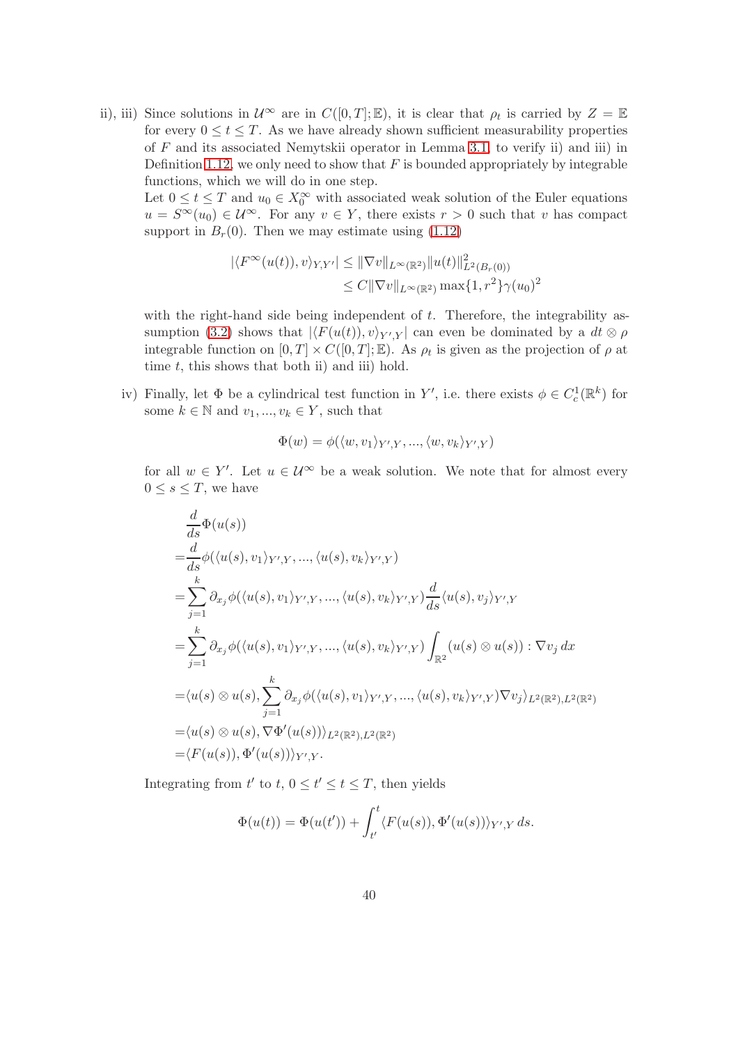ii), iii) Since solutions in $\mathcal{U}^\infty$ are in $C([0,T];\mathbb{E})$, it is clear that $\rho_t$ is carried by $Z = \mathbb{E}$ for every $0 \le t \le T$. As we have already shown sufficient measurability properties of $F$ and its associated Nemytskii operator in Lemma 3.1, to verify ii) and iii) in Definition 1.12, we only need to show that $F$ is bounded appropriately by integrable functions, which we will do in one step.

Let $0 \le t \le T$ and $u_0 \in X_0^\infty$ with associated weak solution of the Euler equations $u = S^\infty(u_0) \in \mathcal{U}^\infty$. For any $v \in Y$, there exists $r > 0$ such that $v$ has compact support in $B_r(0)$. Then we may estimate using (1.12)

$$
\begin{aligned}
|\langle F^\infty(u(t)), v\rangle_{Y,Y'}| &\le \|\nabla v\|_{L^\infty(\mathbb{R}^2)} \|u(t)\|^2_{L^2(B_r(0))} \\
&\le C \|\nabla v\|_{L^\infty(\mathbb{R}^2)} \max\{1, r^2\} \gamma(u_0)^2
\end{aligned}
$$

with the right-hand side being independent of $t$. Therefore, the integrability assumption (3.2) shows that $|\langle F(u(t)), v\rangle_{Y',Y}|$ can even be dominated by a $dt \otimes \rho$ integrable function on $[0,T] \times C([0,T];\mathbb{E})$. As $\rho_t$ is given as the projection of $\rho$ at time $t$, this shows that both ii) and iii) hold.

iv) Finally, let $\Phi$ be a cylindrical test function in $Y'$, i.e. there exists $\phi \in C_c^1(\mathbb{R}^k)$ for some $k \in \mathbb{N}$ and $v_1, ..., v_k \in Y$, such that

$$
\Phi(w) = \phi(\langle w, v_1\rangle_{Y',Y}, ..., \langle w, v_k\rangle_{Y',Y})
$$

for all $w \in Y'$. Let $u \in \mathcal{U}^\infty$ be a weak solution. We note that for almost every $0 \le s \le T$, we have

$$
\begin{aligned}
&\frac{d}{ds}\Phi(u(s)) \\
=&\frac{d}{ds}\phi(\langle u(s), v_1\rangle_{Y',Y}, ..., \langle u(s), v_k\rangle_{Y',Y}) \\
=&\sum_{j=1}^k \partial_{x_j}\phi(\langle u(s), v_1\rangle_{Y',Y}, ..., \langle u(s), v_k\rangle_{Y',Y}) \frac{d}{ds}\langle u(s), v_j\rangle_{Y',Y} \\
=&\sum_{j=1}^k \partial_{x_j}\phi(\langle u(s), v_1\rangle_{Y',Y}, ..., \langle u(s), v_k\rangle_{Y',Y}) \int_{\mathbb{R}^2} (u(s) \otimes u(s)) : \nabla v_j \, dx \\
=&\langle u(s) \otimes u(s), \sum_{j=1}^k \partial_{x_j}\phi(\langle u(s), v_1\rangle_{Y',Y}, ..., \langle u(s), v_k\rangle_{Y',Y}) \nabla v_j\rangle_{L^2(\mathbb{R}^2), L^2(\mathbb{R}^2)} \\
=&\langle u(s) \otimes u(s), \nabla \Phi'(u(s))\rangle_{L^2(\mathbb{R}^2), L^2(\mathbb{R}^2)} \\
=&\langle F(u(s)), \Phi'(u(s))\rangle_{Y',Y}.
\end{aligned}
$$

Integrating from $t'$ to $t$, $0 \le t' \le t \le T$, then yields

$$
\Phi(u(t)) = \Phi(u(t')) + \int_{t'}^t \langle F(u(s)), \Phi'(u(s))\rangle_{Y',Y} \, ds.
$$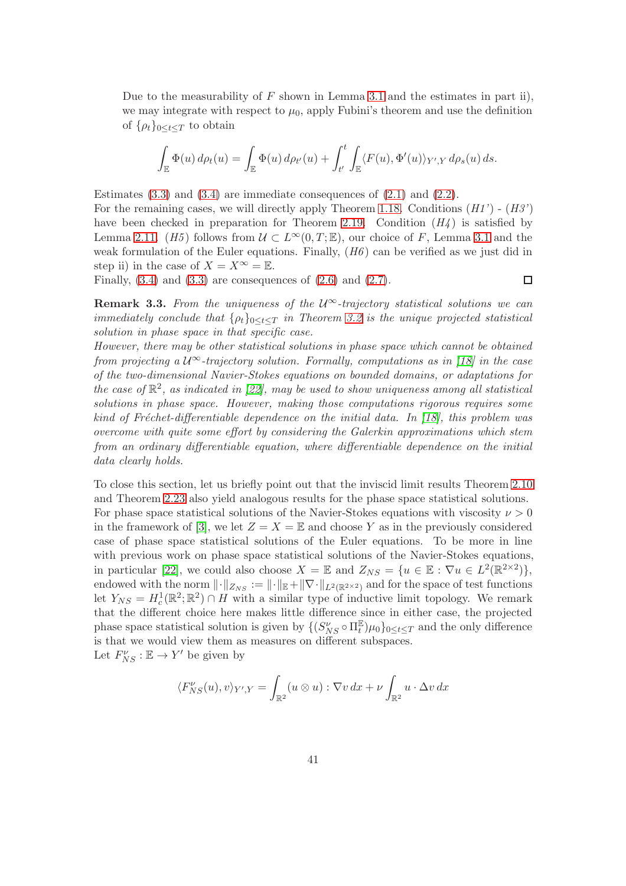Due to the measurability of $F$ shown in Lemma 3.1 and the estimates in part ii), we may integrate with respect to $\mu_0$, apply Fubini's theorem and use the definition of $\{\rho_t\}_{0\leq t\leq T}$ to obtain

$$\int_{\mathbb{E}} \Phi(u)\, d\rho_t(u) = \int_{\mathbb{E}} \Phi(u)\, d\rho_{t'}(u) + \int_{t'}^{t} \int_{\mathbb{E}} \langle F(u), \Phi'(u)\rangle_{Y',Y}\, d\rho_s(u)\, ds.$$

Estimates (3.3) and (3.4) are immediate consequences of (2.1) and (2.2).
For the remaining cases, we will directly apply Theorem 1.18. Conditions *(H1')* - *(H3')* have been checked in preparation for Theorem 2.19. Condition *(H4)* is satisfied by Lemma 2.11. *(H5)* follows from $\mathcal{U} \subset L^\infty(0,T;\mathbb{E})$, our choice of $F$, Lemma 3.1 and the weak formulation of the Euler equations. Finally, *(H6)* can be verified as we just did in step ii) in the case of $X = X^\infty = \mathbb{E}$.
Finally, (3.4) and (3.3) are consequences of (2.6) and (2.7). □

**Remark 3.3.** *From the uniqueness of the $\mathcal{U}^\infty$-trajectory statistical solutions we can immediately conclude that $\{\rho_t\}_{0\leq t\leq T}$ in Theorem 3.2 is the unique projected statistical solution in phase space in that specific case.*
*However, there may be other statistical solutions in phase space which cannot be obtained from projecting a $\mathcal{U}^\infty$-trajectory solution. Formally, computations as in [18] in the case of the two-dimensional Navier-Stokes equations on bounded domains, or adaptations for the case of $\mathbb{R}^2$, as indicated in [22], may be used to show uniqueness among all statistical solutions in phase space. However, making those computations rigorous requires some kind of Fréchet-differentiable dependence on the initial data. In [18], this problem was overcome with quite some effort by considering the Galerkin approximations which stem from an ordinary differentiable equation, where differentiable dependence on the initial data clearly holds.*

To close this section, let us briefly point out that the inviscid limit results Theorem 2.10 and Theorem 2.23 also yield analogous results for the phase space statistical solutions. For phase space statistical solutions of the Navier-Stokes equations with viscosity $\nu > 0$ in the framework of [3], we let $Z = X = \mathbb{E}$ and choose $Y$ as in the previously considered case of phase space statistical solutions of the Euler equations. To be more in line with previous work on phase space statistical solutions of the Navier-Stokes equations, in particular [22], we could also choose $X = \mathbb{E}$ and $Z_{NS} = \{u \in \mathbb{E} : \nabla u \in L^2(\mathbb{R}^{2\times 2})\}$, endowed with the norm $\|\cdot\|_{Z_{NS}} := \|\cdot\|_{\mathbb{E}} + \|\nabla\cdot\|_{L^2(\mathbb{R}^{2\times 2})}$ and for the space of test functions let $Y_{NS} = H^1_c(\mathbb{R}^2;\mathbb{R}^2) \cap H$ with a similar type of inductive limit topology. We remark that the different choice here makes little difference since in either case, the projected phase space statistical solution is given by $\{(S^\nu_{NS} \circ \Pi^{\mathbb{E}}_t)\mu_0\}_{0\leq t\leq T}$ and the only difference is that we would view them as measures on different subspaces.
Let $F^\nu_{NS} : \mathbb{E} \to Y'$ be given by

$$\langle F^\nu_{NS}(u), v\rangle_{Y',Y} = \int_{\mathbb{R}^2} (u \otimes u) : \nabla v\, dx + \nu \int_{\mathbb{R}^2} u \cdot \Delta v\, dx$$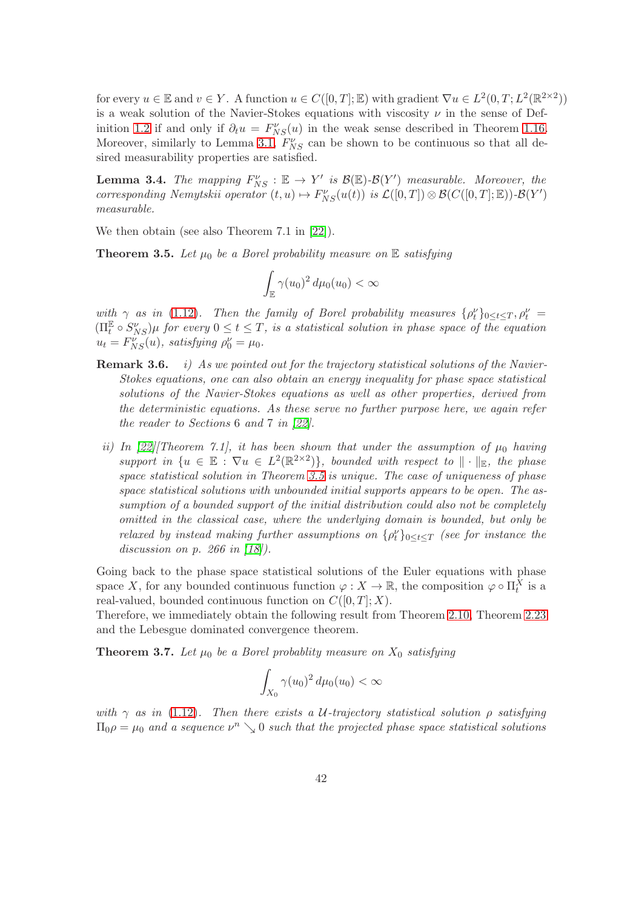for every $u \in \mathbb{E}$ and $v \in Y$. A function $u \in C([0,T];\mathbb{E})$ with gradient $\nabla u \in L^2(0,T;L^2(\mathbb{R}^{2\times 2}))$ is a weak solution of the Navier-Stokes equations with viscosity $\nu$ in the sense of Definition 1.2 if and only if $\partial_t u = F^\nu_{NS}(u)$ in the weak sense described in Theorem 1.16. Moreover, similarly to Lemma 3.1, $F^\nu_{NS}$ can be shown to be continuous so that all desired measurability properties are satisfied.

**Lemma 3.4.** *The mapping $F^\nu_{NS} : \mathbb{E} \to Y'$ is $\mathcal{B}(\mathbb{E})$-$\mathcal{B}(Y')$ measurable. Moreover, the corresponding Nemytskii operator $(t,u) \mapsto F^\nu_{NS}(u(t))$ is $\mathcal{L}([0,T]) \otimes \mathcal{B}(C([0,T];\mathbb{E}))$-$\mathcal{B}(Y')$ measurable.*

We then obtain (see also Theorem 7.1 in [22]).

**Theorem 3.5.** *Let $\mu_0$ be a Borel probability measure on $\mathbb{E}$ satisfying*

$$\int_{\mathbb{E}} \gamma(u_0)^2 \, d\mu_0(u_0) < \infty$$

*with $\gamma$ as in (1.12). Then the family of Borel probability measures $\{\rho^\nu_t\}_{0 \le t \le T}, \rho^\nu_t = (\Pi^{\mathbb{E}}_t \circ S^\nu_{NS})\mu$ for every $0 \le t \le T$, is a statistical solution in phase space of the equation $u_t = F^\nu_{NS}(u)$, satisfying $\rho^\nu_0 = \mu_0$.*

**Remark 3.6.** *i) As we pointed out for the trajectory statistical solutions of the Navier-Stokes equations, one can also obtain an energy inequality for phase space statistical solutions of the Navier-Stokes equations as well as other properties, derived from the deterministic equations. As these serve no further purpose here, we again refer the reader to Sections 6 and 7 in [22].*

*ii) In [22][Theorem 7.1], it has been shown that under the assumption of $\mu_0$ having support in $\{u \in \mathbb{E} : \nabla u \in L^2(\mathbb{R}^{2\times 2})\}$, bounded with respect to $\|\cdot\|_{\mathbb{E}}$, the phase space statistical solution in Theorem 3.5 is unique. The case of uniqueness of phase space statistical solutions with unbounded initial supports appears to be open. The assumption of a bounded support of the initial distribution could also not be completely omitted in the classical case, where the underlying domain is bounded, but only be relaxed by instead making further assumptions on $\{\rho^\nu_t\}_{0 \le t \le T}$ (see for instance the discussion on p. 266 in [18]).*

Going back to the phase space statistical solutions of the Euler equations with phase space $X$, for any bounded continuous function $\varphi : X \to \mathbb{R}$, the composition $\varphi \circ \Pi^X_t$ is a real-valued, bounded continuous function on $C([0,T];X)$.
Therefore, we immediately obtain the following result from Theorem 2.10, Theorem 2.23 and the Lebesgue dominated convergence theorem.

**Theorem 3.7.** *Let $\mu_0$ be a Borel probablity measure on $X_0$ satisfying*

$$\int_{X_0} \gamma(u_0)^2 \, d\mu_0(u_0) < \infty$$

*with $\gamma$ as in (1.12). Then there exists a $\mathcal{U}$-trajectory statistical solution $\rho$ satisfying $\Pi_0 \rho = \mu_0$ and a sequence $\nu^n \searrow 0$ such that the projected phase space statistical solutions*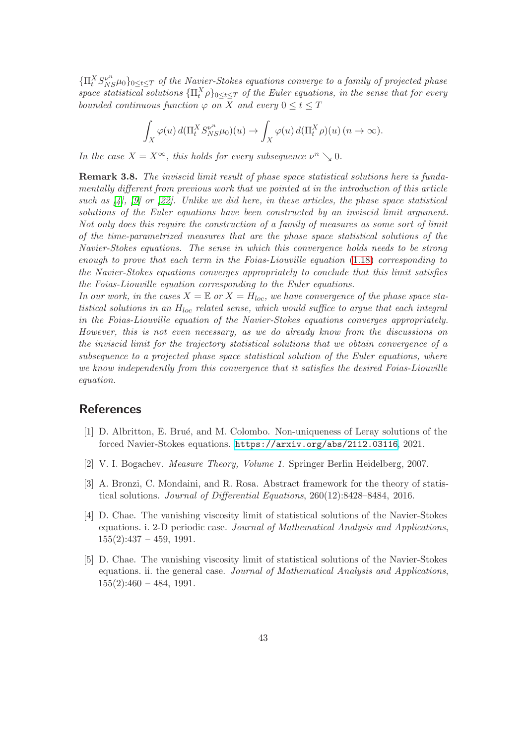$\{\Pi_t^X S_{NS}^{\nu^n}\mu_0\}_{0\le t\le T}$ *of the Navier-Stokes equations converge to a family of projected phase space statistical solutions* $\{\Pi_t^X \rho\}_{0\le t\le T}$ *of the Euler equations, in the sense that for every bounded continuous function* $\varphi$ *on* $X$ *and every* $0 \le t \le T$

$$\int_X \varphi(u)\, d(\Pi_t^X S_{NS}^{\nu^n}\mu_0)(u) \to \int_X \varphi(u)\, d(\Pi_t^X \rho)(u)\, (n \to \infty).$$

*In the case* $X = X^\infty$*, this holds for every subsequence* $\nu^n \searrow 0$.

**Remark 3.8.** *The inviscid limit result of phase space statistical solutions here is fundamentally different from previous work that we pointed at in the introduction of this article such as [4], [9] or [22]. Unlike we did here, in these articles, the phase space statistical solutions of the Euler equations have been constructed by an inviscid limit argument. Not only does this require the construction of a family of measures as some sort of limit of the time-parametrized measures that are the phase space statistical solutions of the Navier-Stokes equations. The sense in which this convergence holds needs to be strong enough to prove that each term in the Foias-Liouville equation (1.18) corresponding to the Navier-Stokes equations converges appropriately to conclude that this limit satisfies the Foias-Liouville equation corresponding to the Euler equations.*
*In our work, in the cases* $X = \mathbb{E}$ *or* $X = H_{loc}$*, we have convergence of the phase space statistical solutions in an* $H_{loc}$ *related sense, which would suffice to argue that each integral in the Foias-Liouville equation of the Navier-Stokes equations converges appropriately. However, this is not even necessary, as we do already know from the discussions on the inviscid limit for the trajectory statistical solutions that we obtain convergence of a subsequence to a projected phase space statistical solution of the Euler equations, where we know independently from this convergence that it satisfies the desired Foias-Liouville equation.*

## References

[1] D. Albritton, E. Brué, and M. Colombo. Non-uniqueness of Leray solutions of the forced Navier-Stokes equations. https://arxiv.org/abs/2112.03116, 2021.

[2] V. I. Bogachev. *Measure Theory, Volume 1.* Springer Berlin Heidelberg, 2007.

[3] A. Bronzi, C. Mondaini, and R. Rosa. Abstract framework for the theory of statistical solutions. *Journal of Differential Equations*, 260(12):8428–8484, 2016.

[4] D. Chae. The vanishing viscosity limit of statistical solutions of the Navier-Stokes equations. i. 2-D periodic case. *Journal of Mathematical Analysis and Applications*, 155(2):437 – 459, 1991.

[5] D. Chae. The vanishing viscosity limit of statistical solutions of the Navier-Stokes equations. ii. the general case. *Journal of Mathematical Analysis and Applications*, 155(2):460 – 484, 1991.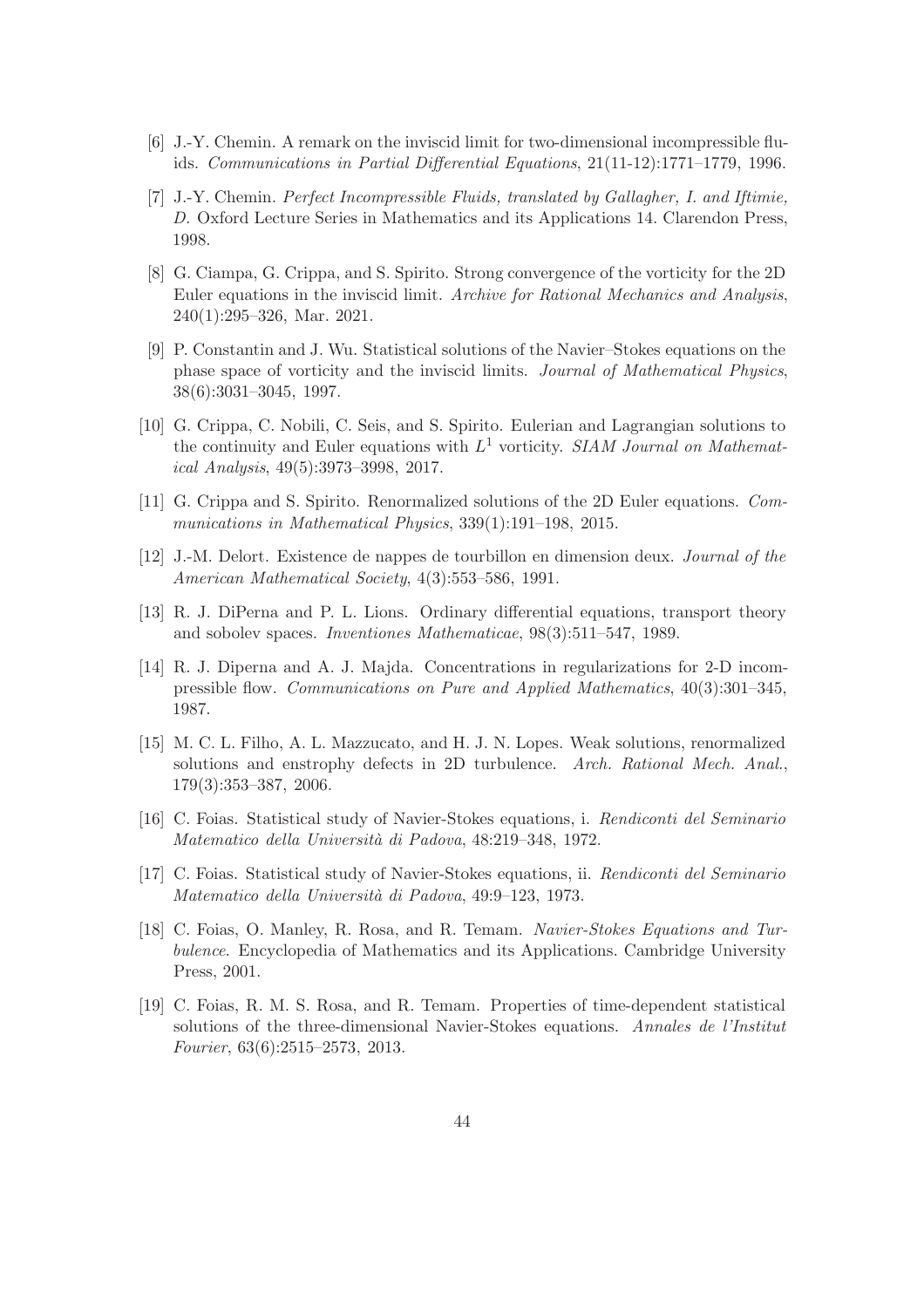[6] J.-Y. Chemin. A remark on the inviscid limit for two-dimensional incompressible fluids. *Communications in Partial Differential Equations*, 21(11-12):1771–1779, 1996.

[7] J.-Y. Chemin. *Perfect Incompressible Fluids, translated by Gallagher, I. and Iftimie, D.* Oxford Lecture Series in Mathematics and its Applications 14. Clarendon Press, 1998.

[8] G. Ciampa, G. Crippa, and S. Spirito. Strong convergence of the vorticity for the 2D Euler equations in the inviscid limit. *Archive for Rational Mechanics and Analysis*, 240(1):295–326, Mar. 2021.

[9] P. Constantin and J. Wu. Statistical solutions of the Navier–Stokes equations on the phase space of vorticity and the inviscid limits. *Journal of Mathematical Physics*, 38(6):3031–3045, 1997.

[10] G. Crippa, C. Nobili, C. Seis, and S. Spirito. Eulerian and Lagrangian solutions to the continuity and Euler equations with $L^1$ vorticity. *SIAM Journal on Mathematical Analysis*, 49(5):3973–3998, 2017.

[11] G. Crippa and S. Spirito. Renormalized solutions of the 2D Euler equations. *Communications in Mathematical Physics*, 339(1):191–198, 2015.

[12] J.-M. Delort. Existence de nappes de tourbillon en dimension deux. *Journal of the American Mathematical Society*, 4(3):553–586, 1991.

[13] R. J. DiPerna and P. L. Lions. Ordinary differential equations, transport theory and sobolev spaces. *Inventiones Mathematicae*, 98(3):511–547, 1989.

[14] R. J. Diperna and A. J. Majda. Concentrations in regularizations for 2-D incompressible flow. *Communications on Pure and Applied Mathematics*, 40(3):301–345, 1987.

[15] M. C. L. Filho, A. L. Mazzucato, and H. J. N. Lopes. Weak solutions, renormalized solutions and enstrophy defects in 2D turbulence. *Arch. Rational Mech. Anal.*, 179(3):353–387, 2006.

[16] C. Foias. Statistical study of Navier-Stokes equations, i. *Rendiconti del Seminario Matematico della Università di Padova*, 48:219–348, 1972.

[17] C. Foias. Statistical study of Navier-Stokes equations, ii. *Rendiconti del Seminario Matematico della Università di Padova*, 49:9–123, 1973.

[18] C. Foias, O. Manley, R. Rosa, and R. Temam. *Navier-Stokes Equations and Turbulence*. Encyclopedia of Mathematics and its Applications. Cambridge University Press, 2001.

[19] C. Foias, R. M. S. Rosa, and R. Temam. Properties of time-dependent statistical solutions of the three-dimensional Navier-Stokes equations. *Annales de l'Institut Fourier*, 63(6):2515–2573, 2013.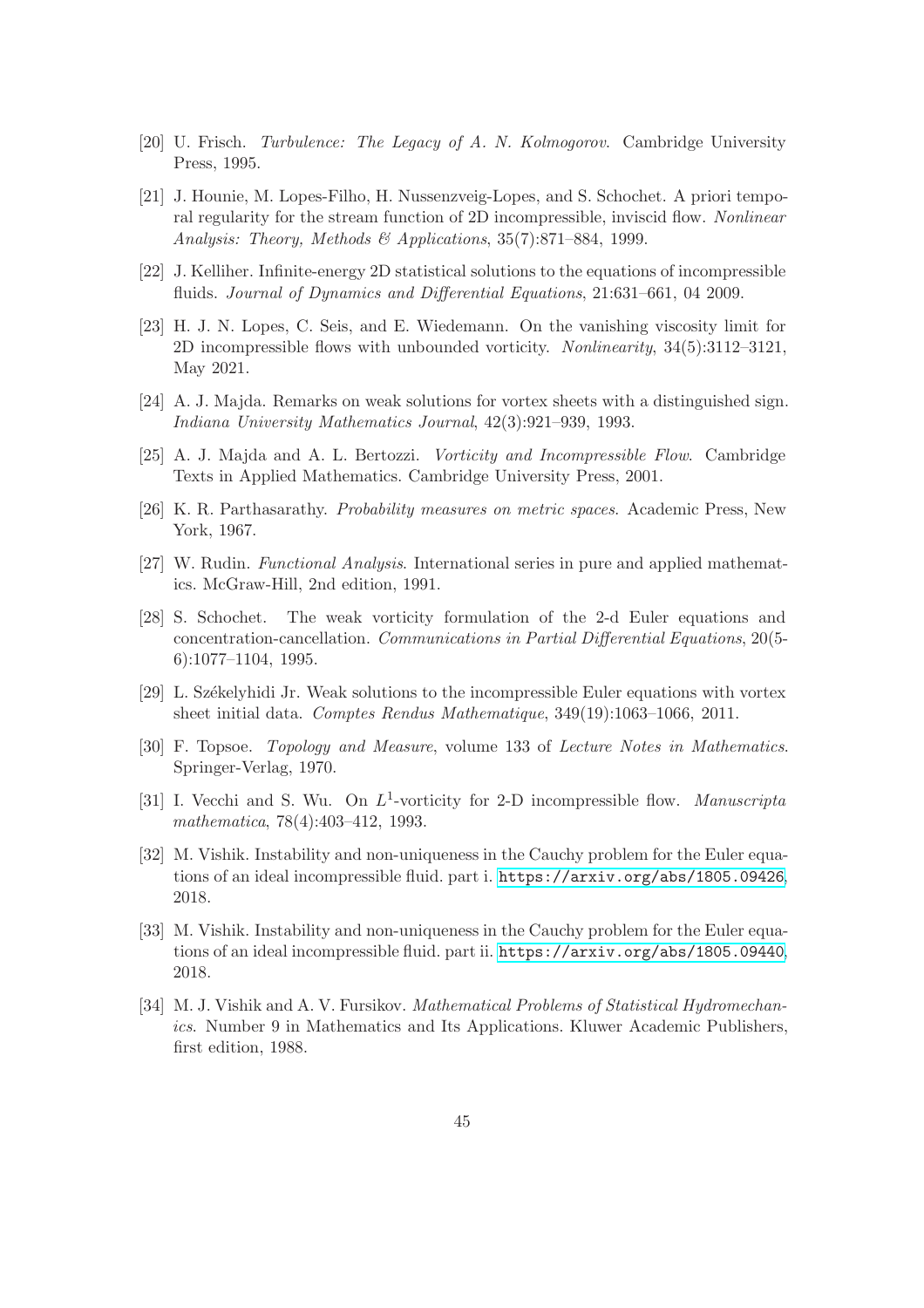[20] U. Frisch. *Turbulence: The Legacy of A. N. Kolmogorov*. Cambridge University Press, 1995.

[21] J. Hounie, M. Lopes-Filho, H. Nussenzveig-Lopes, and S. Schochet. A priori temporal regularity for the stream function of 2D incompressible, inviscid flow. *Nonlinear Analysis: Theory, Methods & Applications*, 35(7):871–884, 1999.

[22] J. Kelliher. Infinite-energy 2D statistical solutions to the equations of incompressible fluids. *Journal of Dynamics and Differential Equations*, 21:631–661, 04 2009.

[23] H. J. N. Lopes, C. Seis, and E. Wiedemann. On the vanishing viscosity limit for 2D incompressible flows with unbounded vorticity. *Nonlinearity*, 34(5):3112–3121, May 2021.

[24] A. J. Majda. Remarks on weak solutions for vortex sheets with a distinguished sign. *Indiana University Mathematics Journal*, 42(3):921–939, 1993.

[25] A. J. Majda and A. L. Bertozzi. *Vorticity and Incompressible Flow*. Cambridge Texts in Applied Mathematics. Cambridge University Press, 2001.

[26] K. R. Parthasarathy. *Probability measures on metric spaces*. Academic Press, New York, 1967.

[27] W. Rudin. *Functional Analysis*. International series in pure and applied mathematics. McGraw-Hill, 2nd edition, 1991.

[28] S. Schochet. The weak vorticity formulation of the 2-d Euler equations and concentration-cancellation. *Communications in Partial Differential Equations*, 20(5-6):1077–1104, 1995.

[29] L. Székelyhidi Jr. Weak solutions to the incompressible Euler equations with vortex sheet initial data. *Comptes Rendus Mathematique*, 349(19):1063–1066, 2011.

[30] F. Topsoe. *Topology and Measure*, volume 133 of *Lecture Notes in Mathematics*. Springer-Verlag, 1970.

[31] I. Vecchi and S. Wu. On $L^1$-vorticity for 2-D incompressible flow. *Manuscripta mathematica*, 78(4):403–412, 1993.

[32] M. Vishik. Instability and non-uniqueness in the Cauchy problem for the Euler equations of an ideal incompressible fluid. part i. https://arxiv.org/abs/1805.09426, 2018.

[33] M. Vishik. Instability and non-uniqueness in the Cauchy problem for the Euler equations of an ideal incompressible fluid. part ii. https://arxiv.org/abs/1805.09440, 2018.

[34] M. J. Vishik and A. V. Fursikov. *Mathematical Problems of Statistical Hydromechanics*. Number 9 in Mathematics and Its Applications. Kluwer Academic Publishers, first edition, 1988.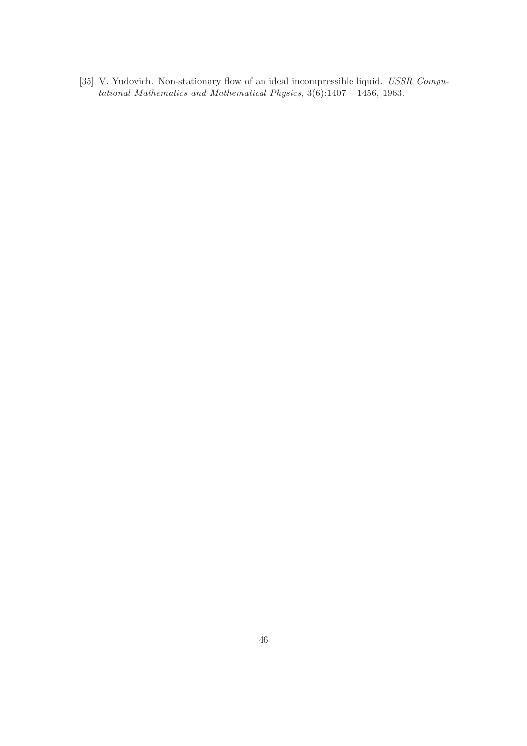[35] V. Yudovich. Non-stationary flow of an ideal incompressible liquid. *USSR Computational Mathematics and Mathematical Physics*, 3(6):1407 – 1456, 1963.